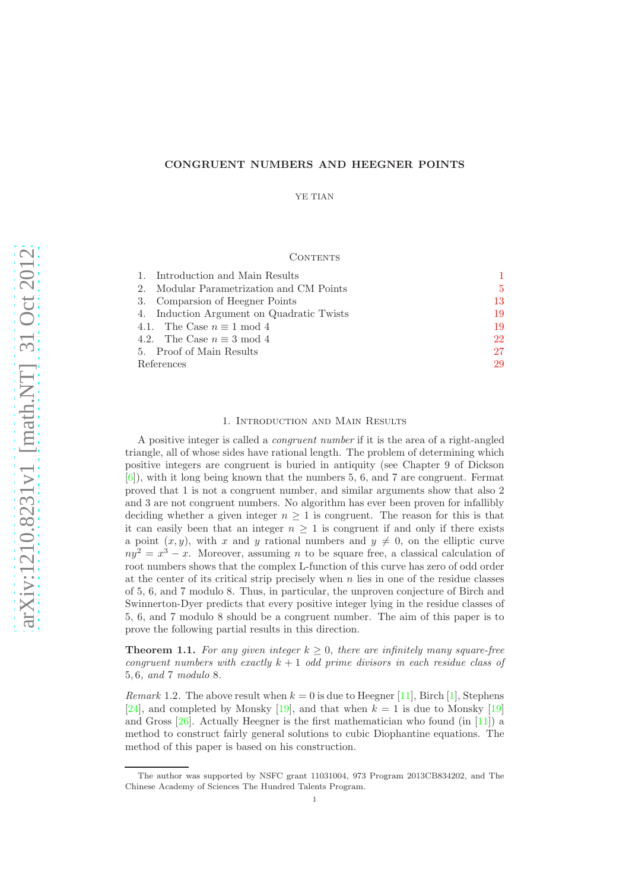# CONGRUENT NUMBERS AND HEEGNER POINTS

YE TIAN

## Contents

1. Introduction and Main Results 1
2. Modular Parametrization and CM Points 5
3. Comparsion of Heegner Points 13
4. Induction Argument on Quadratic Twists 19
4.1. The Case $n \equiv 1 \bmod 4$ 19
4.2. The Case $n \equiv 3 \bmod 4$ 22
5. Proof of Main Results 27

References 29

## 1. Introduction and Main Results

A positive integer is called a *congruent number* if it is the area of a right-angled triangle, all of whose sides have rational length. The problem of determining which positive integers are congruent is buried in antiquity (see Chapter 9 of Dickson [6]), with it long being known that the numbers 5, 6, and 7 are congruent. Fermat proved that 1 is not a congruent number, and similar arguments show that also 2 and 3 are not congruent numbers. No algorithm has ever been proven for infallibly deciding whether a given integer $n \geq 1$ is congruent. The reason for this is that it can easily been that an integer $n \geq 1$ is congruent if and only if there exists a point $(x, y)$, with $x$ and $y$ rational numbers and $y \neq 0$, on the elliptic curve $ny^2 = x^3 - x$. Moreover, assuming $n$ to be square free, a classical calculation of root numbers shows that the complex L-function of this curve has zero of odd order at the center of its critical strip precisely when $n$ lies in one of the residue classes of 5, 6, and 7 modulo 8. Thus, in particular, the unproven conjecture of Birch and Swinnerton-Dyer predicts that every positive integer lying in the residue classes of 5, 6, and 7 modulo 8 should be a congruent number. The aim of this paper is to prove the following partial results in this direction.

**Theorem 1.1.** *For any given integer $k \geq 0$, there are infinitely many square-free congruent numbers with exactly $k + 1$ odd prime divisors in each residue class of $5, 6,$ and $7$ modulo $8$.*

*Remark* 1.2. The above result when $k = 0$ is due to Heegner [11], Birch [1], Stephens [24], and completed by Monsky [19], and that when $k = 1$ is due to Monsky [19] and Gross [26]. Actually Heegner is the first mathematician who found (in [11]) a method to construct fairly general solutions to cubic Diophantine equations. The method of this paper is based on his construction.

The author was supported by NSFC grant 11031004, 973 Program 2013CB834202, and The Chinese Academy of Sciences The Hundred Talents Program.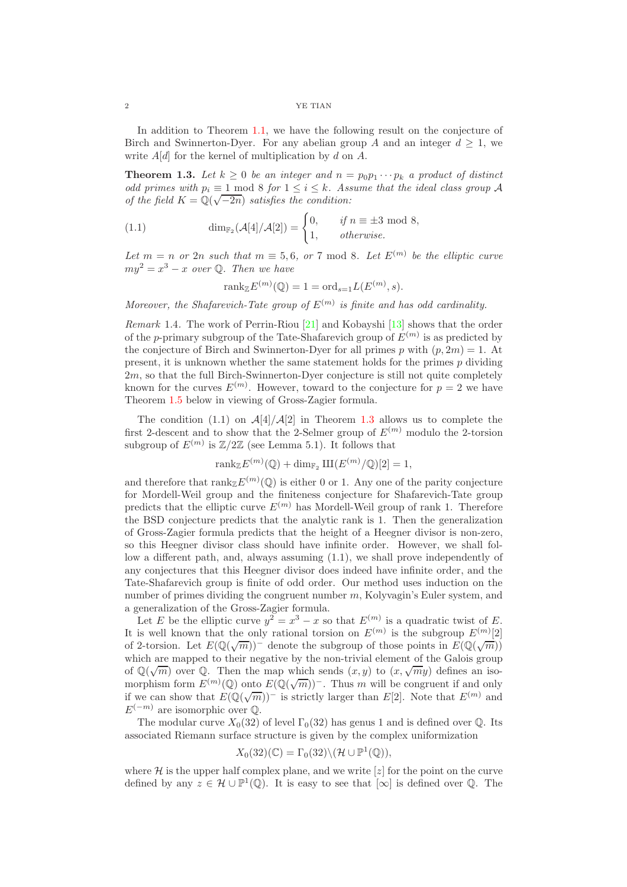In addition to Theorem 1.1, we have the following result on the conjecture of Birch and Swinnerton-Dyer. For any abelian group $A$ and an integer $d \geq 1$, we write $A[d]$ for the kernel of multiplication by $d$ on $A$.

**Theorem 1.3.** *Let $k \geq 0$ be an integer and $n = p_0 p_1 \cdots p_k$ a product of distinct odd primes with $p_i \equiv 1 \bmod 8$ for $1 \leq i \leq k$. Assume that the ideal class group $\mathcal{A}$ of the field $K = \mathbb{Q}(\sqrt{-2n})$ satisfies the condition:*

$$\dim_{\mathbb{F}_2}(\mathcal{A}[4]/\mathcal{A}[2]) = \begin{cases} 0, & \text{if } n \equiv \pm 3 \bmod 8, \\ 1, & \text{otherwise.} \end{cases} \tag{1.1}$$

*Let $m = n$ or $2n$ such that $m \equiv 5, 6,$ or $7 \bmod 8$. Let $E^{(m)}$ be the elliptic curve $my^2 = x^3 - x$ over $\mathbb{Q}$. Then we have*

$$\text{rank}_{\mathbb{Z}} E^{(m)}(\mathbb{Q}) = 1 = \text{ord}_{s=1} L(E^{(m)}, s).$$

*Moreover, the Shafarevich-Tate group of $E^{(m)}$ is finite and has odd cardinality.*

*Remark* 1.4. The work of Perrin-Riou [21] and Kobayshi [13] shows that the order of the $p$-primary subgroup of the Tate-Shafarevich group of $E^{(m)}$ is as predicted by the conjecture of Birch and Swinnerton-Dyer for all primes $p$ with $(p, 2m) = 1$. At present, it is unknown whether the same statement holds for the primes $p$ dividing $2m$, so that the full Birch-Swinnerton-Dyer conjecture is still not quite completely known for the curves $E^{(m)}$. However, toward to the conjecture for $p = 2$ we have Theorem 1.5 below in viewing of Gross-Zagier formula.

The condition (1.1) on $\mathcal{A}[4]/\mathcal{A}[2]$ in Theorem 1.3 allows us to complete the first 2-descent and to show that the 2-Selmer group of $E^{(m)}$ modulo the 2-torsion subgroup of $E^{(m)}$ is $\mathbb{Z}/2\mathbb{Z}$ (see Lemma 5.1). It follows that

$$\text{rank}_{\mathbb{Z}} E^{(m)}(\mathbb{Q}) + \dim_{\mathbb{F}_2} Ш(E^{(m)}/\mathbb{Q})[2] = 1,$$

and therefore that $\text{rank}_{\mathbb{Z}} E^{(m)}(\mathbb{Q})$ is either 0 or 1. Any one of the parity conjecture for Mordell-Weil group and the finiteness conjecture for Shafarevich-Tate group predicts that the elliptic curve $E^{(m)}$ has Mordell-Weil group of rank 1. Therefore the BSD conjecture predicts that the analytic rank is 1. Then the generalization of Gross-Zagier formula predicts that the height of a Heegner divisor is non-zero, so this Heegner divisor class should have infinite order. However, we shall follow a different path, and, always assuming (1.1), we shall prove independently of any conjectures that this Heegner divisor does indeed have infinite order, and the Tate-Shafarevich group is finite of odd order. Our method uses induction on the number of primes dividing the congruent number $m$, Kolyvagin's Euler system, and a generalization of the Gross-Zagier formula.

Let $E$ be the elliptic curve $y^2 = x^3 - x$ so that $E^{(m)}$ is a quadratic twist of $E$. It is well known that the only rational torsion on $E^{(m)}$ is the subgroup $E^{(m)}[2]$ of 2-torsion. Let $E(\mathbb{Q}(\sqrt{m}))^-$ denote the subgroup of those points in $E(\mathbb{Q}(\sqrt{m}))$ which are mapped to their negative by the non-trivial element of the Galois group of $\mathbb{Q}(\sqrt{m})$ over $\mathbb{Q}$. Then the map which sends $(x, y)$ to $(x, \sqrt{m}y)$ defines an isomorphism form $E^{(m)}(\mathbb{Q})$ onto $E(\mathbb{Q}(\sqrt{m}))^-$. Thus $m$ will be congruent if and only if we can show that $E(\mathbb{Q}(\sqrt{m}))^-$ is strictly larger than $E[2]$. Note that $E^{(m)}$ and $E^{(-m)}$ are isomorphic over $\mathbb{Q}$.

The modular curve $X_0(32)$ of level $\Gamma_0(32)$ has genus 1 and is defined over $\mathbb{Q}$. Its associated Riemann surface structure is given by the complex uniformization

$$X_0(32)(\mathbb{C}) = \Gamma_0(32)\backslash(\mathcal{H} \cup \mathbb{P}^1(\mathbb{Q})),$$

where $\mathcal{H}$ is the upper half complex plane, and we write $[z]$ for the point on the curve defined by any $z \in \mathcal{H} \cup \mathbb{P}^1(\mathbb{Q})$. It is easy to see that $[\infty]$ is defined over $\mathbb{Q}$. The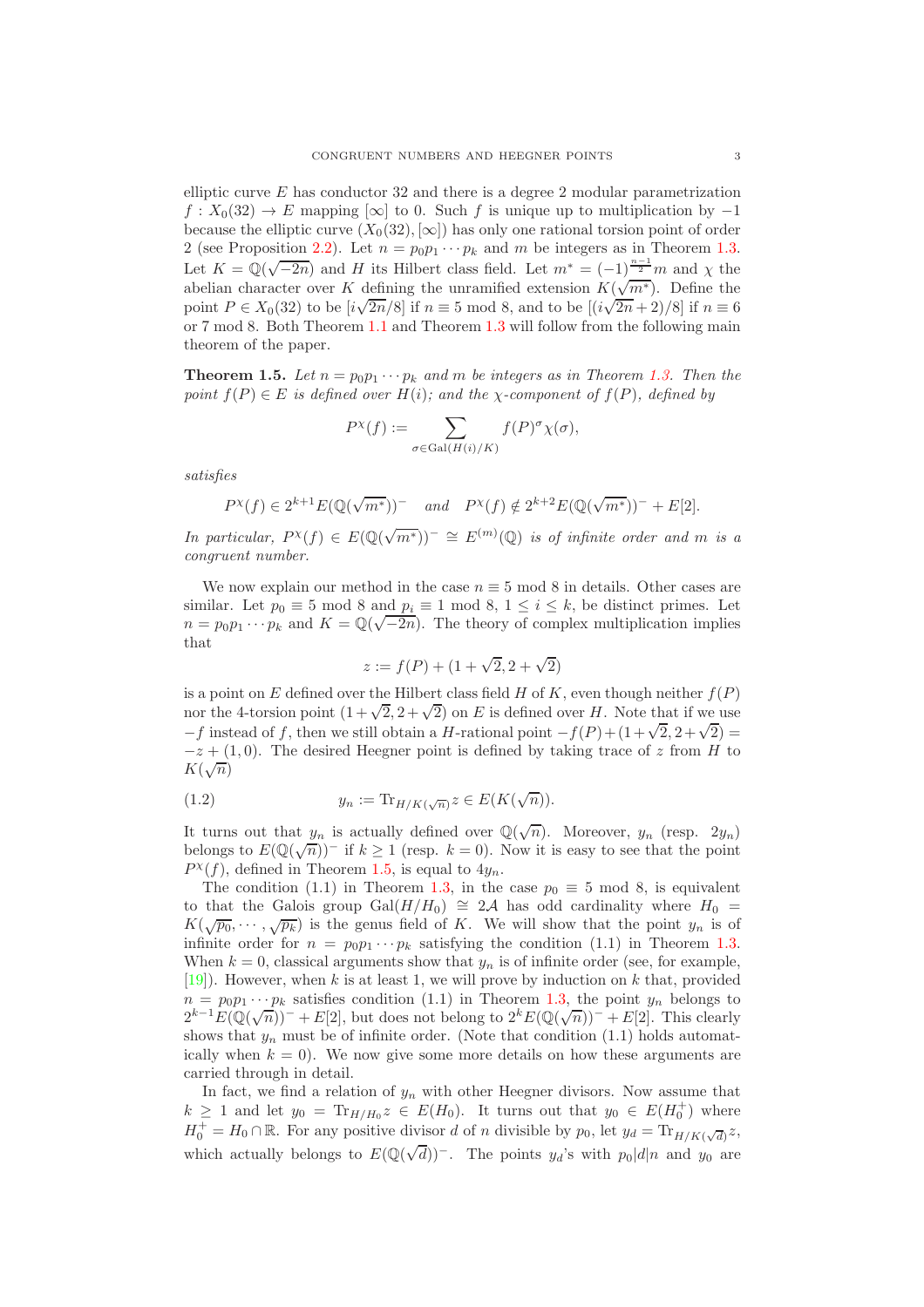elliptic curve $E$ has conductor 32 and there is a degree 2 modular parametrization $f : X_0(32) \to E$ mapping $[\infty]$ to 0. Such $f$ is unique up to multiplication by $-1$ because the elliptic curve $(X_0(32), [\infty])$ has only one rational torsion point of order 2 (see Proposition 2.2). Let $n = p_0 p_1 \cdots p_k$ and $m$ be integers as in Theorem 1.3. Let $K = \mathbb{Q}(\sqrt{-2n})$ and $H$ its Hilbert class field. Let $m^* = (-1)^{\frac{n-1}{2}} m$ and $\chi$ the abelian character over $K$ defining the unramified extension $K(\sqrt{m^*})$. Define the point $P \in X_0(32)$ to be $[i\sqrt{2n}/8]$ if $n \equiv 5 \mod 8$, and to be $[(i\sqrt{2n}+2)/8]$ if $n \equiv 6$ or $7 \mod 8$. Both Theorem 1.1 and Theorem 1.3 will follow from the following main theorem of the paper.

**Theorem 1.5.** *Let $n = p_0 p_1 \cdots p_k$ and $m$ be integers as in Theorem 1.3. Then the point $f(P) \in E$ is defined over $H(i)$; and the $\chi$-component of $f(P)$, defined by*

$$P^\chi(f) := \sum_{\sigma \in \mathrm{Gal}(H(i)/K)} f(P)^\sigma \chi(\sigma),$$

*satisfies*

$$P^\chi(f) \in 2^{k+1} E(\mathbb{Q}(\sqrt{m^*}))^- \quad \text{and} \quad P^\chi(f) \notin 2^{k+2} E(\mathbb{Q}(\sqrt{m^*}))^- + E[2].$$

*In particular, $P^\chi(f) \in E(\mathbb{Q}(\sqrt{m^*}))^- \cong E^{(m)}(\mathbb{Q})$ is of infinite order and $m$ is a congruent number.*

We now explain our method in the case $n \equiv 5 \mod 8$ in details. Other cases are similar. Let $p_0 \equiv 5 \mod 8$ and $p_i \equiv 1 \mod 8$, $1 \le i \le k$, be distinct primes. Let $n = p_0 p_1 \cdots p_k$ and $K = \mathbb{Q}(\sqrt{-2n})$. The theory of complex multiplication implies that

$$z := f(P) + (1+\sqrt{2}, 2+\sqrt{2})$$

is a point on $E$ defined over the Hilbert class field $H$ of $K$, even though neither $f(P)$ nor the 4-torsion point $(1+\sqrt{2}, 2+\sqrt{2})$ on $E$ is defined over $H$. Note that if we use $-f$ instead of $f$, then we still obtain a $H$-rational point $-f(P)+(1+\sqrt{2}, 2+\sqrt{2}) = -z + (1, 0)$. The desired Heegner point is defined by taking trace of $z$ from $H$ to $K(\sqrt{n})$

$$y_n := \mathrm{Tr}_{H/K(\sqrt{n})} z \in E(K(\sqrt{n})). \tag{1.2}$$

It turns out that $y_n$ is actually defined over $\mathbb{Q}(\sqrt{n})$. Moreover, $y_n$ (resp. $2y_n$) belongs to $E(\mathbb{Q}(\sqrt{n}))^-$ if $k \ge 1$ (resp. $k = 0$). Now it is easy to see that the point $P^\chi(f)$, defined in Theorem 1.5, is equal to $4y_n$.

The condition (1.1) in Theorem 1.3, in the case $p_0 \equiv 5 \mod 8$, is equivalent to that the Galois group $\mathrm{Gal}(H/H_0) \cong 2\mathcal{A}$ has odd cardinality where $H_0 = K(\sqrt{p_0}, \cdots, \sqrt{p_k})$ is the genus field of $K$. We will show that the point $y_n$ is of infinite order for $n = p_0 p_1 \cdots p_k$ satisfying the condition (1.1) in Theorem 1.3. When $k = 0$, classical arguments show that $y_n$ is of infinite order (see, for example, [19]). However, when $k$ is at least 1, we will prove by induction on $k$ that, provided $n = p_0 p_1 \cdots p_k$ satisfies condition (1.1) in Theorem 1.3, the point $y_n$ belongs to $2^{k-1} E(\mathbb{Q}(\sqrt{n}))^- + E[2]$, but does not belong to $2^k E(\mathbb{Q}(\sqrt{n}))^- + E[2]$. This clearly shows that $y_n$ must be of infinite order. (Note that condition (1.1) holds automatically when $k = 0$). We now give some more details on how these arguments are carried through in detail.

In fact, we find a relation of $y_n$ with other Heegner divisors. Now assume that $k \ge 1$ and let $y_0 = \mathrm{Tr}_{H/H_0} z \in E(H_0)$. It turns out that $y_0 \in E(H_0^+)$ where $H_0^+ = H_0 \cap \mathbb{R}$. For any positive divisor $d$ of $n$ divisible by $p_0$, let $y_d = \mathrm{Tr}_{H/K(\sqrt{d})} z$, which actually belongs to $E(\mathbb{Q}(\sqrt{d}))^-$. The points $y_d$'s with $p_0 | d | n$ and $y_0$ are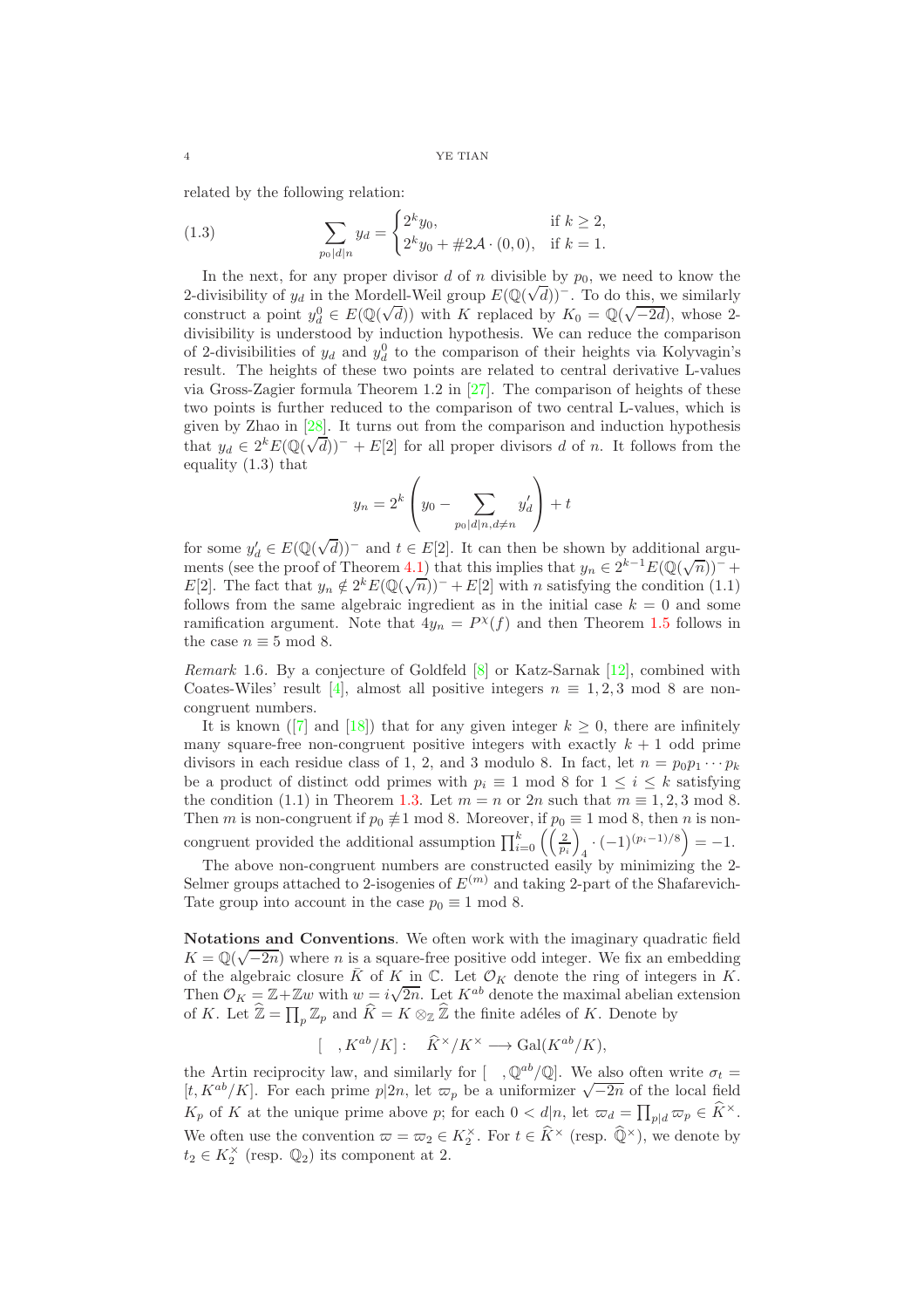related by the following relation:

$$\sum_{p_0|d|n} y_d = \begin{cases} 2^k y_0, & \text{if } k \geq 2, \\ 2^k y_0 + \#2\mathcal{A} \cdot (0,0), & \text{if } k = 1. \end{cases} \tag{1.3}$$

In the next, for any proper divisor $d$ of $n$ divisible by $p_0$, we need to know the 2-divisibility of $y_d$ in the Mordell-Weil group $E(\mathbb{Q}(\sqrt{d}))^-$. To do this, we similarly construct a point $y_d^0 \in E(\mathbb{Q}(\sqrt{d}))$ with $K$ replaced by $K_0 = \mathbb{Q}(\sqrt{-2d})$, whose 2-divisibility is understood by induction hypothesis. We can reduce the comparison of 2-divisibilities of $y_d$ and $y_d^0$ to the comparison of their heights via Kolyvagin's result. The heights of these two points are related to central derivative L-values via Gross-Zagier formula Theorem 1.2 in [27]. The comparison of heights of these two points is further reduced to the comparison of two central L-values, which is given by Zhao in [28]. It turns out from the comparison and induction hypothesis that $y_d \in 2^k E(\mathbb{Q}(\sqrt{d}))^- + E[2]$ for all proper divisors $d$ of $n$. It follows from the equality (1.3) that

$$y_n = 2^k \left( y_0 - \sum_{p_0|d|n, d \neq n} y'_d \right) + t$$

for some $y'_d \in E(\mathbb{Q}(\sqrt{d}))^-$ and $t \in E[2]$. It can then be shown by additional arguments (see the proof of Theorem 4.1) that this implies that $y_n \in 2^{k-1} E(\mathbb{Q}(\sqrt{n}))^- + E[2]$. The fact that $y_n \notin 2^k E(\mathbb{Q}(\sqrt{n}))^- + E[2]$ with $n$ satisfying the condition (1.1) follows from the same algebraic ingredient as in the initial case $k = 0$ and some ramification argument. Note that $4y_n = P^\chi(f)$ and then Theorem 1.5 follows in the case $n \equiv 5 \bmod 8$.

*Remark* 1.6. By a conjecture of Goldfeld [8] or Katz-Sarnak [12], combined with Coates-Wiles' result [4], almost all positive integers $n \equiv 1, 2, 3 \bmod 8$ are non-congruent numbers.

It is known ([7] and [18]) that for any given integer $k \geq 0$, there are infinitely many square-free non-congruent positive integers with exactly $k+1$ odd prime divisors in each residue class of 1, 2, and 3 modulo 8. In fact, let $n = p_0 p_1 \cdots p_k$ be a product of distinct odd primes with $p_i \equiv 1 \bmod 8$ for $1 \leq i \leq k$ satisfying the condition (1.1) in Theorem 1.3. Let $m = n$ or $2n$ such that $m \equiv 1, 2, 3 \bmod 8$. Then $m$ is non-congruent if $p_0 \not\equiv 1 \bmod 8$. Moreover, if $p_0 \equiv 1 \bmod 8$, then $n$ is non-congruent provided the additional assumption $\prod_{i=0}^k \left( \left(\frac{2}{p_i}\right)_4 \cdot (-1)^{(p_i - 1)/8} \right) = -1$.

The above non-congruent numbers are constructed easily by minimizing the 2-Selmer groups attached to 2-isogenies of $E^{(m)}$ and taking 2-part of the Shafarevich-Tate group into account in the case $p_0 \equiv 1 \bmod 8$.

**Notations and Conventions**. We often work with the imaginary quadratic field $K = \mathbb{Q}(\sqrt{-2n})$ where $n$ is a square-free positive odd integer. We fix an embedding of the algebraic closure $\bar{K}$ of $K$ in $\mathbb{C}$. Let $\mathcal{O}_K$ denote the ring of integers in $K$. Then $\mathcal{O}_K = \mathbb{Z} + \mathbb{Z}w$ with $w = i\sqrt{2n}$. Let $K^{ab}$ denote the maximal abelian extension of $K$. Let $\widehat{\mathbb{Z}} = \prod_p \mathbb{Z}_p$ and $\widehat{K} = K \otimes_{\mathbb{Z}} \widehat{\mathbb{Z}}$ the finite adéles of $K$. Denote by

$$[\quad, K^{ab}/K] : \quad \widehat{K}^\times / K^\times \longrightarrow \mathrm{Gal}(K^{ab}/K),$$

the Artin reciprocity law, and similarly for $[\quad, \mathbb{Q}^{ab}/\mathbb{Q}]$. We also often write $\sigma_t = [t, K^{ab}/K]$. For each prime $p | 2n$, let $\varpi_p$ be a uniformizer $\sqrt{-2n}$ of the local field $K_p$ of $K$ at the unique prime above $p$; for each $0 < d | n$, let $\varpi_d = \prod_{p|d} \varpi_p \in \widehat{K}^\times$. We often use the convention $\varpi = \varpi_2 \in K_2^\times$. For $t \in \widehat{K}^\times$ (resp. $\widehat{\mathbb{Q}}^\times$), we denote by $t_2 \in K_2^\times$ (resp. $\mathbb{Q}_2$) its component at 2.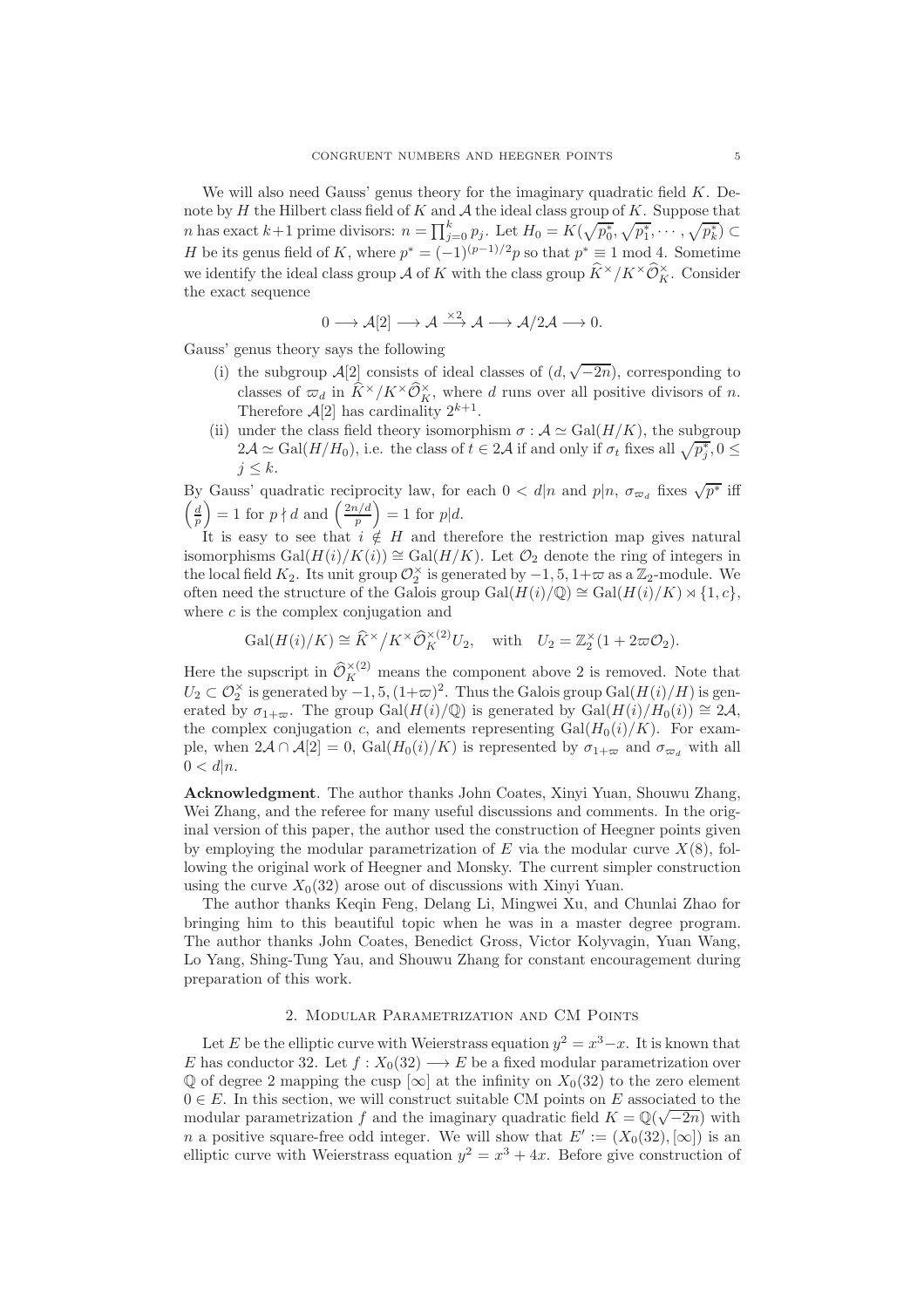We will also need Gauss' genus theory for the imaginary quadratic field $K$. Denote by $H$ the Hilbert class field of $K$ and $\mathcal{A}$ the ideal class group of $K$. Suppose that $n$ has exact $k+1$ prime divisors: $n = \prod_{j=0}^{k} p_j$. Let $H_0 = K(\sqrt{p_0^*}, \sqrt{p_1^*}, \cdots, \sqrt{p_k^*}) \subset H$ be its genus field of $K$, where $p^* = (-1)^{(p-1)/2} p$ so that $p^* \equiv 1 \bmod 4$. Sometime we identify the ideal class group $\mathcal{A}$ of $K$ with the class group $\widehat{K}^\times / K^\times \widehat{\mathcal{O}}_K^\times$. Consider the exact sequence

$$0 \longrightarrow \mathcal{A}[2] \longrightarrow \mathcal{A} \xrightarrow{\times 2} \mathcal{A} \longrightarrow \mathcal{A}/2\mathcal{A} \longrightarrow 0.$$

Gauss' genus theory says the following

(i) the subgroup $\mathcal{A}[2]$ consists of ideal classes of $(d, \sqrt{-2n})$, corresponding to classes of $\varpi_d$ in $\widehat{K}^\times / K^\times \widehat{\mathcal{O}}_K^\times$, where $d$ runs over all positive divisors of $n$. Therefore $\mathcal{A}[2]$ has cardinality $2^{k+1}$.

(ii) under the class field theory isomorphism $\sigma : \mathcal{A} \simeq \mathrm{Gal}(H/K)$, the subgroup $2\mathcal{A} \simeq \mathrm{Gal}(H/H_0)$, i.e. the class of $t \in 2\mathcal{A}$ if and only if $\sigma_t$ fixes all $\sqrt{p_j^*}, 0 \leq j \leq k$.

By Gauss' quadratic reciprocity law, for each $0 < d | n$ and $p | n$, $\sigma_{\varpi_d}$ fixes $\sqrt{p^*}$ iff $\left(\frac{d}{p}\right) = 1$ for $p \nmid d$ and $\left(\frac{2n/d}{p}\right) = 1$ for $p | d$.

It is easy to see that $i \notin H$ and therefore the restriction map gives natural isomorphisms $\mathrm{Gal}(H(i)/K(i)) \cong \mathrm{Gal}(H/K)$. Let $\mathcal{O}_2$ denote the ring of integers in the local field $K_2$. Its unit group $\mathcal{O}_2^\times$ is generated by $-1, 5, 1+\varpi$ as a $\mathbb{Z}_2$-module. We often need the structure of the Galois group $\mathrm{Gal}(H(i)/\mathbb{Q}) \cong \mathrm{Gal}(H(i)/K) \rtimes \{1, c\}$, where $c$ is the complex conjugation and

$$\mathrm{Gal}(H(i)/K) \cong \widehat{K}^\times / K^\times \widehat{\mathcal{O}}_K^{\times(2)} U_2, \quad \text{with} \quad U_2 = \mathbb{Z}_2^\times (1 + 2\varpi \mathcal{O}_2).$$

Here the supscript in $\widehat{\mathcal{O}}_K^{\times(2)}$ means the component above 2 is removed. Note that $U_2 \subset \mathcal{O}_2^\times$ is generated by $-1, 5, (1+\varpi)^2$. Thus the Galois group $\mathrm{Gal}(H(i)/H)$ is generated by $\sigma_{1+\varpi}$. The group $\mathrm{Gal}(H(i)/\mathbb{Q})$ is generated by $\mathrm{Gal}(H(i)/H_0(i)) \cong 2\mathcal{A}$, the complex conjugation $c$, and elements representing $\mathrm{Gal}(H_0(i)/K)$. For example, when $2\mathcal{A} \cap \mathcal{A}[2] = 0$, $\mathrm{Gal}(H_0(i)/K)$ is represented by $\sigma_{1+\varpi}$ and $\sigma_{\varpi_d}$ with all $0 < d | n$.

**Acknowledgment**. The author thanks John Coates, Xinyi Yuan, Shouwu Zhang, Wei Zhang, and the referee for many useful discussions and comments. In the original version of this paper, the author used the construction of Heegner points given by employing the modular parametrization of $E$ via the modular curve $X(8)$, following the original work of Heegner and Monsky. The current simpler construction using the curve $X_0(32)$ arose out of discussions with Xinyi Yuan.

The author thanks Keqin Feng, Delang Li, Mingwei Xu, and Chunlai Zhao for bringing him to this beautiful topic when he was in a master degree program. The author thanks John Coates, Benedict Gross, Victor Kolyvagin, Yuan Wang, Lo Yang, Shing-Tung Yau, and Shouwu Zhang for constant encouragement during preparation of this work.

## 2. Modular Parametrization and CM Points

Let $E$ be the elliptic curve with Weierstrass equation $y^2 = x^3 - x$. It is known that $E$ has conductor 32. Let $f : X_0(32) \longrightarrow E$ be a fixed modular parametrization over $\mathbb{Q}$ of degree 2 mapping the cusp $[\infty]$ at the infinity on $X_0(32)$ to the zero element $0 \in E$. In this section, we will construct suitable CM points on $E$ associated to the modular parametrization $f$ and the imaginary quadratic field $K = \mathbb{Q}(\sqrt{-2n})$ with $n$ a positive square-free odd integer. We will show that $E' := (X_0(32), [\infty])$ is an elliptic curve with Weierstrass equation $y^2 = x^3 + 4x$. Before give construction of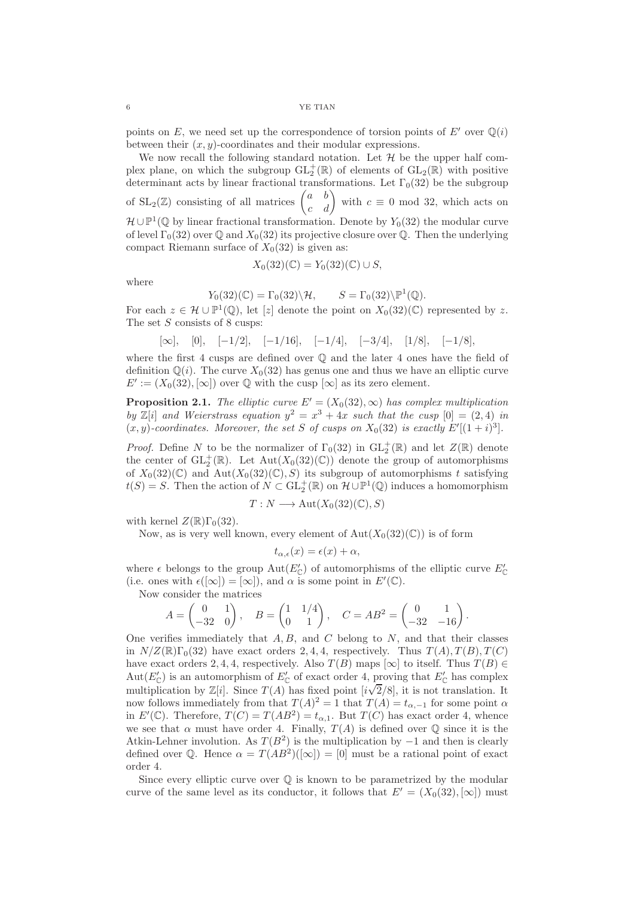points on $E$, we need set up the correspondence of torsion points of $E'$ over $\mathbb{Q}(i)$ between their $(x, y)$-coordinates and their modular expressions.

We now recall the following standard notation. Let $\mathcal{H}$ be the upper half complex plane, on which the subgroup $\mathrm{GL}_2^+(\mathbb{R})$ of elements of $\mathrm{GL}_2(\mathbb{R})$ with positive determinant acts by linear fractional transformations. Let $\Gamma_0(32)$ be the subgroup of $\mathrm{SL}_2(\mathbb{Z})$ consisting of all matrices $\begin{pmatrix} a & b \\ c & d \end{pmatrix}$ with $c \equiv 0 \bmod 32$, which acts on $\mathcal{H} \cup \mathbb{P}^1(\mathbb{Q}$ by linear fractional transformation. Denote by $Y_0(32)$ the modular curve of level $\Gamma_0(32)$ over $\mathbb{Q}$ and $X_0(32)$ its projective closure over $\mathbb{Q}$. Then the underlying compact Riemann surface of $X_0(32)$ is given as:

$$X_0(32)(\mathbb{C}) = Y_0(32)(\mathbb{C}) \cup S,$$

where

$$Y_0(32)(\mathbb{C}) = \Gamma_0(32)\backslash\mathcal{H}, \qquad S = \Gamma_0(32)\backslash\mathbb{P}^1(\mathbb{Q}).$$

For each $z \in \mathcal{H} \cup \mathbb{P}^1(\mathbb{Q})$, let $[z]$ denote the point on $X_0(32)(\mathbb{C})$ represented by $z$. The set $S$ consists of 8 cusps:

$$[\infty], \quad [0], \quad [-1/2], \quad [-1/16], \quad [-1/4], \quad [-3/4], \quad [1/8], \quad [-1/8],$$

where the first 4 cusps are defined over $\mathbb{Q}$ and the later 4 ones have the field of definition $\mathbb{Q}(i)$. The curve $X_0(32)$ has genus one and thus we have an elliptic curve $E' := (X_0(32), [\infty])$ over $\mathbb{Q}$ with the cusp $[\infty]$ as its zero element.

**Proposition 2.1.** *The elliptic curve $E' = (X_0(32), \infty)$ has complex multiplication by $\mathbb{Z}[i]$ and Weierstrass equation $y^2 = x^3 + 4x$ such that the cusp $[0] = (2, 4)$ in $(x, y)$-coordinates. Moreover, the set $S$ of cusps on $X_0(32)$ is exactly $E'[(1+i)^3]$.*

*Proof.* Define $N$ to be the normalizer of $\Gamma_0(32)$ in $\mathrm{GL}_2^+(\mathbb{R})$ and let $Z(\mathbb{R})$ denote the center of $\mathrm{GL}_2^+(\mathbb{R})$. Let $\mathrm{Aut}(X_0(32)(\mathbb{C}))$ denote the group of automorphisms of $X_0(32)(\mathbb{C})$ and $\mathrm{Aut}(X_0(32)(\mathbb{C}), S)$ its subgroup of automorphisms $t$ satisfying $t(S) = S$. Then the action of $N \subset \mathrm{GL}_2^+(\mathbb{R})$ on $\mathcal{H} \cup \mathbb{P}^1(\mathbb{Q})$ induces a homomorphism

$$T : N \longrightarrow \mathrm{Aut}(X_0(32)(\mathbb{C}), S)$$

with kernel $Z(\mathbb{R})\Gamma_0(32)$.

Now, as is very well known, every element of $\mathrm{Aut}(X_0(32)(\mathbb{C}))$ is of form

$$t_{\alpha,\epsilon}(x) = \epsilon(x) + \alpha,$$

where $\epsilon$ belongs to the group $\mathrm{Aut}(E'_{\mathbb{C}})$ of automorphisms of the elliptic curve $E'_{\mathbb{C}}$ (i.e. ones with $\epsilon([\infty]) = [\infty]$), and $\alpha$ is some point in $E'(\mathbb{C})$.

Now consider the matrices

$$A = \begin{pmatrix} 0 & 1 \\ -32 & 0 \end{pmatrix}, \quad B = \begin{pmatrix} 1 & 1/4 \\ 0 & 1 \end{pmatrix}, \quad C = AB^2 = \begin{pmatrix} 0 & 1 \\ -32 & -16 \end{pmatrix}.$$

One verifies immediately that $A, B$, and $C$ belong to $N$, and that their classes in $N/Z(\mathbb{R})\Gamma_0(32)$ have exact orders $2, 4, 4$, respectively. Thus $T(A), T(B), T(C)$ have exact orders $2, 4, 4$, respectively. Also $T(B)$ maps $[\infty]$ to itself. Thus $T(B) \in \mathrm{Aut}(E'_{\mathbb{C}})$ is an automorphism of $E'_{\mathbb{C}}$ of exact order 4, proving that $E'_{\mathbb{C}}$ has complex multiplication by $\mathbb{Z}[i]$. Since $T(A)$ has fixed point $[i\sqrt{2}/8]$, it is not translation. It now follows immediately from that $T(A)^2 = 1$ that $T(A) = t_{\alpha,-1}$ for some point $\alpha$ in $E'(\mathbb{C})$. Therefore, $T(C) = T(AB^2) = t_{\alpha,1}$. But $T(C)$ has exact order 4, whence we see that $\alpha$ must have order 4. Finally, $T(A)$ is defined over $\mathbb{Q}$ since it is the Atkin-Lehner involution. As $T(B^2)$ is the multiplication by $-1$ and then is clearly defined over $\mathbb{Q}$. Hence $\alpha = T(AB^2)([\infty]) = [0]$ must be a rational point of exact order 4.

Since every elliptic curve over $\mathbb{Q}$ is known to be parametrized by the modular curve of the same level as its conductor, it follows that $E' = (X_0(32), [\infty])$ must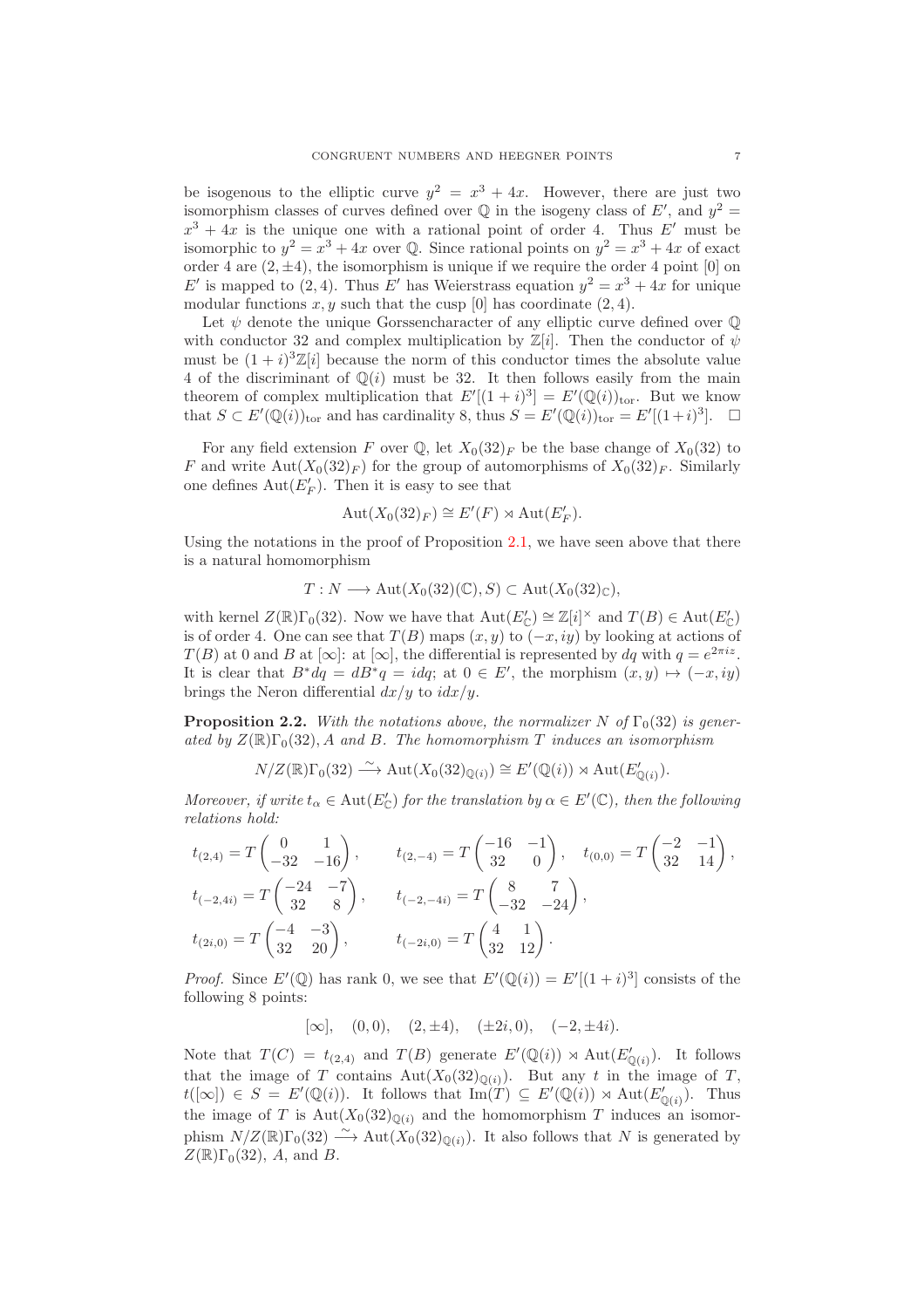be isogenous to the elliptic curve $y^2 = x^3 + 4x$. However, there are just two isomorphism classes of curves defined over $\mathbb{Q}$ in the isogeny class of $E'$, and $y^2 = x^3 + 4x$ is the unique one with a rational point of order 4. Thus $E'$ must be isomorphic to $y^2 = x^3 + 4x$ over $\mathbb{Q}$. Since rational points on $y^2 = x^3 + 4x$ of exact order 4 are $(2, \pm 4)$, the isomorphism is unique if we require the order 4 point $[0]$ on $E'$ is mapped to $(2, 4)$. Thus $E'$ has Weierstrass equation $y^2 = x^3 + 4x$ for unique modular functions $x, y$ such that the cusp $[0]$ has coordinate $(2, 4)$.

Let $\psi$ denote the unique Gorssencharacter of any elliptic curve defined over $\mathbb{Q}$ with conductor 32 and complex multiplication by $\mathbb{Z}[i]$. Then the conductor of $\psi$ must be $(1+i)^3\mathbb{Z}[i]$ because the norm of this conductor times the absolute value 4 of the discriminant of $\mathbb{Q}(i)$ must be 32. It then follows easily from the main theorem of complex multiplication that $E'[(1+i)^3] = E'(\mathbb{Q}(i))_{\mathrm{tor}}$. But we know that $S \subset E'(\mathbb{Q}(i))_{\mathrm{tor}}$ and has cardinality 8, thus $S = E'(\mathbb{Q}(i))_{\mathrm{tor}} = E'[(1+i)^3]$. $\square$

For any field extension $F$ over $\mathbb{Q}$, let $X_0(32)_F$ be the base change of $X_0(32)$ to $F$ and write $\mathrm{Aut}(X_0(32)_F)$ for the group of automorphisms of $X_0(32)_F$. Similarly one defines $\mathrm{Aut}(E'_F)$. Then it is easy to see that

$$\mathrm{Aut}(X_0(32)_F) \cong E'(F) \rtimes \mathrm{Aut}(E'_F).$$

Using the notations in the proof of Proposition 2.1, we have seen above that there is a natural homomorphism

$$T : N \longrightarrow \mathrm{Aut}(X_0(32)(\mathbb{C}), S) \subset \mathrm{Aut}(X_0(32)_{\mathbb{C}}),$$

with kernel $Z(\mathbb{R})\Gamma_0(32)$. Now we have that $\mathrm{Aut}(E'_{\mathbb{C}}) \cong \mathbb{Z}[i]^\times$ and $T(B) \in \mathrm{Aut}(E'_{\mathbb{C}})$ is of order 4. One can see that $T(B)$ maps $(x, y)$ to $(-x, iy)$ by looking at actions of $T(B)$ at 0 and $B$ at $[\infty]$: at $[\infty]$, the differential is represented by $dq$ with $q = e^{2\pi i z}$. It is clear that $B^*dq = dB^*q = idq$; at $0 \in E'$, the morphism $(x, y) \mapsto (-x, iy)$ brings the Neron differential $dx/y$ to $idx/y$.

**Proposition 2.2.** *With the notations above, the normalizer $N$ of $\Gamma_0(32)$ is generated by $Z(\mathbb{R})\Gamma_0(32)$, $A$ and $B$. The homomorphism $T$ induces an isomorphism*

$$N/Z(\mathbb{R})\Gamma_0(32) \xrightarrow{\sim} \mathrm{Aut}(X_0(32)_{\mathbb{Q}(i)}) \cong E'(\mathbb{Q}(i)) \rtimes \mathrm{Aut}(E'_{\mathbb{Q}(i)}).$$

*Moreover, if write $t_\alpha \in \mathrm{Aut}(E'_{\mathbb{C}})$ for the translation by $\alpha \in E'(\mathbb{C})$, then the following relations hold:*

$$t_{(2,4)} = T\begin{pmatrix} 0 & 1 \\ -32 & -16 \end{pmatrix}, \qquad t_{(2,-4)} = T\begin{pmatrix} -16 & -1 \\ 32 & 0 \end{pmatrix}, \quad t_{(0,0)} = T\begin{pmatrix} -2 & -1 \\ 32 & 14 \end{pmatrix},$$

$$t_{(-2,4i)} = T\begin{pmatrix} -24 & -7 \\ 32 & 8 \end{pmatrix}, \qquad t_{(-2,-4i)} = T\begin{pmatrix} 8 & 7 \\ -32 & -24 \end{pmatrix},$$

$$t_{(2i,0)} = T\begin{pmatrix} -4 & -3 \\ 32 & 20 \end{pmatrix}, \qquad t_{(-2i,0)} = T\begin{pmatrix} 4 & 1 \\ 32 & 12 \end{pmatrix}.$$

*Proof.* Since $E'(\mathbb{Q})$ has rank 0, we see that $E'(\mathbb{Q}(i)) = E'[(1+i)^3]$ consists of the following 8 points:

$$[\infty], \quad (0, 0), \quad (2, \pm 4), \quad (\pm 2i, 0), \quad (-2, \pm 4i).$$

Note that $T(C) = t_{(2,4)}$ and $T(B)$ generate $E'(\mathbb{Q}(i)) \rtimes \mathrm{Aut}(E'_{\mathbb{Q}(i)})$. It follows that the image of $T$ contains $\mathrm{Aut}(X_0(32)_{\mathbb{Q}(i)})$. But any $t$ in the image of $T$, $t([\infty]) \in S = E'(\mathbb{Q}(i))$. It follows that $\mathrm{Im}(T) \subseteq E'(\mathbb{Q}(i)) \rtimes \mathrm{Aut}(E'_{\mathbb{Q}(i)})$. Thus the image of $T$ is $\mathrm{Aut}(X_0(32)_{\mathbb{Q}(i)})$ and the homomorphism $T$ induces an isomorphism $N/Z(\mathbb{R})\Gamma_0(32) \xrightarrow{\sim} \mathrm{Aut}(X_0(32)_{\mathbb{Q}(i)})$. It also follows that $N$ is generated by $Z(\mathbb{R})\Gamma_0(32)$, $A$, and $B$.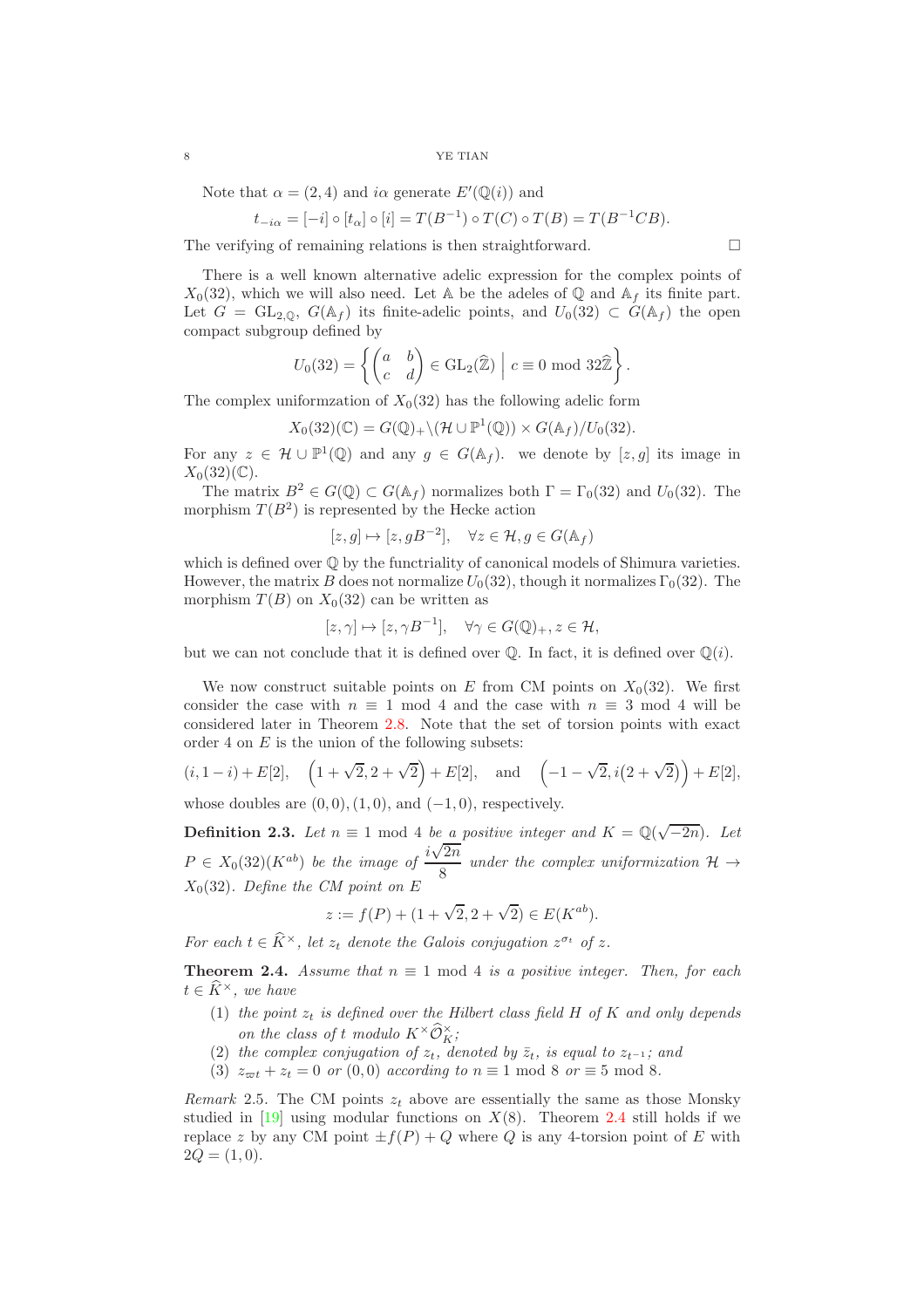Note that $\alpha = (2, 4)$ and $i\alpha$ generate $E'(\mathbb{Q}(i))$ and

$$t_{-i\alpha} = [-i] \circ [t_\alpha] \circ [i] = T(B^{-1}) \circ T(C) \circ T(B) = T(B^{-1}CB).$$

The verifying of remaining relations is then straightforward. $\square$

There is a well known alternative adelic expression for the complex points of $X_0(32)$, which we will also need. Let $\mathbb{A}$ be the adeles of $\mathbb{Q}$ and $\mathbb{A}_f$ its finite part. Let $G = \mathrm{GL}_{2,\mathbb{Q}}$, $G(\mathbb{A}_f)$ its finite-adelic points, and $U_0(32) \subset G(\mathbb{A}_f)$ the open compact subgroup defined by

$$U_0(32) = \left\{ \begin{pmatrix} a & b \\ c & d \end{pmatrix} \in \mathrm{GL}_2(\widehat{\mathbb{Z}}) \;\Big|\; c \equiv 0 \bmod 32\widehat{\mathbb{Z}} \right\}.$$

The complex uniformzation of $X_0(32)$ has the following adelic form

$$X_0(32)(\mathbb{C}) = G(\mathbb{Q})_+ \backslash (\mathcal{H} \cup \mathbb{P}^1(\mathbb{Q})) \times G(\mathbb{A}_f)/U_0(32).$$

For any $z \in \mathcal{H} \cup \mathbb{P}^1(\mathbb{Q})$ and any $g \in G(\mathbb{A}_f)$. we denote by $[z, g]$ its image in $X_0(32)(\mathbb{C})$.

The matrix $B^2 \in G(\mathbb{Q}) \subset G(\mathbb{A}_f)$ normalizes both $\Gamma = \Gamma_0(32)$ and $U_0(32)$. The morphism $T(B^2)$ is represented by the Hecke action

$$[z, g] \mapsto [z, gB^{-2}], \quad \forall z \in \mathcal{H}, g \in G(\mathbb{A}_f)$$

which is defined over $\mathbb{Q}$ by the functriality of canonical models of Shimura varieties. However, the matrix $B$ does not normalize $U_0(32)$, though it normalizes $\Gamma_0(32)$. The morphism $T(B)$ on $X_0(32)$ can be written as

$$[z, \gamma] \mapsto [z, \gamma B^{-1}], \quad \forall \gamma \in G(\mathbb{Q})_+, z \in \mathcal{H},$$

but we can not conclude that it is defined over $\mathbb{Q}$. In fact, it is defined over $\mathbb{Q}(i)$.

We now construct suitable points on $E$ from CM points on $X_0(32)$. We first consider the case with $n \equiv 1 \bmod 4$ and the case with $n \equiv 3 \bmod 4$ will be considered later in Theorem 2.8. Note that the set of torsion points with exact order 4 on $E$ is the union of the following subsets:

$$(i, 1-i) + E[2], \quad \left(1 + \sqrt{2}, 2 + \sqrt{2}\right) + E[2], \quad \text{and} \quad \left(-1 - \sqrt{2}, i(2 + \sqrt{2})\right) + E[2],$$

whose doubles are $(0, 0), (1, 0)$, and $(-1, 0)$, respectively.

**Definition 2.3.** *Let $n \equiv 1 \bmod 4$ be a positive integer and $K = \mathbb{Q}(\sqrt{-2n})$. Let $P \in X_0(32)(K^{ab})$ be the image of $\dfrac{i\sqrt{2n}}{8}$ under the complex uniformization $\mathcal{H} \to X_0(32)$. Define the CM point on $E$*

$$z := f(P) + (1 + \sqrt{2}, 2 + \sqrt{2}) \in E(K^{ab}).$$

*For each $t \in \widehat{K}^\times$, let $z_t$ denote the Galois conjugation $z^{\sigma_t}$ of $z$.*

**Theorem 2.4.** *Assume that $n \equiv 1 \bmod 4$ is a positive integer. Then, for each $t \in \widehat{K}^\times$, we have*

1. *the point $z_t$ is defined over the Hilbert class field $H$ of $K$ and only depends on the class of $t$ modulo $K^\times \widehat{\mathcal{O}}_K^\times$;*
2. *the complex conjugation of $z_t$, denoted by $\bar{z}_t$, is equal to $z_{t^{-1}}$; and*
3. *$z_{\varpi t} + z_t = 0$ or $(0, 0)$ according to $n \equiv 1 \bmod 8$ or $\equiv 5 \bmod 8$.*

*Remark* 2.5. The CM points $z_t$ above are essentially the same as those Monsky studied in [19] using modular functions on $X(8)$. Theorem 2.4 still holds if we replace $z$ by any CM point $\pm f(P) + Q$ where $Q$ is any 4-torsion point of $E$ with $2Q = (1, 0)$.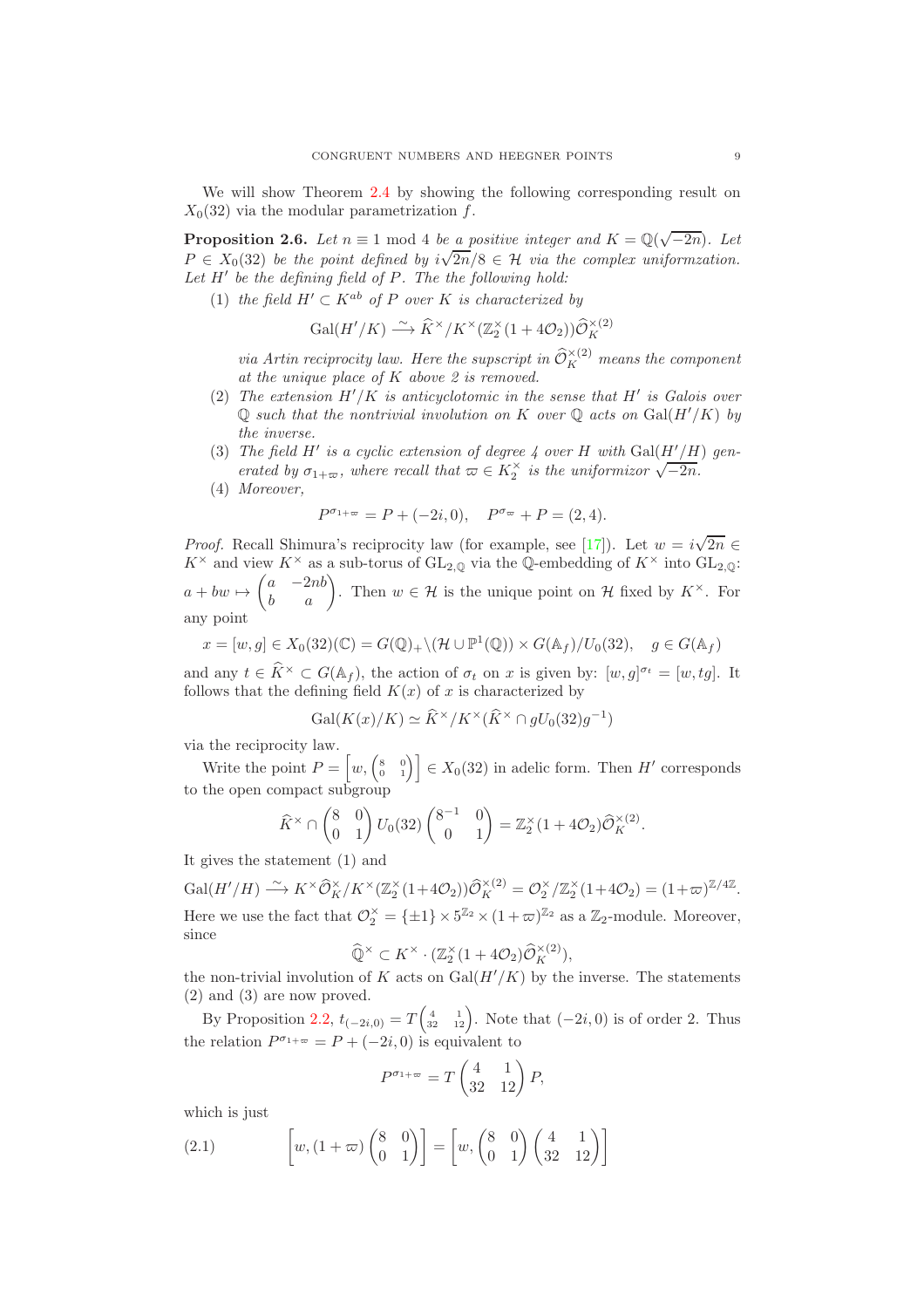We will show Theorem 2.4 by showing the following corresponding result on $X_0(32)$ via the modular parametrization $f$.

**Proposition 2.6.** *Let $n \equiv 1 \bmod 4$ be a positive integer and $K = \mathbb{Q}(\sqrt{-2n})$. Let $P \in X_0(32)$ be the point defined by $i\sqrt{2n}/8 \in \mathcal{H}$ via the complex uniformzation. Let $H'$ be the defining field of $P$. The the following hold:*

1. *the field $H' \subset K^{ab}$ of $P$ over $K$ is characterized by*
$$\mathrm{Gal}(H'/K) \xrightarrow{\sim} \widehat{K}^\times / K^\times (\mathbb{Z}_2^\times (1+4\mathcal{O}_2))\widehat{\mathcal{O}}_K^{\times(2)}$$
*via Artin reciprocity law. Here the supscript in $\widehat{\mathcal{O}}_K^{\times(2)}$ means the component at the unique place of $K$ above 2 is removed.*
2. *The extension $H'/K$ is anticyclotomic in the sense that $H'$ is Galois over $\mathbb{Q}$ such that the nontrivial involution on $K$ over $\mathbb{Q}$ acts on $\mathrm{Gal}(H'/K)$ by the inverse.*
3. *The field $H'$ is a cyclic extension of degree 4 over $H$ with $\mathrm{Gal}(H'/H)$ generated by $\sigma_{1+\varpi}$, where recall that $\varpi \in K_2^\times$ is the uniformizor $\sqrt{-2n}$.*
4. *Moreover,*
$$P^{\sigma_{1+\varpi}} = P + (-2i, 0), \quad P^{\sigma_\varpi} + P = (2, 4).$$

*Proof.* Recall Shimura's reciprocity law (for example, see [17]). Let $w = i\sqrt{2n} \in K^\times$ and view $K^\times$ as a sub-torus of $\mathrm{GL}_{2,\mathbb{Q}}$ via the $\mathbb{Q}$-embedding of $K^\times$ into $\mathrm{GL}_{2,\mathbb{Q}}$: $a + bw \mapsto \begin{pmatrix} a & -2nb \\ b & a \end{pmatrix}$. Then $w \in \mathcal{H}$ is the unique point on $\mathcal{H}$ fixed by $K^\times$. For any point

$$x = [w, g] \in X_0(32)(\mathbb{C}) = G(\mathbb{Q})_+ \backslash (\mathcal{H} \cup \mathbb{P}^1(\mathbb{Q})) \times G(\mathbb{A}_f)/U_0(32), \quad g \in G(\mathbb{A}_f)$$

and any $t \in \widehat{K}^\times \subset G(\mathbb{A}_f)$, the action of $\sigma_t$ on $x$ is given by: $[w, g]^{\sigma_t} = [w, tg]$. It follows that the defining field $K(x)$ of $x$ is characterized by

$$\mathrm{Gal}(K(x)/K) \simeq \widehat{K}^\times / K^\times (\widehat{K}^\times \cap gU_0(32)g^{-1})$$

via the reciprocity law.

Write the point $P = \left[w, \begin{pmatrix} 8 & 0 \\ 0 & 1 \end{pmatrix}\right] \in X_0(32)$ in adelic form. Then $H'$ corresponds to the open compact subgroup

$$\widehat{K}^\times \cap \begin{pmatrix} 8 & 0 \\ 0 & 1 \end{pmatrix} U_0(32) \begin{pmatrix} 8^{-1} & 0 \\ 0 & 1 \end{pmatrix} = \mathbb{Z}_2^\times (1+4\mathcal{O}_2)\widehat{\mathcal{O}}_K^{\times(2)}.$$

It gives the statement (1) and

$$\mathrm{Gal}(H'/H) \xrightarrow{\sim} K^\times \widehat{\mathcal{O}}_K^\times / K^\times (\mathbb{Z}_2^\times (1+4\mathcal{O}_2))\widehat{\mathcal{O}}_K^{\times(2)} = \mathcal{O}_2^\times / \mathbb{Z}_2^\times (1+4\mathcal{O}_2) = (1+\varpi)^{\mathbb{Z}/4\mathbb{Z}}.$$

Here we use the fact that $\mathcal{O}_2^\times = \{\pm 1\} \times 5^{\mathbb{Z}_2} \times (1+\varpi)^{\mathbb{Z}_2}$ as a $\mathbb{Z}_2$-module. Moreover, since

$$\widehat{\mathbb{Q}}^\times \subset K^\times \cdot (\mathbb{Z}_2^\times (1+4\mathcal{O}_2)\widehat{\mathcal{O}}_K^{\times(2)}),$$

the non-trivial involution of $K$ acts on $\mathrm{Gal}(H'/K)$ by the inverse. The statements (2) and (3) are now proved.

By Proposition 2.2, $t_{(-2i,0)} = T\begin{pmatrix} 4 & 1 \\ 32 & 12 \end{pmatrix}$. Note that $(-2i, 0)$ is of order 2. Thus the relation $P^{\sigma_{1+\varpi}} = P + (-2i, 0)$ is equivalent to

$$P^{\sigma_{1+\varpi}} = T\begin{pmatrix} 4 & 1 \\ 32 & 12 \end{pmatrix} P,$$

which is just

$$\left[w, (1+\varpi)\begin{pmatrix} 8 & 0 \\ 0 & 1 \end{pmatrix}\right] = \left[w, \begin{pmatrix} 8 & 0 \\ 0 & 1 \end{pmatrix}\begin{pmatrix} 4 & 1 \\ 32 & 12 \end{pmatrix}\right] \tag{2.1}$$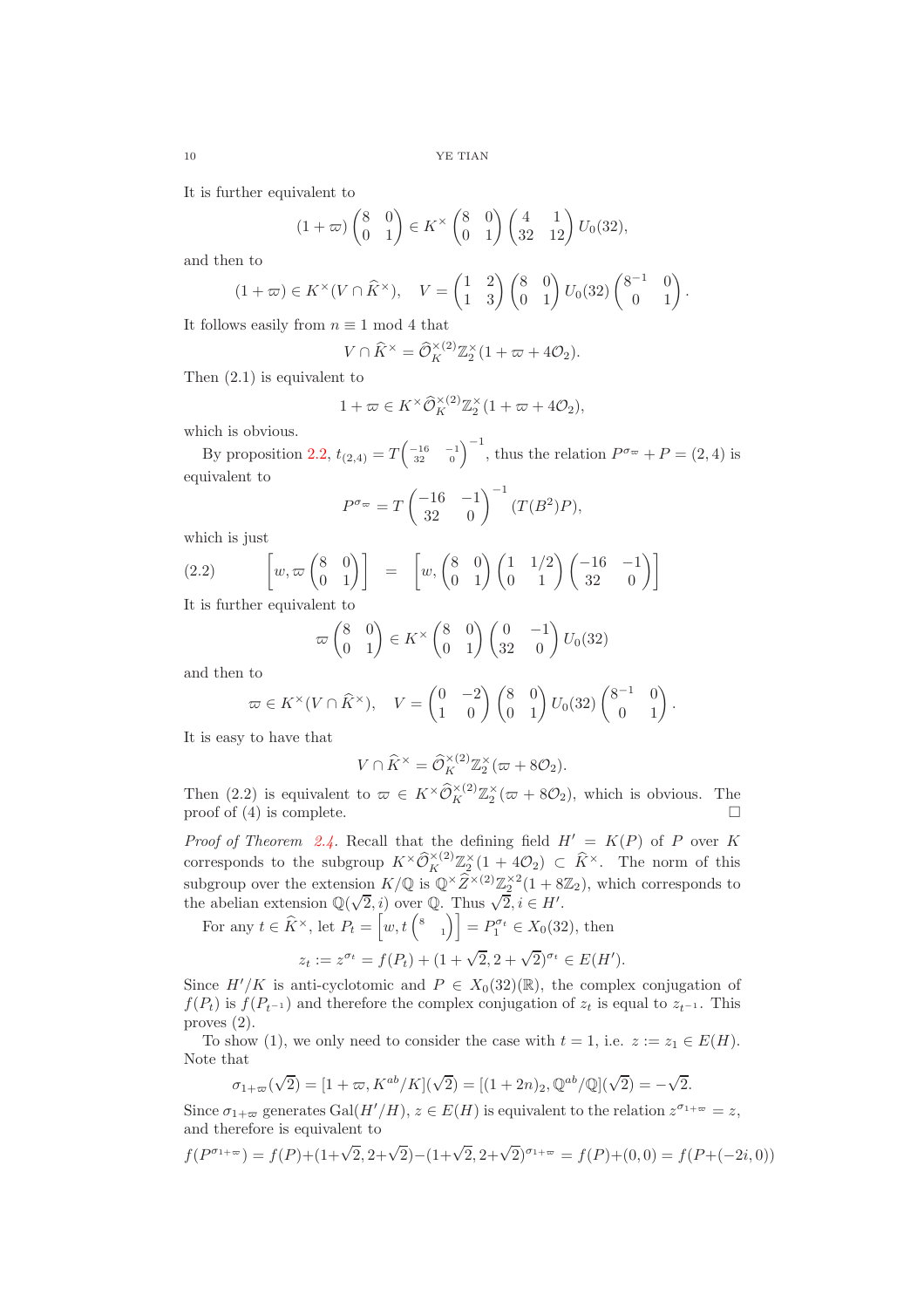It is further equivalent to

$$(1+\varpi)\begin{pmatrix}8 & 0\\ 0 & 1\end{pmatrix} \in K^\times \begin{pmatrix}8 & 0\\ 0 & 1\end{pmatrix}\begin{pmatrix}4 & 1\\ 32 & 12\end{pmatrix} U_0(32),$$

and then to

$$(1+\varpi) \in K^\times(V\cap \widehat{K}^\times), \quad V = \begin{pmatrix}1 & 2\\ 1 & 3\end{pmatrix}\begin{pmatrix}8 & 0\\ 0 & 1\end{pmatrix} U_0(32)\begin{pmatrix}8^{-1} & 0\\ 0 & 1\end{pmatrix}.$$

It follows easily from $n \equiv 1 \bmod 4$ that

$$V \cap \widehat{K}^\times = \widehat{\mathcal{O}}_K^{\times(2)}\mathbb{Z}_2^\times(1+\varpi+4\mathcal{O}_2).$$

Then (2.1) is equivalent to

$$1+\varpi \in K^\times \widehat{\mathcal{O}}_K^{\times(2)}\mathbb{Z}_2^\times(1+\varpi+4\mathcal{O}_2),$$

which is obvious.

By proposition 2.2, $t_{(2,4)} = T\begin{pmatrix}-16 & -1\\ 32 & 0\end{pmatrix}^{-1}$, thus the relation $P^{\sigma_\varpi} + P = (2,4)$ is equivalent to

$$P^{\sigma_\varpi} = T\begin{pmatrix}-16 & -1\\ 32 & 0\end{pmatrix}^{-1}(T(B^2)P),$$

which is just

$$\left[w, \varpi\begin{pmatrix}8 & 0\\ 0 & 1\end{pmatrix}\right] = \left[w, \begin{pmatrix}8 & 0\\ 0 & 1\end{pmatrix}\begin{pmatrix}1 & 1/2\\ 0 & 1\end{pmatrix}\begin{pmatrix}-16 & -1\\ 32 & 0\end{pmatrix}\right] \tag{2.2}$$

It is further equivalent to

$$\varpi\begin{pmatrix}8 & 0\\ 0 & 1\end{pmatrix} \in K^\times\begin{pmatrix}8 & 0\\ 0 & 1\end{pmatrix}\begin{pmatrix}0 & -1\\ 32 & 0\end{pmatrix} U_0(32)$$

and then to

$$\varpi \in K^\times(V\cap\widehat{K}^\times), \quad V = \begin{pmatrix}0 & -2\\ 1 & 0\end{pmatrix}\begin{pmatrix}8 & 0\\ 0 & 1\end{pmatrix} U_0(32)\begin{pmatrix}8^{-1} & 0\\ 0 & 1\end{pmatrix}.$$

It is easy to have that

$$V\cap\widehat{K}^\times = \widehat{\mathcal{O}}_K^{\times(2)}\mathbb{Z}_2^\times(\varpi+8\mathcal{O}_2).$$

Then (2.2) is equivalent to $\varpi \in K^\times\widehat{\mathcal{O}}_K^{\times(2)}\mathbb{Z}_2^\times(\varpi+8\mathcal{O}_2)$, which is obvious. The proof of (4) is complete. □

*Proof of Theorem 2.4.* Recall that the defining field $H' = K(P)$ of $P$ over $K$ corresponds to the subgroup $K^\times\widehat{\mathcal{O}}_K^{\times(2)}\mathbb{Z}_2^\times(1+4\mathcal{O}_2) \subset \widehat{K}^\times$. The norm of this subgroup over the extension $K/\mathbb{Q}$ is $\mathbb{Q}^\times\widehat{Z}^{\times(2)}\mathbb{Z}_2^{\times 2}(1+8\mathbb{Z}_2)$, which corresponds to the abelian extension $\mathbb{Q}(\sqrt{2}, i)$ over $\mathbb{Q}$. Thus $\sqrt{2}, i \in H'$.

For any $t \in \widehat{K}^\times$, let $P_t = \left[w, t\begin{pmatrix}8 & \\ & 1\end{pmatrix}\right] = P_1^{\sigma_t} \in X_0(32)$, then

$$z_t := z^{\sigma_t} = f(P_t) + (1+\sqrt{2}, 2+\sqrt{2})^{\sigma_t} \in E(H').$$

Since $H'/K$ is anti-cyclotomic and $P \in X_0(32)(\mathbb{R})$, the complex conjugation of $f(P_t)$ is $f(P_{t^{-1}})$ and therefore the complex conjugation of $z_t$ is equal to $z_{t^{-1}}$. This proves (2).

To show (1), we only need to consider the case with $t = 1$, i.e. $z := z_1 \in E(H)$. Note that

$$\sigma_{1+\varpi}(\sqrt{2}) = [1+\varpi, K^{ab}/K](\sqrt{2}) = [(1+2n)_2, \mathbb{Q}^{ab}/\mathbb{Q}](\sqrt{2}) = -\sqrt{2}.$$

Since $\sigma_{1+\varpi}$ generates $\mathrm{Gal}(H'/H)$, $z \in E(H)$ is equivalent to the relation $z^{\sigma_{1+\varpi}} = z$, and therefore is equivalent to

$$f(P^{\sigma_{1+\varpi}}) = f(P)+(1+\sqrt{2}, 2+\sqrt{2})-(1+\sqrt{2}, 2+\sqrt{2})^{\sigma_{1+\varpi}} = f(P)+(0,0) = f(P+(-2i,0))$$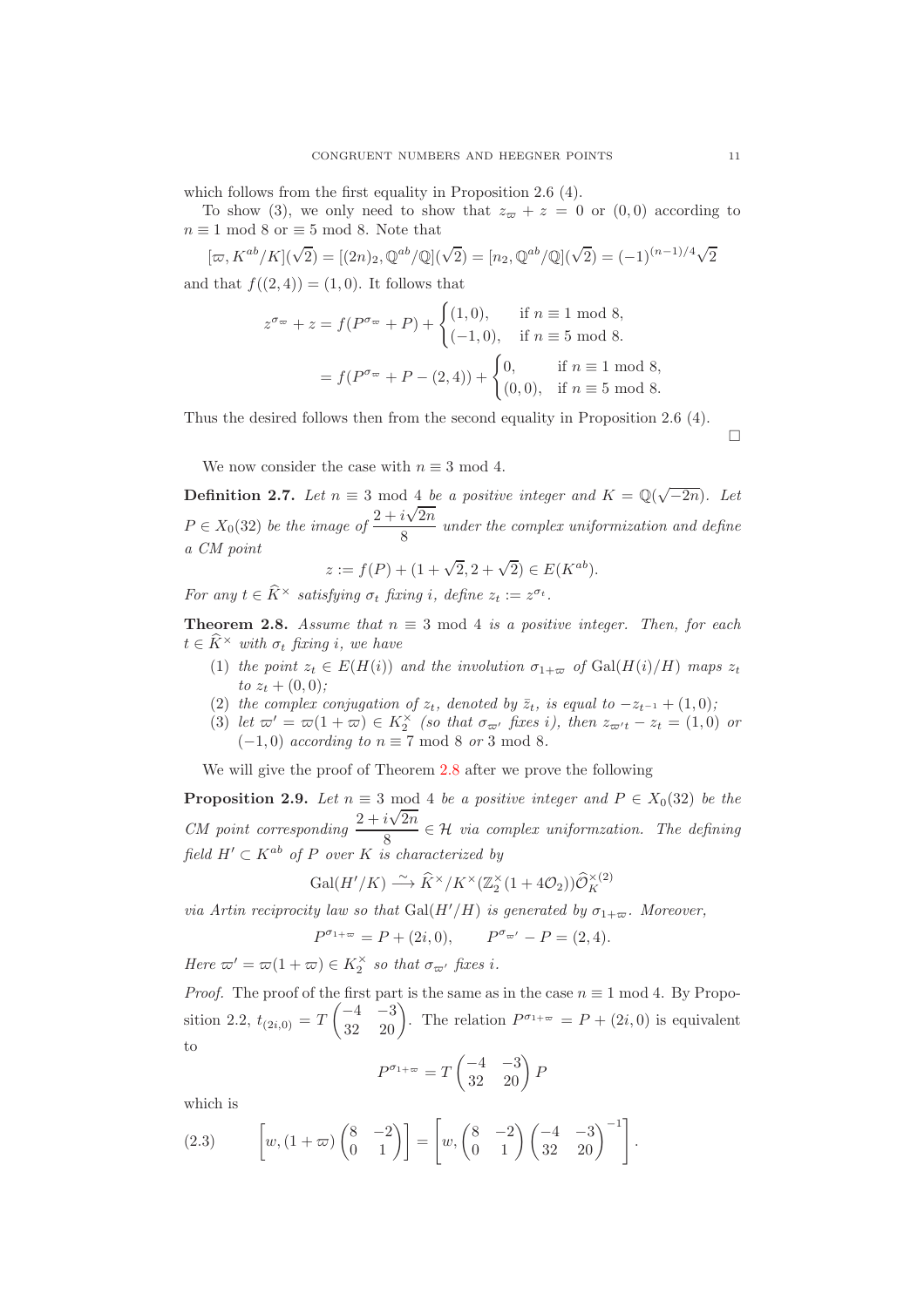which follows from the first equality in Proposition 2.6 (4).

To show (3), we only need to show that $z_\varpi + z = 0$ or $(0,0)$ according to $n \equiv 1 \bmod 8$ or $\equiv 5 \bmod 8$. Note that

$$[\varpi, K^{ab}/K](\sqrt{2}) = [(2n)_2, \mathbb{Q}^{ab}/\mathbb{Q}](\sqrt{2}) = [n_2, \mathbb{Q}^{ab}/\mathbb{Q}](\sqrt{2}) = (-1)^{(n-1)/4}\sqrt{2}$$

and that $f((2,4)) = (1,0)$. It follows that

$$\begin{aligned} z^{\sigma_\varpi} + z &= f(P^{\sigma_\varpi} + P) + \begin{cases} (1,0), & \text{if } n \equiv 1 \bmod 8, \\ (-1,0), & \text{if } n \equiv 5 \bmod 8. \end{cases} \\ &= f(P^{\sigma_\varpi} + P - (2,4)) + \begin{cases} 0, & \text{if } n \equiv 1 \bmod 8, \\ (0,0), & \text{if } n \equiv 5 \bmod 8. \end{cases} \end{aligned}$$

Thus the desired follows then from the second equality in Proposition 2.6 (4). $\square$

We now consider the case with $n \equiv 3 \bmod 4$.

**Definition 2.7.** *Let $n \equiv 3 \bmod 4$ be a positive integer and $K = \mathbb{Q}(\sqrt{-2n})$. Let $P \in X_0(32)$ be the image of $\dfrac{2 + i\sqrt{2n}}{8}$ under the complex uniformization and define a CM point*

$$z := f(P) + (1 + \sqrt{2}, 2 + \sqrt{2}) \in E(K^{ab}).$$

*For any $t \in \widehat{K}^\times$ satisfying $\sigma_t$ fixing $i$, define $z_t := z^{\sigma_t}$.*

**Theorem 2.8.** *Assume that $n \equiv 3 \bmod 4$ is a positive integer. Then, for each $t \in \widehat{K}^\times$ with $\sigma_t$ fixing $i$, we have*

1. *the point $z_t \in E(H(i))$ and the involution $\sigma_{1+\varpi}$ of $\mathrm{Gal}(H(i)/H)$ maps $z_t$ to $z_t + (0,0)$;*
2. *the complex conjugation of $z_t$, denoted by $\bar{z}_t$, is equal to $-z_{t^{-1}} + (1,0)$;*
3. *let $\varpi' = \varpi(1+\varpi) \in K_2^\times$ (so that $\sigma_{\varpi'}$ fixes $i$), then $z_{\varpi' t} - z_t = (1,0)$ or $(-1,0)$ according to $n \equiv 7 \bmod 8$ or $3 \bmod 8$.*

We will give the proof of Theorem 2.8 after we prove the following

**Proposition 2.9.** *Let $n \equiv 3 \bmod 4$ be a positive integer and $P \in X_0(32)$ be the CM point corresponding $\dfrac{2 + i\sqrt{2n}}{8} \in \mathcal{H}$ via complex uniformzation. The defining field $H' \subset K^{ab}$ of $P$ over $K$ is characterized by*

$$\mathrm{Gal}(H'/K) \xrightarrow{\sim} \widehat{K}^\times / K^\times (\mathbb{Z}_2^\times (1 + 4\mathcal{O}_2)) \widehat{\mathcal{O}}_K^{\times(2)}$$

*via Artin reciprocity law so that $\mathrm{Gal}(H'/H)$ is generated by $\sigma_{1+\varpi}$. Moreover,*

$$P^{\sigma_{1+\varpi}} = P + (2i, 0), \qquad P^{\sigma_{\varpi'}} - P = (2,4).$$

*Here $\varpi' = \varpi(1+\varpi) \in K_2^\times$ so that $\sigma_{\varpi'}$ fixes $i$.*

*Proof.* The proof of the first part is the same as in the case $n \equiv 1 \bmod 4$. By Proposition 2.2, $t_{(2i,0)} = T \begin{pmatrix} -4 & -3 \\ 32 & 20 \end{pmatrix}$. The relation $P^{\sigma_{1+\varpi}} = P + (2i, 0)$ is equivalent to

$$P^{\sigma_{1+\varpi}} = T \begin{pmatrix} -4 & -3 \\ 32 & 20 \end{pmatrix} P$$

which is

$$\left[ w, (1+\varpi) \begin{pmatrix} 8 & -2 \\ 0 & 1 \end{pmatrix} \right] = \left[ w, \begin{pmatrix} 8 & -2 \\ 0 & 1 \end{pmatrix} \begin{pmatrix} -4 & -3 \\ 32 & 20 \end{pmatrix}^{-1} \right]. \tag{2.3}$$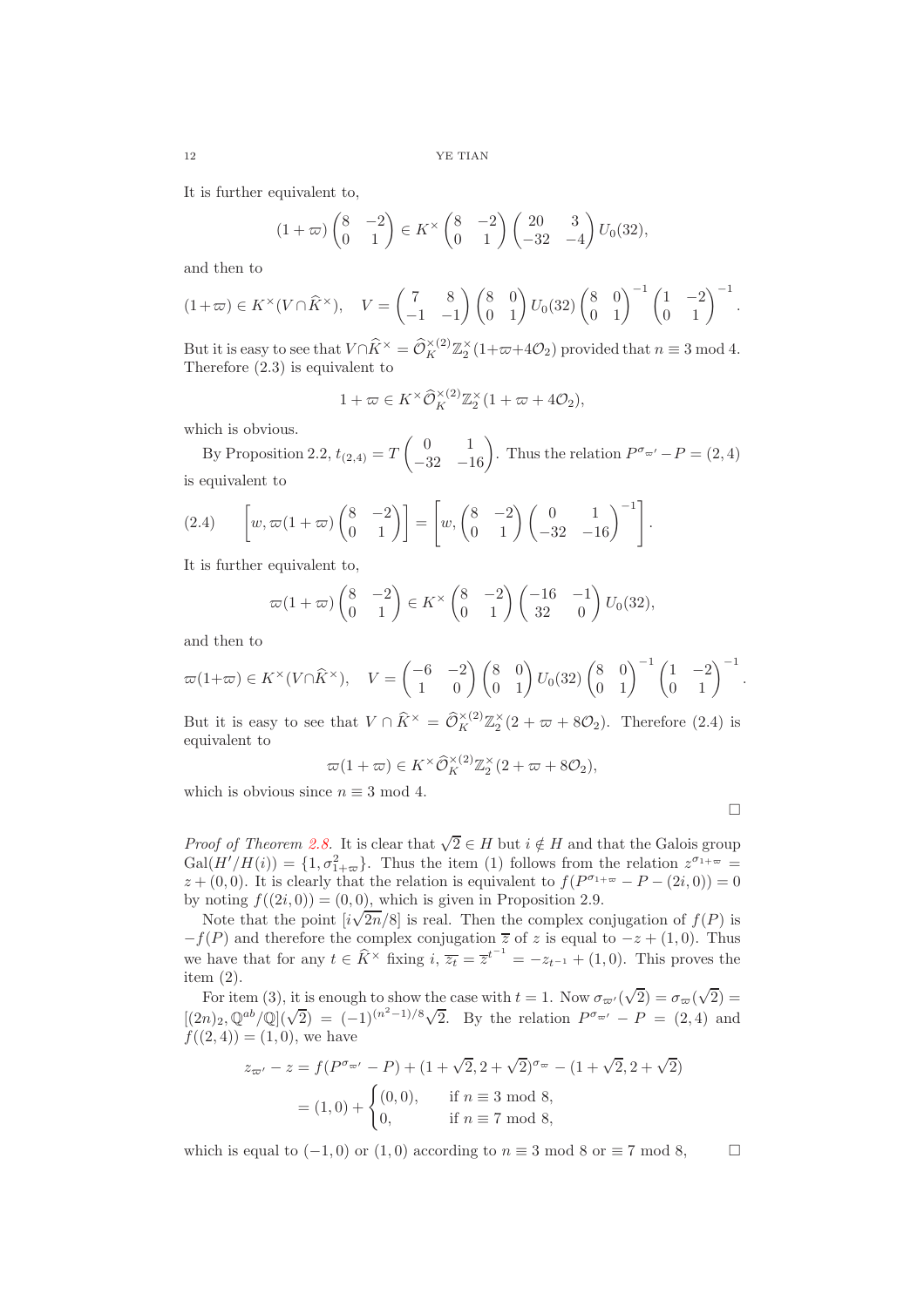It is further equivalent to,

$$(1+\varpi)\begin{pmatrix}8 & -2\\ 0 & 1\end{pmatrix} \in K^\times \begin{pmatrix}8 & -2\\ 0 & 1\end{pmatrix}\begin{pmatrix}20 & 3\\ -32 & -4\end{pmatrix} U_0(32),$$

and then to

$$(1+\varpi) \in K^\times (V \cap \widehat{K}^\times), \quad V = \begin{pmatrix}7 & 8\\ -1 & -1\end{pmatrix}\begin{pmatrix}8 & 0\\ 0 & 1\end{pmatrix} U_0(32) \begin{pmatrix}8 & 0\\ 0 & 1\end{pmatrix}^{-1}\begin{pmatrix}1 & -2\\ 0 & 1\end{pmatrix}^{-1}.$$

But it is easy to see that $V\cap\widehat{K}^\times = \widehat{\mathcal{O}}_K^{\times(2)}\mathbb{Z}_2^\times(1+\varpi+4\mathcal{O}_2)$ provided that $n \equiv 3 \bmod 4$. Therefore (2.3) is equivalent to

$$1+\varpi \in K^\times \widehat{\mathcal{O}}_K^{\times(2)}\mathbb{Z}_2^\times(1+\varpi+4\mathcal{O}_2),$$

which is obvious.

By Proposition 2.2, $t_{(2,4)} = T\begin{pmatrix}0 & 1\\ -32 & -16\end{pmatrix}$. Thus the relation $P^{\sigma_{\varpi'}} - P = (2,4)$ is equivalent to

$$\left[w, \varpi(1+\varpi)\begin{pmatrix}8 & -2\\ 0 & 1\end{pmatrix}\right] = \left[w, \begin{pmatrix}8 & -2\\ 0 & 1\end{pmatrix}\begin{pmatrix}0 & 1\\ -32 & -16\end{pmatrix}^{-1}\right]. \tag{2.4}$$

It is further equivalent to,

$$\varpi(1+\varpi)\begin{pmatrix}8 & -2\\ 0 & 1\end{pmatrix} \in K^\times \begin{pmatrix}8 & -2\\ 0 & 1\end{pmatrix}\begin{pmatrix}-16 & -1\\ 32 & 0\end{pmatrix} U_0(32),$$

and then to

$$\varpi(1+\varpi) \in K^\times (V \cap \widehat{K}^\times), \quad V = \begin{pmatrix}-6 & -2\\ 1 & 0\end{pmatrix}\begin{pmatrix}8 & 0\\ 0 & 1\end{pmatrix} U_0(32) \begin{pmatrix}8 & 0\\ 0 & 1\end{pmatrix}^{-1}\begin{pmatrix}1 & -2\\ 0 & 1\end{pmatrix}^{-1}.$$

But it is easy to see that $V \cap \widehat{K}^\times = \widehat{\mathcal{O}}_K^{\times(2)}\mathbb{Z}_2^\times(2+\varpi+8\mathcal{O}_2)$. Therefore (2.4) is equivalent to

$$\varpi(1+\varpi) \in K^\times \widehat{\mathcal{O}}_K^{\times(2)}\mathbb{Z}_2^\times(2+\varpi+8\mathcal{O}_2),$$

which is obvious since $n \equiv 3 \bmod 4$.

□

*Proof of Theorem 2.8.* It is clear that $\sqrt{2} \in H$ but $i \notin H$ and that the Galois group $\mathrm{Gal}(H'/H(i)) = \{1, \sigma_{1+\varpi}^2\}$. Thus the item (1) follows from the relation $z^{\sigma_{1+\varpi}} = z + (0,0)$. It is clearly that the relation is equivalent to $f(P^{\sigma_{1+\varpi}} - P - (2i,0)) = 0$ by noting $f((2i,0)) = (0,0)$, which is given in Proposition 2.9.

Note that the point $[i\sqrt{2n}/8]$ is real. Then the complex conjugation of $f(P)$ is $-f(P)$ and therefore the complex conjugation $\overline{z}$ of $z$ is equal to $-z+(1,0)$. Thus we have that for any $t \in \widehat{K}^\times$ fixing $i$, $\overline{z_t} = \overline{z}^{t^{-1}} = -z_{t^{-1}} + (1,0)$. This proves the item (2).

For item (3), it is enough to show the case with $t=1$. Now $\sigma_{\varpi'}(\sqrt{2}) = \sigma_{\varpi}(\sqrt{2}) = [(2n)_2, \mathbb{Q}^{ab}/\mathbb{Q}](\sqrt{2}) = (-1)^{(n^2-1)/8}\sqrt{2}$. By the relation $P^{\sigma_{\varpi'}} - P = (2,4)$ and $f((2,4)) = (1,0)$, we have

$$\begin{aligned}
z_{\varpi'} - z &= f(P^{\sigma_{\varpi'}} - P) + (1+\sqrt{2}, 2+\sqrt{2})^{\sigma_\varpi} - (1+\sqrt{2}, 2+\sqrt{2})\\
&= (1,0) + \begin{cases}(0,0), & \text{if } n \equiv 3 \bmod 8,\\ 0, & \text{if } n \equiv 7 \bmod 8,\end{cases}
\end{aligned}$$

which is equal to $(-1,0)$ or $(1,0)$ according to $n \equiv 3 \bmod 8$ or $\equiv 7 \bmod 8$, □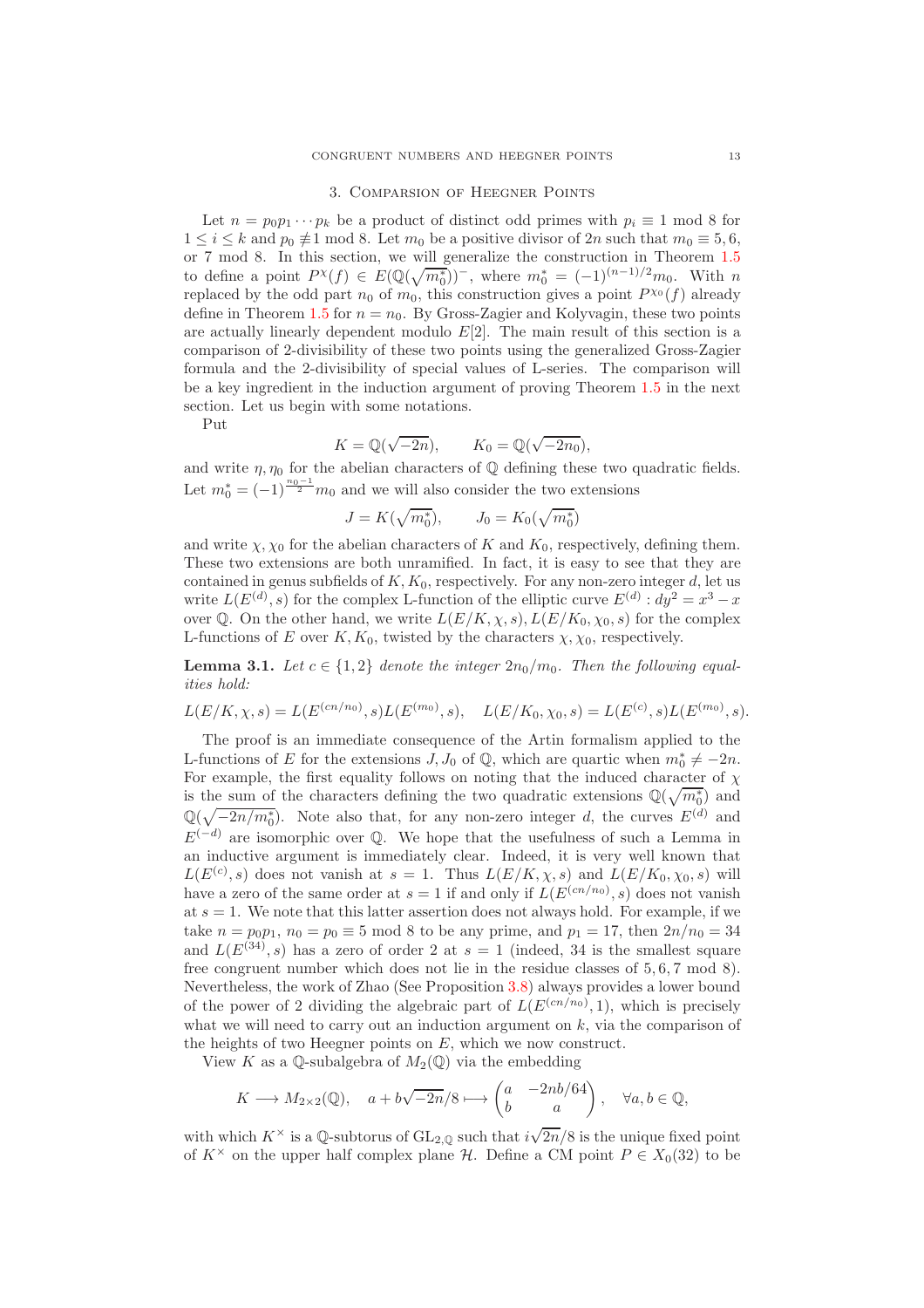## 3. Comparison of Heegner Points

Let $n = p_0p_1\cdots p_k$ be a product of distinct odd primes with $p_i \equiv 1 \bmod 8$ for $1 \le i \le k$ and $p_0 \not\equiv 1 \bmod 8$. Let $m_0$ be a positive divisor of $2n$ such that $m_0 \equiv 5, 6,$ or $7 \bmod 8$. In this section, we will generalize the construction in Theorem 1.5 to define a point $P^\chi(f) \in E(\mathbb{Q}(\sqrt{m_0^*}))^-$, where $m_0^* = (-1)^{(n-1)/2}m_0$. With $n$ replaced by the odd part $n_0$ of $m_0$, this construction gives a point $P^{\chi_0}(f)$ already define in Theorem 1.5 for $n = n_0$. By Gross-Zagier and Kolyvagin, these two points are actually linearly dependent modulo $E[2]$. The main result of this section is a comparison of 2-divisibility of these two points using the generalized Gross-Zagier formula and the 2-divisibility of special values of L-series. The comparison will be a key ingredient in the induction argument of proving Theorem 1.5 in the next section. Let us begin with some notations.

Put

$$K = \mathbb{Q}(\sqrt{-2n}), \qquad K_0 = \mathbb{Q}(\sqrt{-2n_0}),$$

and write $\eta, \eta_0$ for the abelian characters of $\mathbb{Q}$ defining these two quadratic fields. Let $m_0^* = (-1)^{\frac{n_0-1}{2}}m_0$ and we will also consider the two extensions

$$J = K(\sqrt{m_0^*}), \qquad J_0 = K_0(\sqrt{m_0^*})$$

and write $\chi, \chi_0$ for the abelian characters of $K$ and $K_0$, respectively, defining them. These two extensions are both unramified. In fact, it is easy to see that they are contained in genus subfields of $K, K_0$, respectively. For any non-zero integer $d$, let us write $L(E^{(d)}, s)$ for the complex L-function of the elliptic curve $E^{(d)}: dy^2 = x^3 - x$ over $\mathbb{Q}$. On the other hand, we write $L(E/K, \chi, s), L(E/K_0, \chi_0, s)$ for the complex L-functions of $E$ over $K, K_0$, twisted by the characters $\chi, \chi_0$, respectively.

**Lemma 3.1.** *Let $c \in \{1, 2\}$ denote the integer $2n_0/m_0$. Then the following equalities hold:*

$$L(E/K, \chi, s) = L(E^{(cn/n_0)}, s)L(E^{(m_0)}, s), \quad L(E/K_0, \chi_0, s) = L(E^{(c)}, s)L(E^{(m_0)}, s).$$

The proof is an immediate consequence of the Artin formalism applied to the L-functions of $E$ for the extensions $J, J_0$ of $\mathbb{Q}$, which are quartic when $m_0^* \neq -2n$. For example, the first equality follows on noting that the induced character of $\chi$ is the sum of the characters defining the two quadratic extensions $\mathbb{Q}(\sqrt{m_0^*})$ and $\mathbb{Q}(\sqrt{-2n/m_0^*})$. Note also that, for any non-zero integer $d$, the curves $E^{(d)}$ and $E^{(-d)}$ are isomorphic over $\mathbb{Q}$. We hope that the usefulness of such a Lemma in an inductive argument is immediately clear. Indeed, it is very well known that $L(E^{(c)}, s)$ does not vanish at $s = 1$. Thus $L(E/K, \chi, s)$ and $L(E/K_0, \chi_0, s)$ will have a zero of the same order at $s = 1$ if and only if $L(E^{(cn/n_0)}, s)$ does not vanish at $s = 1$. We note that this latter assertion does not always hold. For example, if we take $n = p_0p_1$, $n_0 = p_0 \equiv 5 \bmod 8$ to be any prime, and $p_1 = 17$, then $2n/n_0 = 34$ and $L(E^{(34)}, s)$ has a zero of order 2 at $s = 1$ (indeed, 34 is the smallest square free congruent number which does not lie in the residue classes of $5, 6, 7 \bmod 8$). Nevertheless, the work of Zhao (See Proposition 3.8) always provides a lower bound of the power of 2 dividing the algebraic part of $L(E^{(cn/n_0)}, 1)$, which is precisely what we will need to carry out an induction argument on $k$, via the comparison of the heights of two Heegner points on $E$, which we now construct.

View $K$ as a $\mathbb{Q}$-subalgebra of $M_2(\mathbb{Q})$ via the embedding

$$K \longrightarrow M_{2\times 2}(\mathbb{Q}), \quad a + b\sqrt{-2n}/8 \longmapsto \begin{pmatrix} a & -2nb/64 \\ b & a \end{pmatrix}, \quad \forall a, b \in \mathbb{Q},$$

with which $K^\times$ is a $\mathbb{Q}$-subtorus of $\mathrm{GL}_{2,\mathbb{Q}}$ such that $i\sqrt{2n}/8$ is the unique fixed point of $K^\times$ on the upper half complex plane $\mathcal{H}$. Define a CM point $P \in X_0(32)$ to be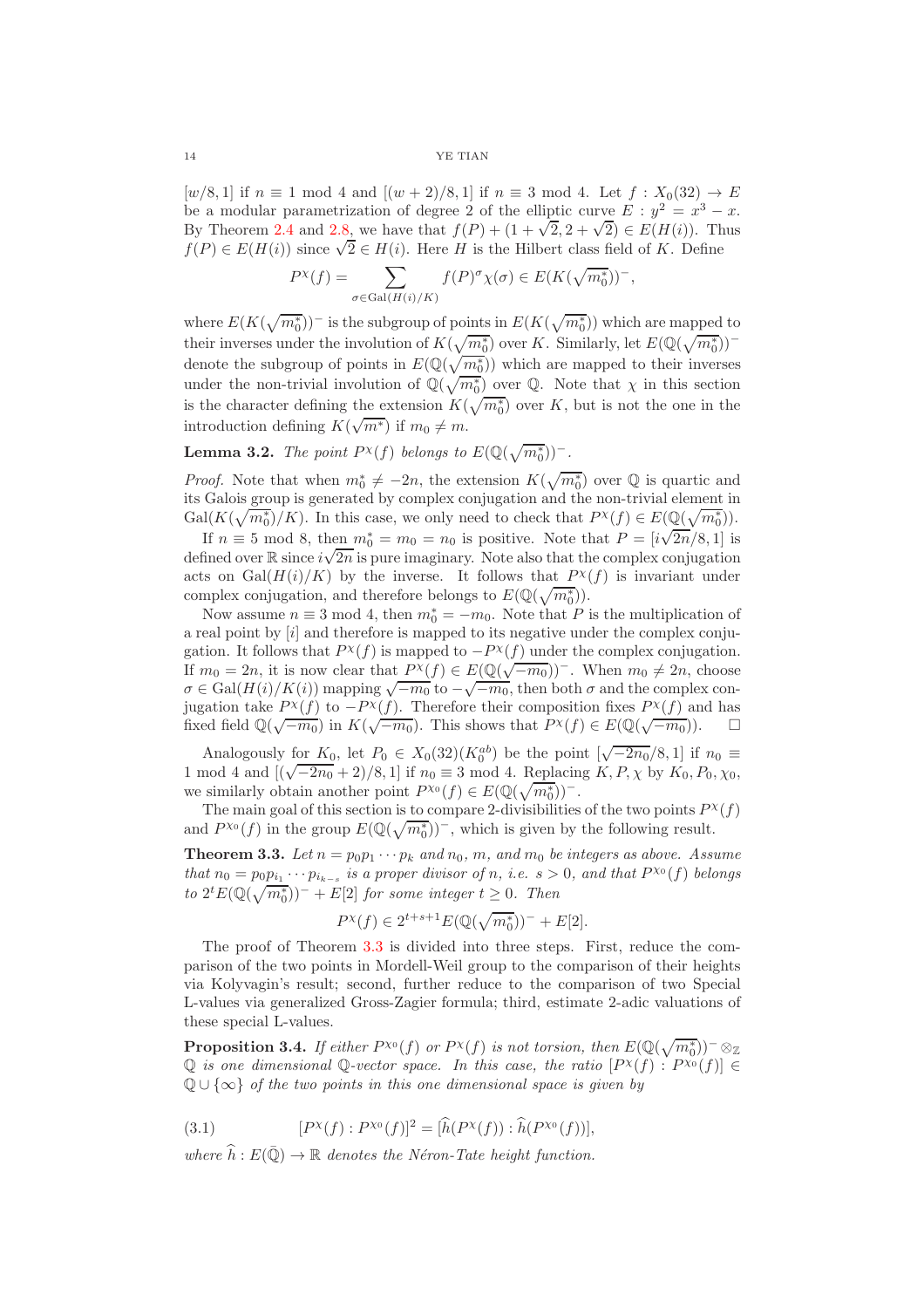$[w/8, 1]$ if $n \equiv 1 \mod 4$ and $[(w+2)/8, 1]$ if $n \equiv 3 \mod 4$. Let $f : X_0(32) \to E$ be a modular parametrization of degree 2 of the elliptic curve $E : y^2 = x^3 - x$. By Theorem 2.4 and 2.8, we have that $f(P) + (1 + \sqrt{2}, 2 + \sqrt{2}) \in E(H(i))$. Thus $f(P) \in E(H(i))$ since $\sqrt{2} \in H(i)$. Here $H$ is the Hilbert class field of $K$. Define

$$P^{\chi}(f) = \sum_{\sigma \in \mathrm{Gal}(H(i)/K)} f(P)^{\sigma} \chi(\sigma) \in E(K(\sqrt{m_0^*}))^-,$$

where $E(K(\sqrt{m_0^*}))^-$ is the subgroup of points in $E(K(\sqrt{m_0^*}))$ which are mapped to their inverses under the involution of $K(\sqrt{m_0^*})$ over $K$. Similarly, let $E(\mathbb{Q}(\sqrt{m_0^*}))^-$ denote the subgroup of points in $E(\mathbb{Q}(\sqrt{m_0^*}))$ which are mapped to their inverses under the non-trivial involution of $\mathbb{Q}(\sqrt{m_0^*})$ over $\mathbb{Q}$. Note that $\chi$ in this section is the character defining the extension $K(\sqrt{m_0^*})$ over $K$, but is not the one in the introduction defining $K(\sqrt{m^*})$ if $m_0 \neq m$.

**Lemma 3.2.** *The point $P^{\chi}(f)$ belongs to $E(\mathbb{Q}(\sqrt{m_0^*}))^-$.*

*Proof.* Note that when $m_0^* \neq -2n$, the extension $K(\sqrt{m_0^*})$ over $\mathbb{Q}$ is quartic and its Galois group is generated by complex conjugation and the non-trivial element in $\mathrm{Gal}(K(\sqrt{m_0^*})/K)$. In this case, we only need to check that $P^{\chi}(f) \in E(\mathbb{Q}(\sqrt{m_0^*}))$.

If $n \equiv 5 \mod 8$, then $m_0^* = m_0 = n_0$ is positive. Note that $P = [i\sqrt{2n}/8, 1]$ is defined over $\mathbb{R}$ since $i\sqrt{2n}$ is pure imaginary. Note also that the complex conjugation acts on $\mathrm{Gal}(H(i)/K)$ by the inverse. It follows that $P^{\chi}(f)$ is invariant under complex conjugation, and therefore belongs to $E(\mathbb{Q}(\sqrt{m_0^*}))$.

Now assume $n \equiv 3 \mod 4$, then $m_0^* = -m_0$. Note that $P$ is the multiplication of a real point by $[i]$ and therefore is mapped to its negative under the complex conjugation. It follows that $P^{\chi}(f)$ is mapped to $-P^{\chi}(f)$ under the complex conjugation. If $m_0 = 2n$, it is now clear that $P^{\chi}(f) \in E(\mathbb{Q}(\sqrt{-m_0}))^-$. When $m_0 \neq 2n$, choose $\sigma \in \mathrm{Gal}(H(i)/K(i))$ mapping $\sqrt{-m_0}$ to $-\sqrt{-m_0}$, then both $\sigma$ and the complex conjugation take $P^{\chi}(f)$ to $-P^{\chi}(f)$. Therefore their composition fixes $P^{\chi}(f)$ and has fixed field $\mathbb{Q}(\sqrt{-m_0})$ in $K(\sqrt{-m_0})$. This shows that $P^{\chi}(f) \in E(\mathbb{Q}(\sqrt{-m_0}))$. $\square$

Analogously for $K_0$, let $P_0 \in X_0(32)(K_0^{ab})$ be the point $[\sqrt{-2n_0}/8, 1]$ if $n_0 \equiv 1 \mod 4$ and $[(\sqrt{-2n_0}+2)/8, 1]$ if $n_0 \equiv 3 \mod 4$. Replacing $K, P, \chi$ by $K_0, P_0, \chi_0$, we similarly obtain another point $P^{\chi_0}(f) \in E(\mathbb{Q}(\sqrt{m_0^*}))^-$.

The main goal of this section is to compare 2-divisibilities of the two points $P^{\chi}(f)$ and $P^{\chi_0}(f)$ in the group $E(\mathbb{Q}(\sqrt{m_0^*}))^-$, which is given by the following result.

**Theorem 3.3.** *Let $n = p_0 p_1 \cdots p_k$ and $n_0$, $m$, and $m_0$ be integers as above. Assume that $n_0 = p_0 p_{i_1} \cdots p_{i_{k-s}}$ is a proper divisor of $n$, i.e. $s > 0$, and that $P^{\chi_0}(f)$ belongs to $2^t E(\mathbb{Q}(\sqrt{m_0^*}))^- + E[2]$ for some integer $t \geq 0$. Then*

$$P^{\chi}(f) \in 2^{t+s+1} E(\mathbb{Q}(\sqrt{m_0^*}))^- + E[2].$$

The proof of Theorem 3.3 is divided into three steps. First, reduce the comparison of the two points in Mordell-Weil group to the comparison of their heights via Kolyvagin's result; second, further reduce to the comparison of two Special L-values via generalized Gross-Zagier formula; third, estimate 2-adic valuations of these special L-values.

**Proposition 3.4.** *If either $P^{\chi_0}(f)$ or $P^{\chi}(f)$ is not torsion, then $E(\mathbb{Q}(\sqrt{m_0^*}))^- \otimes_{\mathbb{Z}} \mathbb{Q}$ is one dimensional $\mathbb{Q}$-vector space. In this case, the ratio $[P^{\chi}(f) : P^{\chi_0}(f)] \in \mathbb{Q} \cup \{\infty\}$ of the two points in this one dimensional space is given by*

$$[P^{\chi}(f) : P^{\chi_0}(f)]^2 = [\widehat{h}(P^{\chi}(f)) : \widehat{h}(P^{\chi_0}(f))], \tag{3.1}$$

*where $\widehat{h} : E(\bar{\mathbb{Q}}) \to \mathbb{R}$ denotes the Néron-Tate height function.*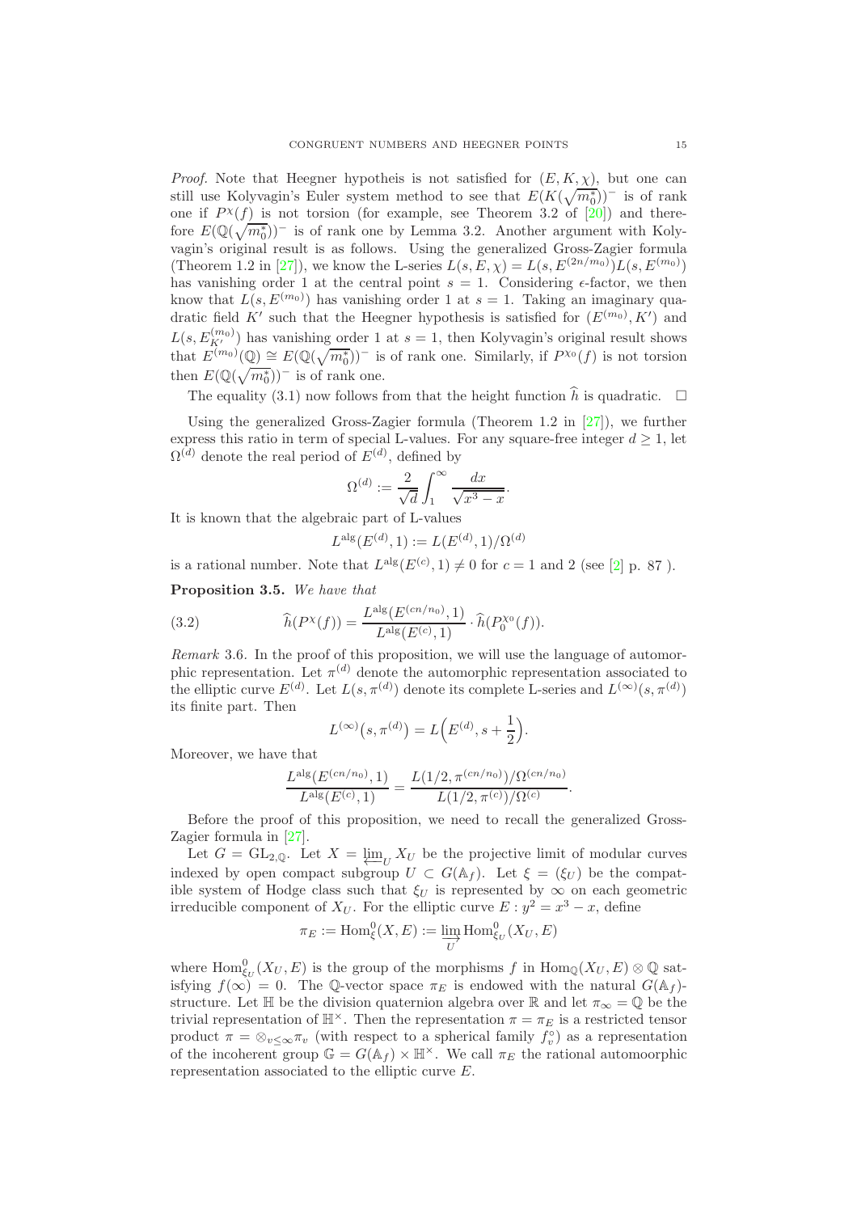*Proof.* Note that Heegner hypotheis is not satisfied for $(E, K, \chi)$, but one can still use Kolyvagin's Euler system method to see that $E(K(\sqrt{m_0^*}))^-$ is of rank one if $P^\chi(f)$ is not torsion (for example, see Theorem 3.2 of [20]) and therefore $E(\mathbb{Q}(\sqrt{m_0^*}))^-$ is of rank one by Lemma 3.2. Another argument with Kolyvagin's original result is as follows. Using the generalized Gross-Zagier formula (Theorem 1.2 in [27]), we know the L-series $L(s, E, \chi) = L(s, E^{(2n/m_0)})L(s, E^{(m_0)})$ has vanishing order 1 at the central point $s = 1$. Considering $\epsilon$-factor, we then know that $L(s, E^{(m_0)})$ has vanishing order 1 at $s = 1$. Taking an imaginary quadratic field $K'$ such that the Heegner hypothesis is satisfied for $(E^{(m_0)}, K')$ and $L(s, E_{K'}^{(m_0)})$ has vanishing order 1 at $s = 1$, then Kolyvagin's original result shows that $E^{(m_0)}(\mathbb{Q}) \cong E(\mathbb{Q}(\sqrt{m_0^*}))^-$ is of rank one. Similarly, if $P^{\chi_0}(f)$ is not torsion then $E(\mathbb{Q}(\sqrt{m_0^*}))^-$ is of rank one.

The equality (3.1) now follows from that the height function $\widehat{h}$ is quadratic. $\square$

Using the generalized Gross-Zagier formula (Theorem 1.2 in [27]), we further express this ratio in term of special L-values. For any square-free integer $d \geq 1$, let $\Omega^{(d)}$ denote the real period of $E^{(d)}$, defined by

$$\Omega^{(d)} := \frac{2}{\sqrt{d}} \int_1^\infty \frac{dx}{\sqrt{x^3 - x}}.$$

It is known that the algebraic part of L-values

$$L^{\mathrm{alg}}(E^{(d)}, 1) := L(E^{(d)}, 1)/\Omega^{(d)}$$

is a rational number. Note that $L^{\mathrm{alg}}(E^{(c)}, 1) \neq 0$ for $c = 1$ and 2 (see [2] p. 87 ).

**Proposition 3.5.** *We have that*

$$\widehat{h}(P^\chi(f)) = \frac{L^{\mathrm{alg}}(E^{(cn/n_0)}, 1)}{L^{\mathrm{alg}}(E^{(c)}, 1)} \cdot \widehat{h}(P_0^{\chi_0}(f)). \tag{3.2}$$

*Remark* 3.6. In the proof of this proposition, we will use the language of automorphic representation. Let $\pi^{(d)}$ denote the automorphic representation associated to the elliptic curve $E^{(d)}$. Let $L(s, \pi^{(d)})$ denote its complete L-series and $L^{(\infty)}(s, \pi^{(d)})$ its finite part. Then

$$L^{(\infty)}\big(s, \pi^{(d)}\big) = L\Big(E^{(d)}, s + \frac{1}{2}\Big).$$

Moreover, we have that

$$\frac{L^{\mathrm{alg}}(E^{(cn/n_0)}, 1)}{L^{\mathrm{alg}}(E^{(c)}, 1)} = \frac{L(1/2, \pi^{(cn/n_0)})/\Omega^{(cn/n_0)}}{L(1/2, \pi^{(c)})/\Omega^{(c)}}.$$

Before the proof of this proposition, we need to recall the generalized Gross-Zagier formula in [27].

Let $G = \mathrm{GL}_{2,\mathbb{Q}}$. Let $X = \varprojlim_U X_U$ be the projective limit of modular curves indexed by open compact subgroup $U \subset G(\mathbb{A}_f)$. Let $\xi = (\xi_U)$ be the compatible system of Hodge class such that $\xi_U$ is represented by $\infty$ on each geometric irreducible component of $X_U$. For the elliptic curve $E : y^2 = x^3 - x$, define

$$\pi_E := \mathrm{Hom}_\xi^0(X, E) := \varinjlim_U \mathrm{Hom}_{\xi_U}^0(X_U, E)$$

where $\mathrm{Hom}_{\xi_U}^0(X_U, E)$ is the group of the morphisms $f$ in $\mathrm{Hom}_\mathbb{Q}(X_U, E) \otimes \mathbb{Q}$ satisfying $f(\infty) = 0$. The $\mathbb{Q}$-vector space $\pi_E$ is endowed with the natural $G(\mathbb{A}_f)$-structure. Let $\mathbb{H}$ be the division quaternion algebra over $\mathbb{R}$ and let $\pi_\infty = \mathbb{Q}$ be the trivial representation of $\mathbb{H}^\times$. Then the representation $\pi = \pi_E$ is a restricted tensor product $\pi = \otimes_{v \leq \infty} \pi_v$ (with respect to a spherical family $f_v^\circ$) as a representation of the incoherent group $\mathbb{G} = G(\mathbb{A}_f) \times \mathbb{H}^\times$. We call $\pi_E$ the rational automoorphic representation associated to the elliptic curve $E$.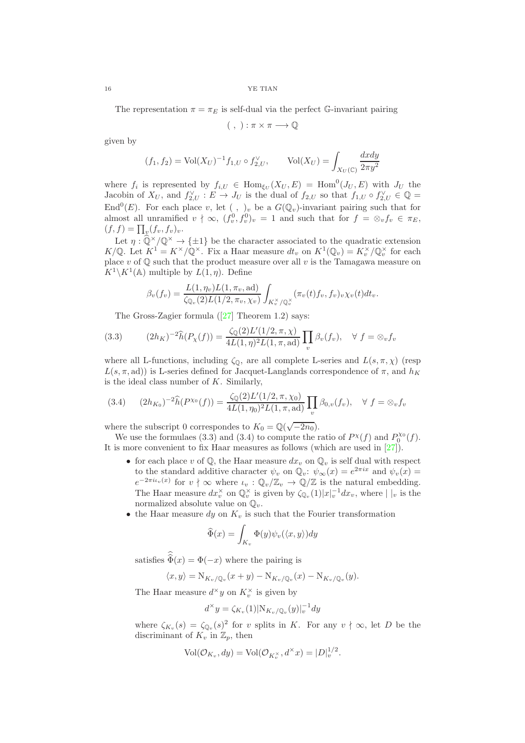The representation $\pi = \pi_E$ is self-dual via the perfect $\mathbb{G}$-invariant pairing

$$( \ , \ ) : \pi \times \pi \longrightarrow \mathbb{Q}$$

given by

$$(f_1, f_2) = \mathrm{Vol}(X_U)^{-1} f_{1,U} \circ f_{2,U}^\vee, \qquad \mathrm{Vol}(X_U) = \int_{X_U(\mathbb{C})} \frac{dxdy}{2\pi y^2}$$

where $f_i$ is represented by $f_{i,U} \in \mathrm{Hom}_{\xi_U}(X_U, E) = \mathrm{Hom}^0(J_U, E)$ with $J_U$ the Jacobin of $X_U$, and $f_{2,U}^\vee : E \to J_U$ is the dual of $f_{2,U}$ so that $f_{1,U} \circ f_{2,U}^\vee \in \mathbb{Q} = \mathrm{End}^0(E)$. For each place $v$, let $( \ , \ )_v$ be a $G(\mathbb{Q}_v)$-invariant pairing such that for almost all unramified $v \nmid \infty$, $(f_v^0, f_v^0)_v = 1$ and such that for $f = \otimes_v f_v \in \pi_E$, $(f, f) = \prod_v (f_v, f_v)_v$.

Let $\eta : \widehat{\mathbb{Q}}^\times / \mathbb{Q}^\times \to \{\pm 1\}$ be the character associated to the quadratic extension $K/\mathbb{Q}$. Let $K^1 = K^\times / \mathbb{Q}^\times$. Fix a Haar measure $dt_v$ on $K^1(\mathbb{Q}_v) = K_v^\times / \mathbb{Q}_v^\times$ for each place $v$ of $\mathbb{Q}$ such that the product measure over all $v$ is the Tamagawa measure on $K^1 \backslash K^1(\mathbb{A})$ multiple by $L(1, \eta)$. Define

$$\beta_v(f_v) = \frac{L(1, \eta_v) L(1, \pi_v, \mathrm{ad})}{\zeta_{\mathbb{Q}_v}(2) L(1/2, \pi_v, \chi_v)} \int_{K_v^\times / \mathbb{Q}_v^\times} (\pi_v(t) f_v, f_v)_v \chi_v(t) dt_v.$$

The Gross-Zagier formula ([27] Theorem 1.2) says:

$$(3.3) \qquad (2h_K)^{-2} \widehat{h}(P_\chi(f)) = \frac{\zeta_{\mathbb{Q}}(2) L'(1/2, \pi, \chi)}{4 L(1, \eta)^2 L(1, \pi, \mathrm{ad})} \prod_v \beta_v(f_v), \quad \forall \ f = \otimes_v f_v$$

where all L-functions, including $\zeta_{\mathbb{Q}}$, are all complete L-series and $L(s, \pi, \chi)$ (resp $L(s, \pi, \mathrm{ad})$) is L-series defined for Jacquet-Langlands correspondence of $\pi$, and $h_K$ is the ideal class number of $K$. Similarly,

$$(3.4) \qquad (2h_{K_0})^{-2} \widehat{h}(P^{\chi_0}(f)) = \frac{\zeta_{\mathbb{Q}}(2) L'(1/2, \pi, \chi_0)}{4 L(1, \eta_0)^2 L(1, \pi, \mathrm{ad})} \prod_v \beta_{0,v}(f_v), \quad \forall \ f = \otimes_v f_v$$

where the subscript 0 correspondes to $K_0 = \mathbb{Q}(\sqrt{-2n_0})$.

We use the formulaes (3.3) and (3.4) to compute the ratio of $P^\chi(f)$ and $P_0^{\chi_0}(f)$. It is more convenient to fix Haar measures as follows (which are used in [27]).

- for each place $v$ of $\mathbb{Q}$, the Haar measure $dx_v$ on $\mathbb{Q}_v$ is self dual with respect to the standard additive character $\psi_v$ on $\mathbb{Q}_v$: $\psi_\infty(x) = e^{2\pi i x}$ and $\psi_v(x) = e^{-2\pi i \iota_v(x)}$ for $v \nmid \infty$ where $\iota_v : \mathbb{Q}_v / \mathbb{Z}_v \to \mathbb{Q}/\mathbb{Z}$ is the natural embedding. The Haar measure $dx_v^\times$ on $\mathbb{Q}_v^\times$ is given by $\zeta_{\mathbb{Q}_v}(1) |x|_v^{-1} dx_v$, where $| \ |_v$ is the normalized absolute value on $\mathbb{Q}_v$.
- the Haar measure $dy$ on $K_v$ is such that the Fourier transformation

  $$\widehat{\Phi}(x) = \int_{K_v} \Phi(y) \psi_v(\langle x, y \rangle) dy$$

  satisfies $\widehat{\widehat{\Phi}}(x) = \Phi(-x)$ where the pairing is

  $$\langle x, y \rangle = \mathrm{N}_{K_v/\mathbb{Q}_v}(x + y) - \mathrm{N}_{K_v/\mathbb{Q}_v}(x) - \mathrm{N}_{K_v/\mathbb{Q}_v}(y).$$

  The Haar measure $d^\times y$ on $K_v^\times$ is given by

  $$d^\times y = \zeta_{K_v}(1) |\mathrm{N}_{K_v/\mathbb{Q}_v}(y)|_v^{-1} dy$$

  where $\zeta_{K_v}(s) = \zeta_{\mathbb{Q}_v}(s)^2$ for $v$ splits in $K$. For any $v \nmid \infty$, let $D$ be the discriminant of $K_v$ in $\mathbb{Z}_p$, then

  $$\mathrm{Vol}(\mathcal{O}_{K_v}, dy) = \mathrm{Vol}(\mathcal{O}_{K_v^\times}, d^\times x) = |D|_v^{1/2}.$$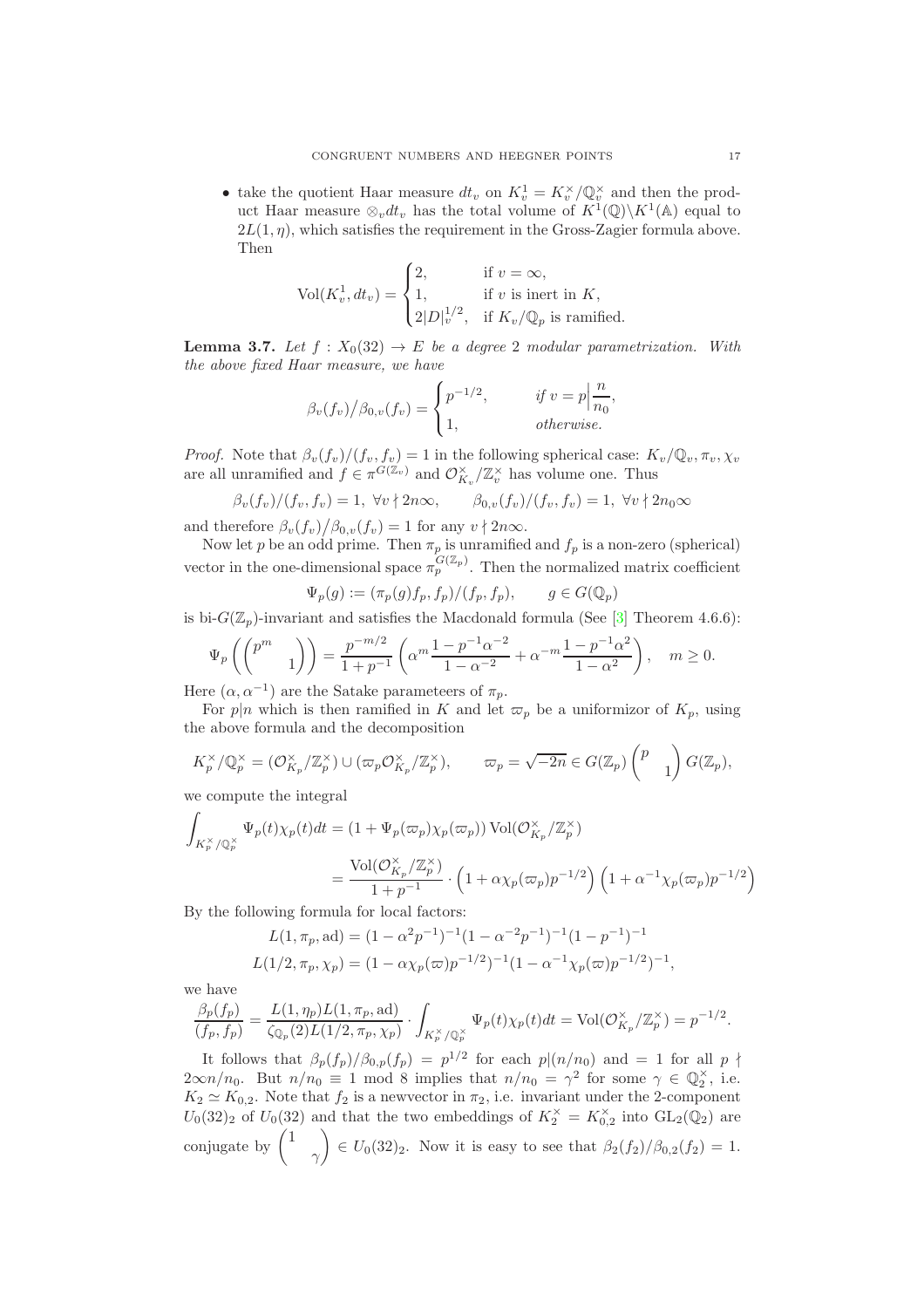- take the quotient Haar measure $dt_v$ on $K_v^1 = K_v^\times/\mathbb{Q}_v^\times$ and then the product Haar measure $\otimes_v dt_v$ has the total volume of $K^1(\mathbb{Q})\backslash K^1(\mathbb{A})$ equal to $2L(1,\eta)$, which satisfies the requirement in the Gross-Zagier formula above. Then

$$\mathrm{Vol}(K_v^1, dt_v) = \begin{cases} 2, & \text{if } v = \infty, \\ 1, & \text{if } v \text{ is inert in } K, \\ 2|D|_v^{1/2}, & \text{if } K_v/\mathbb{Q}_p \text{ is ramified.} \end{cases}$$

**Lemma 3.7.** *Let $f : X_0(32) \to E$ be a degree 2 modular parametrization. With the above fixed Haar measure, we have*

$$\beta_v(f_v)\big/\beta_{0,v}(f_v) = \begin{cases} p^{-1/2}, & \text{if } v = p\Big|\dfrac{n}{n_0}, \\ 1, & \text{otherwise.} \end{cases}$$

*Proof.* Note that $\beta_v(f_v)/(f_v, f_v) = 1$ in the following spherical case: $K_v/\mathbb{Q}_v, \pi_v, \chi_v$ are all unramified and $f \in \pi^{G(\mathbb{Z}_v)}$ and $\mathcal{O}_{K_v}^\times/\mathbb{Z}_v^\times$ has volume one. Thus

$$\beta_v(f_v)/(f_v, f_v) = 1, \ \forall v \nmid 2n\infty, \qquad \beta_{0,v}(f_v)/(f_v, f_v) = 1, \ \forall v \nmid 2n_0\infty$$

and therefore $\beta_v(f_v)\big/\beta_{0,v}(f_v) = 1$ for any $v \nmid 2n\infty$.

Now let $p$ be an odd prime. Then $\pi_p$ is unramified and $f_p$ is a non-zero (spherical) vector in the one-dimensional space $\pi_p^{G(\mathbb{Z}_p)}$. Then the normalized matrix coefficient

$$\Psi_p(g) := (\pi_p(g)f_p, f_p)/(f_p, f_p), \qquad g \in G(\mathbb{Q}_p)$$

is bi-$G(\mathbb{Z}_p)$-invariant and satisfies the Macdonald formula (See [3] Theorem 4.6.6):

$$\Psi_p\left(\begin{pmatrix} p^m & \\ & 1 \end{pmatrix}\right) = \frac{p^{-m/2}}{1+p^{-1}}\left(\alpha^m \frac{1 - p^{-1}\alpha^{-2}}{1-\alpha^{-2}} + \alpha^{-m}\frac{1-p^{-1}\alpha^2}{1-\alpha^2}\right), \quad m \geq 0.$$

Here $(\alpha, \alpha^{-1})$ are the Satake parameteers of $\pi_p$.

For $p|n$ which is then ramified in $K$ and let $\varpi_p$ be a uniformizor of $K_p$, using the above formula and the decomposition

$$K_p^\times/\mathbb{Q}_p^\times = (\mathcal{O}_{K_p}^\times/\mathbb{Z}_p^\times) \cup (\varpi_p \mathcal{O}_{K_p}^\times/\mathbb{Z}_p^\times), \qquad \varpi_p = \sqrt{-2n} \in G(\mathbb{Z}_p)\begin{pmatrix} p & \\ & 1 \end{pmatrix} G(\mathbb{Z}_p),$$

we compute the integral

$$\begin{aligned} \int_{K_p^\times/\mathbb{Q}_p^\times} \Psi_p(t)\chi_p(t)dt &= (1 + \Psi_p(\varpi_p)\chi_p(\varpi_p))\,\mathrm{Vol}(\mathcal{O}_{K_p}^\times/\mathbb{Z}_p^\times) \\ &= \frac{\mathrm{Vol}(\mathcal{O}_{K_p}^\times/\mathbb{Z}_p^\times)}{1+p^{-1}} \cdot \left(1 + \alpha\chi_p(\varpi_p)p^{-1/2}\right)\left(1 + \alpha^{-1}\chi_p(\varpi_p)p^{-1/2}\right) \end{aligned}$$

By the following formula for local factors:

$$\begin{aligned} L(1, \pi_p, \mathrm{ad}) &= (1 - \alpha^2 p^{-1})^{-1}(1 - \alpha^{-2}p^{-1})^{-1}(1 - p^{-1})^{-1} \\ L(1/2, \pi_p, \chi_p) &= (1 - \alpha\chi_p(\varpi)p^{-1/2})^{-1}(1 - \alpha^{-1}\chi_p(\varpi)p^{-1/2})^{-1}, \end{aligned}$$

we have

$$\frac{\beta_p(f_p)}{(f_p, f_p)} = \frac{L(1,\eta_p)L(1,\pi_p,\mathrm{ad})}{\zeta_{\mathbb{Q}_p}(2)L(1/2,\pi_p,\chi_p)} \cdot \int_{K_p^\times/\mathbb{Q}_p^\times} \Psi_p(t)\chi_p(t)dt = \mathrm{Vol}(\mathcal{O}_{K_p}^\times/\mathbb{Z}_p^\times) = p^{-1/2}.$$

It follows that $\beta_p(f_p)/\beta_{0,p}(f_p) = p^{1/2}$ for each $p|(n/n_0)$ and $= 1$ for all $p \nmid 2\infty n/n_0$. But $n/n_0 \equiv 1 \bmod 8$ implies that $n/n_0 = \gamma^2$ for some $\gamma \in \mathbb{Q}_2^\times$, i.e. $K_2 \simeq K_{0,2}$. Note that $f_2$ is a newvector in $\pi_2$, i.e. invariant under the 2-component $U_0(32)_2$ of $U_0(32)$ and that the two embeddings of $K_2^\times = K_{0,2}^\times$ into $\mathrm{GL}_2(\mathbb{Q}_2)$ are conjugate by $\begin{pmatrix} 1 & \\ & \gamma \end{pmatrix} \in U_0(32)_2$. Now it is easy to see that $\beta_2(f_2)/\beta_{0,2}(f_2) = 1$.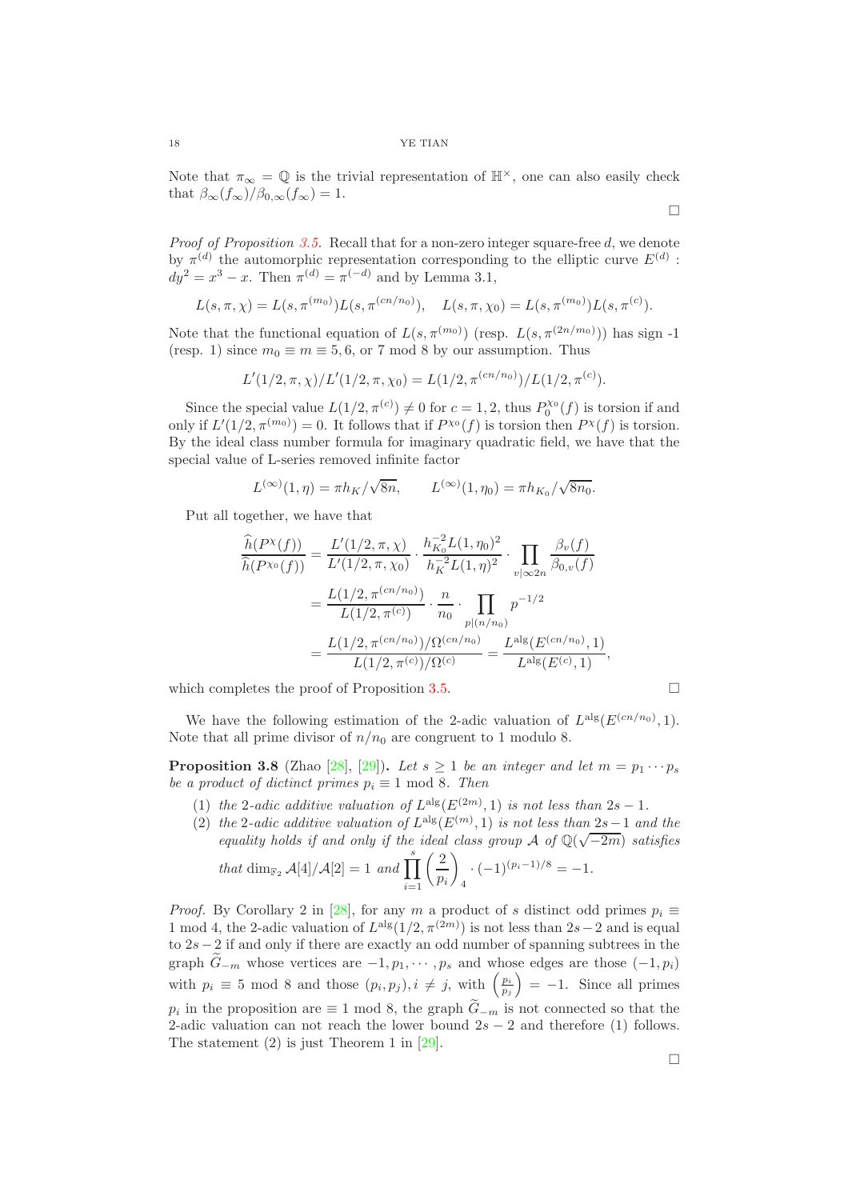Note that $\pi_\infty = \mathbb{Q}$ is the trivial representation of $\mathbb{H}^\times$, one can also easily check that $\beta_\infty(f_\infty)/\beta_{0,\infty}(f_\infty) = 1$.

$\square$

*Proof of Proposition 3.5.* Recall that for a non-zero integer square-free $d$, we denote by $\pi^{(d)}$ the automorphic representation corresponding to the elliptic curve $E^{(d)}$ : $dy^2 = x^3 - x$. Then $\pi^{(d)} = \pi^{(-d)}$ and by Lemma 3.1,

$$L(s, \pi, \chi) = L(s, \pi^{(m_0)}) L(s, \pi^{(cn/n_0)}), \quad L(s, \pi, \chi_0) = L(s, \pi^{(m_0)}) L(s, \pi^{(c)}).$$

Note that the functional equation of $L(s, \pi^{(m_0)})$ (resp. $L(s, \pi^{(2n/m_0)})$) has sign -1 (resp. 1) since $m_0 \equiv m \equiv 5, 6$, or $7 \bmod 8$ by our assumption. Thus

$$L'(1/2, \pi, \chi)/L'(1/2, \pi, \chi_0) = L(1/2, \pi^{(cn/n_0)})/L(1/2, \pi^{(c)}).$$

Since the special value $L(1/2, \pi^{(c)}) \neq 0$ for $c = 1, 2$, thus $P_0^{\chi_0}(f)$ is torsion if and only if $L'(1/2, \pi^{(m_0)}) = 0$. It follows that if $P^{\chi_0}(f)$ is torsion then $P^\chi(f)$ is torsion. By the ideal class number formula for imaginary quadratic field, we have that the special value of L-series removed infinite factor

$$L^{(\infty)}(1, \eta) = \pi h_K/\sqrt{8n}, \qquad L^{(\infty)}(1, \eta_0) = \pi h_{K_0}/\sqrt{8n_0}.$$

Put all together, we have that

$$\begin{aligned}
\frac{\widehat{h}(P^\chi(f))}{\widehat{h}(P^{\chi_0}(f))} &= \frac{L'(1/2, \pi, \chi)}{L'(1/2, \pi, \chi_0)} \cdot \frac{h_{K_0}^{-2} L(1, \eta_0)^2}{h_K^{-2} L(1, \eta)^2} \cdot \prod_{v | \infty 2n} \frac{\beta_v(f)}{\beta_{0,v}(f)} \\
&= \frac{L(1/2, \pi^{(cn/n_0)})}{L(1/2, \pi^{(c)})} \cdot \frac{n}{n_0} \cdot \prod_{p | (n/n_0)} p^{-1/2} \\
&= \frac{L(1/2, \pi^{(cn/n_0)})/\Omega^{(cn/n_0)}}{L(1/2, \pi^{(c)})/\Omega^{(c)}} = \frac{L^{\mathrm{alg}}(E^{(cn/n_0)}, 1)}{L^{\mathrm{alg}}(E^{(c)}, 1)},
\end{aligned}$$

which completes the proof of Proposition 3.5. $\square$

We have the following estimation of the 2-adic valuation of $L^{\mathrm{alg}}(E^{(cn/n_0)}, 1)$. Note that all prime divisor of $n/n_0$ are congruent to 1 modulo 8.

**Proposition 3.8** (Zhao [28], [29]). *Let $s \geq 1$ be an integer and let $m = p_1 \cdots p_s$ be a product of dictinct primes $p_i \equiv 1 \bmod 8$. Then*

1. *the 2-adic additive valuation of $L^{\mathrm{alg}}(E^{(2m)}, 1)$ is not less than $2s - 1$.*
2. *the 2-adic additive valuation of $L^{\mathrm{alg}}(E^{(m)}, 1)$ is not less than $2s-1$ and the equality holds if and only if the ideal class group $\mathcal{A}$ of $\mathbb{Q}(\sqrt{-2m})$ satisfies that $\dim_{\mathbb{F}_2} \mathcal{A}[4]/\mathcal{A}[2] = 1$ and $\displaystyle\prod_{i=1}^{s} \left(\frac{2}{p_i}\right)_4 \cdot (-1)^{(p_i-1)/8} = -1$.*

*Proof.* By Corollary 2 in [28], for any $m$ a product of $s$ distinct odd primes $p_i \equiv 1 \bmod 4$, the 2-adic valuation of $L^{\mathrm{alg}}(1/2, \pi^{(2m)})$ is not less than $2s-2$ and is equal to $2s-2$ if and only if there are exactly an odd number of spanning subtrees in the graph $\widetilde{G}_{-m}$ whose vertices are $-1, p_1, \cdots, p_s$ and whose edges are those $(-1, p_i)$ with $p_i \equiv 5 \bmod 8$ and those $(p_i, p_j), i \neq j$, with $\left(\frac{p_i}{p_j}\right) = -1$. Since all primes $p_i$ in the proposition are $\equiv 1 \bmod 8$, the graph $\widetilde{G}_{-m}$ is not connected so that the 2-adic valuation can not reach the lower bound $2s - 2$ and therefore (1) follows. The statement (2) is just Theorem 1 in [29].

$\square$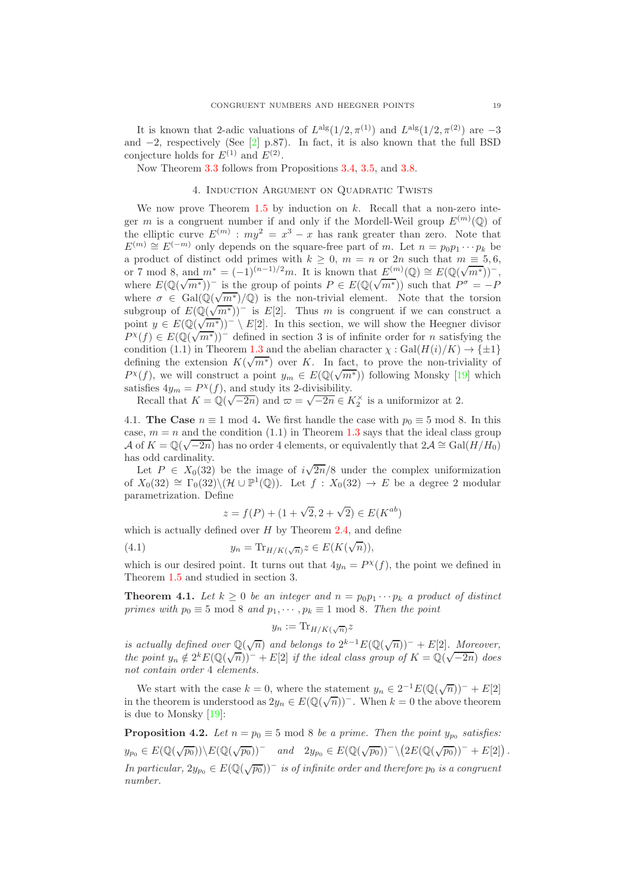It is known that 2-adic valuations of $L^{\text{alg}}(1/2, \pi^{(1)})$ and $L^{\text{alg}}(1/2, \pi^{(2)})$ are $-3$ and $-2$, respectively (See [2] p.87). In fact, it is also known that the full BSD conjecture holds for $E^{(1)}$ and $E^{(2)}$.

Now Theorem 3.3 follows from Propositions 3.4, 3.5, and 3.8.

## 4. Induction Argument on Quadratic Twists

We now prove Theorem 1.5 by induction on $k$. Recall that a non-zero integer $m$ is a congruent number if and only if the Mordell-Weil group $E^{(m)}(\mathbb{Q})$ of the elliptic curve $E^{(m)} : my^2 = x^3 - x$ has rank greater than zero. Note that $E^{(m)} \cong E^{(-m)}$ only depends on the square-free part of $m$. Let $n = p_0 p_1 \cdots p_k$ be a product of distinct odd primes with $k \geq 0$, $m = n$ or $2n$ such that $m \equiv 5, 6$, or $7 \bmod 8$, and $m^* = (-1)^{(n-1)/2} m$. It is known that $E^{(m)}(\mathbb{Q}) \cong E(\mathbb{Q}(\sqrt{m^*}))^-$, where $E(\mathbb{Q}(\sqrt{m^*}))^-$ is the group of points $P \in E(\mathbb{Q}(\sqrt{m^*}))$ such that $P^\sigma = -P$ where $\sigma \in \mathrm{Gal}(\mathbb{Q}(\sqrt{m^*})/\mathbb{Q})$ is the non-trivial element. Note that the torsion subgroup of $E(\mathbb{Q}(\sqrt{m^*}))^-$ is $E[2]$. Thus $m$ is congruent if we can construct a point $y \in E(\mathbb{Q}(\sqrt{m^*}))^- \setminus E[2]$. In this section, we will show the Heegner divisor $P^\chi(f) \in E(\mathbb{Q}(\sqrt{m^*}))^-$ defined in section 3 is of infinite order for $n$ satisfying the condition (1.1) in Theorem 1.3 and the abelian character $\chi : \mathrm{Gal}(H(i)/K) \to \{\pm 1\}$ defining the extension $K(\sqrt{m^*})$ over $K$. In fact, to prove the non-triviality of $P^\chi(f)$, we will construct a point $y_m \in E(\mathbb{Q}(\sqrt{m^*}))$ following Monsky [19] which satisfies $4y_m = P^\chi(f)$, and study its 2-divisibility.

Recall that $K = \mathbb{Q}(\sqrt{-2n})$ and $\varpi = \sqrt{-2n} \in K_2^\times$ is a uniformizor at 2.

### 4.1. The Case $n \equiv 1 \bmod 4$.

We first handle the case with $p_0 \equiv 5 \bmod 8$. In this case, $m = n$ and the condition (1.1) in Theorem 1.3 says that the ideal class group $\mathcal{A}$ of $K = \mathbb{Q}(\sqrt{-2n})$ has no order 4 elements, or equivalently that $2\mathcal{A} \cong \mathrm{Gal}(H/H_0)$ has odd cardinality.

Let $P \in X_0(32)$ be the image of $i\sqrt{2n}/8$ under the complex uniformization of $X_0(32) \cong \Gamma_0(32)\backslash(\mathcal{H} \cup \mathbb{P}^1(\mathbb{Q}))$. Let $f : X_0(32) \to E$ be a degree 2 modular parametrization. Define

$$z = f(P) + (1 + \sqrt{2}, 2 + \sqrt{2}) \in E(K^{ab})$$

which is actually defined over $H$ by Theorem 2.4, and define

$$y_n = \mathrm{Tr}_{H/K(\sqrt{n})} z \in E(K(\sqrt{n})), \tag{4.1}$$

which is our desired point. It turns out that $4y_n = P^\chi(f)$, the point we defined in Theorem 1.5 and studied in section 3.

**Theorem 4.1.** *Let $k \geq 0$ be an integer and $n = p_0 p_1 \cdots p_k$ a product of distinct primes with $p_0 \equiv 5 \bmod 8$ and $p_1, \cdots, p_k \equiv 1 \bmod 8$. Then the point*

$$y_n := \mathrm{Tr}_{H/K(\sqrt{n})} z$$

*is actually defined over $\mathbb{Q}(\sqrt{n})$ and belongs to $2^{k-1}E(\mathbb{Q}(\sqrt{n}))^- + E[2]$. Moreover, the point $y_n \notin 2^k E(\mathbb{Q}(\sqrt{n}))^- + E[2]$ if the ideal class group of $K = \mathbb{Q}(\sqrt{-2n})$ does not contain order 4 elements.*

We start with the case $k = 0$, where the statement $y_n \in 2^{-1}E(\mathbb{Q}(\sqrt{n}))^- + E[2]$ in the theorem is understood as $2y_n \in E(\mathbb{Q}(\sqrt{n}))^-$. When $k = 0$ the above theorem is due to Monsky [19]:

**Proposition 4.2.** *Let $n = p_0 \equiv 5 \bmod 8$ be a prime. Then the point $y_{p_0}$ satisfies:*

$$y_{p_0} \in E(\mathbb{Q}(\sqrt{p_0})) \backslash E(\mathbb{Q}(\sqrt{p_0}))^- \quad \text{and} \quad 2y_{p_0} \in E(\mathbb{Q}(\sqrt{p_0}))^- \backslash \left(2E(\mathbb{Q}(\sqrt{p_0}))^- + E[2]\right).$$

*In particular, $2y_{p_0} \in E(\mathbb{Q}(\sqrt{p_0}))^-$ is of infinite order and therefore $p_0$ is a congruent number.*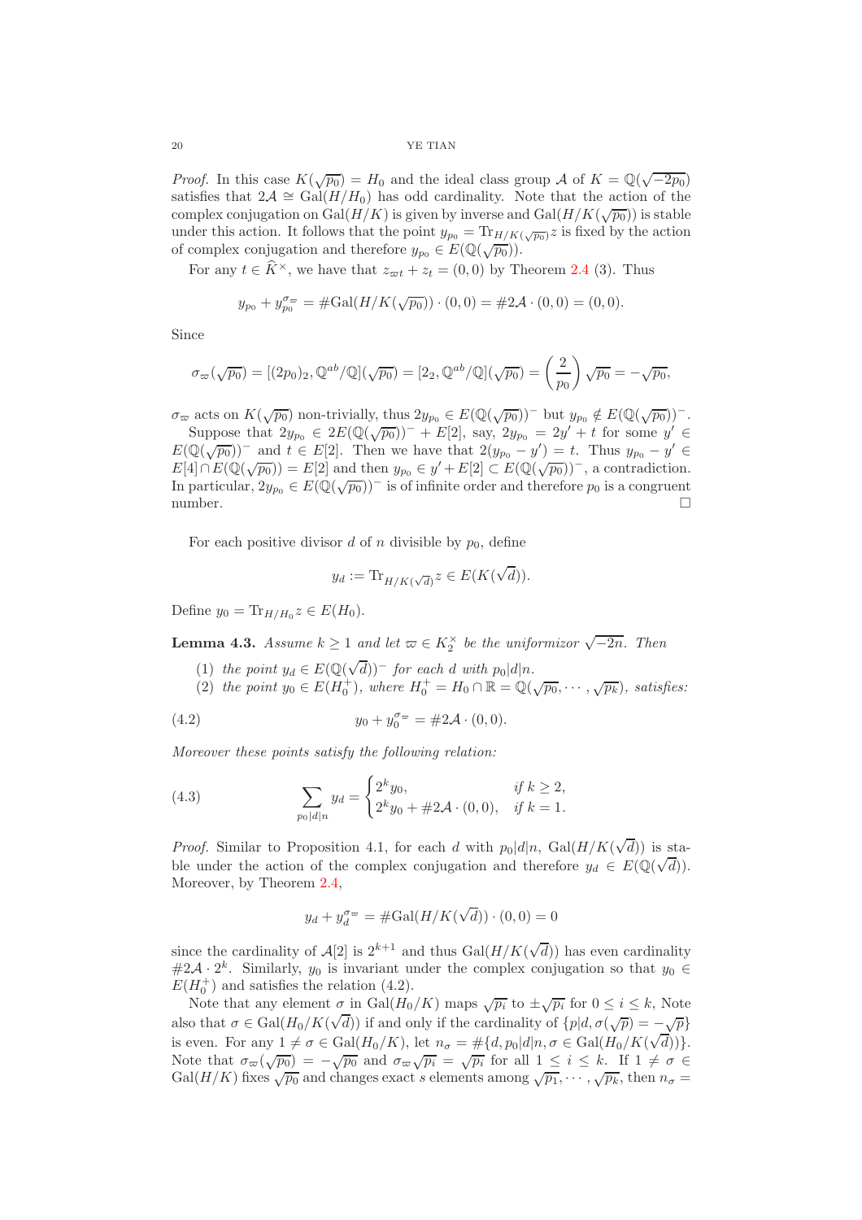*Proof.* In this case $K(\sqrt{p_0}) = H_0$ and the ideal class group $\mathcal{A}$ of $K = \mathbb{Q}(\sqrt{-2p_0})$ satisfies that $2\mathcal{A} \cong \mathrm{Gal}(H/H_0)$ has odd cardinality. Note that the action of the complex conjugation on $\mathrm{Gal}(H/K)$ is given by inverse and $\mathrm{Gal}(H/K(\sqrt{p_0}))$ is stable under this action. It follows that the point $y_{p_0} = \mathrm{Tr}_{H/K(\sqrt{p_0})} z$ is fixed by the action of complex conjugation and therefore $y_{p_0} \in E(\mathbb{Q}(\sqrt{p_0}))$.

For any $t \in \widehat{K}^\times$, we have that $z_{\varpi t} + z_t = (0,0)$ by Theorem 2.4 (3). Thus

$$y_{p_0} + y_{p_0}^{\sigma_\varpi} = \#\mathrm{Gal}(H/K(\sqrt{p_0})) \cdot (0,0) = \#2\mathcal{A} \cdot (0,0) = (0,0).$$

Since

$$\sigma_\varpi(\sqrt{p_0}) = [(2p_0)_2, \mathbb{Q}^{ab}/\mathbb{Q}](\sqrt{p_0}) = [2_2, \mathbb{Q}^{ab}/\mathbb{Q}](\sqrt{p_0}) = \left(\frac{2}{p_0}\right)\sqrt{p_0} = -\sqrt{p_0},$$

$\sigma_\varpi$ acts on $K(\sqrt{p_0})$ non-trivially, thus $2y_{p_0} \in E(\mathbb{Q}(\sqrt{p_0}))^-$ but $y_{p_0} \notin E(\mathbb{Q}(\sqrt{p_0}))^-$.

Suppose that $2y_{p_0} \in 2E(\mathbb{Q}(\sqrt{p_0}))^- + E[2]$, say, $2y_{p_0} = 2y' + t$ for some $y' \in E(\mathbb{Q}(\sqrt{p_0}))^-$ and $t \in E[2]$. Then we have that $2(y_{p_0} - y') = t$. Thus $y_{p_0} - y' \in E[4] \cap E(\mathbb{Q}(\sqrt{p_0})) = E[2]$ and then $y_{p_0} \in y' + E[2] \subset E(\mathbb{Q}(\sqrt{p_0}))^-$, a contradiction. In particular, $2y_{p_0} \in E(\mathbb{Q}(\sqrt{p_0}))^-$ is of infinite order and therefore $p_0$ is a congruent number. $\square$

For each positive divisor $d$ of $n$ divisible by $p_0$, define

$$y_d := \mathrm{Tr}_{H/K(\sqrt{d})} z \in E(K(\sqrt{d})).$$

Define $y_0 = \mathrm{Tr}_{H/H_0} z \in E(H_0)$.

**Lemma 4.3.** *Assume $k \geq 1$ and let $\varpi \in K_2^\times$ be the uniformizor $\sqrt{-2n}$. Then*

1. *the point $y_d \in E(\mathbb{Q}(\sqrt{d}))^-$ for each $d$ with $p_0|d|n$.*
2. *the point $y_0 \in E(H_0^+)$, where $H_0^+ = H_0 \cap \mathbb{R} = \mathbb{Q}(\sqrt{p_0}, \cdots, \sqrt{p_k})$, satisfies:*

$$y_0 + y_0^{\sigma_\varpi} = \#2\mathcal{A} \cdot (0,0). \tag{4.2}$$

*Moreover these points satisfy the following relation:*

$$\sum_{p_0|d|n} y_d = \begin{cases} 2^k y_0, & \text{if } k \geq 2, \\ 2^k y_0 + \#2\mathcal{A} \cdot (0,0), & \text{if } k = 1. \end{cases} \tag{4.3}$$

*Proof.* Similar to Proposition 4.1, for each $d$ with $p_0|d|n$, $\mathrm{Gal}(H/K(\sqrt{d}))$ is stable under the action of the complex conjugation and therefore $y_d \in E(\mathbb{Q}(\sqrt{d}))$. Moreover, by Theorem 2.4,

$$y_d + y_d^{\sigma_\varpi} = \#\mathrm{Gal}(H/K(\sqrt{d})) \cdot (0,0) = 0$$

since the cardinality of $\mathcal{A}[2]$ is $2^{k+1}$ and thus $\mathrm{Gal}(H/K(\sqrt{d}))$ has even cardinality $\#2\mathcal{A} \cdot 2^k$. Similarly, $y_0$ is invariant under the complex conjugation so that $y_0 \in E(H_0^+)$ and satisfies the relation (4.2).

Note that any element $\sigma$ in $\mathrm{Gal}(H_0/K)$ maps $\sqrt{p_i}$ to $\pm\sqrt{p_i}$ for $0 \leq i \leq k$, Note also that $\sigma \in \mathrm{Gal}(H_0/K(\sqrt{d}))$ if and only if the cardinality of $\{p|d, \sigma(\sqrt{p}) = -\sqrt{p}\}$ is even. For any $1 \neq \sigma \in \mathrm{Gal}(H_0/K)$, let $n_\sigma = \#\{d, p_0|d|n, \sigma \in \mathrm{Gal}(H_0/K(\sqrt{d}))\}$. Note that $\sigma_\varpi(\sqrt{p_0}) = -\sqrt{p_0}$ and $\sigma_\varpi\sqrt{p_i} = \sqrt{p_i}$ for all $1 \leq i \leq k$. If $1 \neq \sigma \in \mathrm{Gal}(H/K)$ fixes $\sqrt{p_0}$ and changes exact $s$ elements among $\sqrt{p_1}, \cdots, \sqrt{p_k}$, then $n_\sigma =$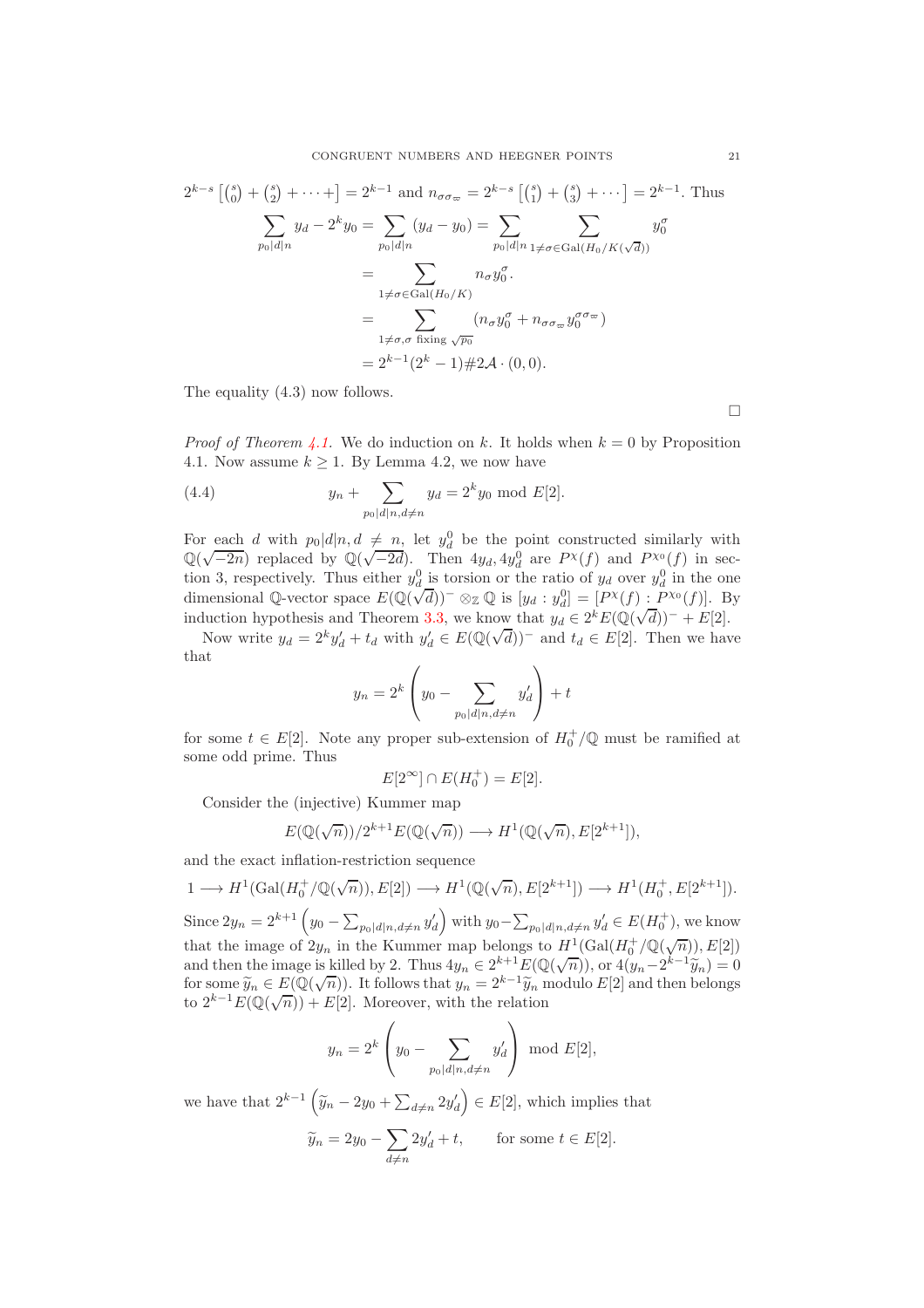$2^{k-s}\left[\binom{s}{0}+\binom{s}{2}+\cdots+\right]=2^{k-1}$ and $n_{\sigma\sigma_\varpi}=2^{k-s}\left[\binom{s}{1}+\binom{s}{3}+\cdots\right]=2^{k-1}$. Thus

$$
\begin{aligned}
\sum_{p_0|d|n} y_d - 2^k y_0 &= \sum_{p_0|d|n}(y_d-y_0) = \sum_{p_0|d|n}\ \sum_{1\neq\sigma\in\mathrm{Gal}(H_0/K(\sqrt{d}))} y_0^\sigma \\
&= \sum_{1\neq\sigma\in\mathrm{Gal}(H_0/K)} n_\sigma y_0^\sigma. \\
&= \sum_{1\neq\sigma,\sigma \text{ fixing } \sqrt{p_0}} (n_\sigma y_0^\sigma + n_{\sigma\sigma_\varpi} y_0^{\sigma\sigma_\varpi}) \\
&= 2^{k-1}(2^k-1)\#2\mathcal{A}\cdot(0,0).
\end{aligned}
$$

The equality (4.3) now follows.

∎

*Proof of Theorem 4.1.* We do induction on $k$. It holds when $k=0$ by Proposition 4.1. Now assume $k\geq 1$. By Lemma 4.2, we now have

$$
y_n + \sum_{p_0|d|n,d\neq n} y_d = 2^k y_0 \bmod E[2]. \tag{4.4}
$$

For each $d$ with $p_0|d|n, d\neq n$, let $y_d^0$ be the point constructed similarly with $\mathbb{Q}(\sqrt{-2n})$ replaced by $\mathbb{Q}(\sqrt{-2d})$. Then $4y_d, 4y_d^0$ are $P^\chi(f)$ and $P^{\chi_0}(f)$ in section 3, respectively. Thus either $y_d^0$ is torsion or the ratio of $y_d$ over $y_d^0$ in the one dimensional $\mathbb{Q}$-vector space $E(\mathbb{Q}(\sqrt{d}))^-\otimes_\mathbb{Z}\mathbb{Q}$ is $[y_d : y_d^0]=[P^\chi(f):P^{\chi_0}(f)]$. By induction hypothesis and Theorem 3.3, we know that $y_d\in 2^kE(\mathbb{Q}(\sqrt{d}))^- + E[2]$.

Now write $y_d = 2^k y_d' + t_d$ with $y_d'\in E(\mathbb{Q}(\sqrt{d}))^-$ and $t_d\in E[2]$. Then we have that

$$
y_n = 2^k\left(y_0 - \sum_{p_0|d|n,d\neq n} y_d'\right) + t
$$

for some $t\in E[2]$. Note any proper sub-extension of $H_0^+/\mathbb{Q}$ must be ramified at some odd prime. Thus

$$
E[2^\infty]\cap E(H_0^+) = E[2].
$$

Consider the (injective) Kummer map

$$
E(\mathbb{Q}(\sqrt{n}))/2^{k+1}E(\mathbb{Q}(\sqrt{n})) \longrightarrow H^1(\mathbb{Q}(\sqrt{n}), E[2^{k+1}]),
$$

and the exact inflation-restriction sequence

$$
1\longrightarrow H^1(\mathrm{Gal}(H_0^+/\mathbb{Q}(\sqrt{n})), E[2]) \longrightarrow H^1(\mathbb{Q}(\sqrt{n}), E[2^{k+1}]) \longrightarrow H^1(H_0^+, E[2^{k+1}]).
$$

Since $2y_n = 2^{k+1}\left(y_0 - \sum_{p_0|d|n,d\neq n} y_d'\right)$ with $y_0 - \sum_{p_0|d|n,d\neq n} y_d' \in E(H_0^+)$, we know that the image of $2y_n$ in the Kummer map belongs to $H^1(\mathrm{Gal}(H_0^+/\mathbb{Q}(\sqrt{n})), E[2])$ and then the image is killed by 2. Thus $4y_n\in 2^{k+1}E(\mathbb{Q}(\sqrt{n}))$, or $4(y_n - 2^{k-1}\widetilde{y}_n)=0$ for some $\widetilde{y}_n\in E(\mathbb{Q}(\sqrt{n}))$. It follows that $y_n = 2^{k-1}\widetilde{y}_n$ modulo $E[2]$ and then belongs to $2^{k-1}E(\mathbb{Q}(\sqrt{n}))+E[2]$. Moreover, with the relation

$$
y_n = 2^k\left(y_0 - \sum_{p_0|d|n,d\neq n} y_d'\right) \bmod E[2],
$$

we have that $2^{k-1}\left(\widetilde{y}_n - 2y_0 + \sum_{d\neq n} 2y_d'\right)\in E[2]$, which implies that

$$
\widetilde{y}_n = 2y_0 - \sum_{d\neq n} 2y_d' + t, \qquad \text{for some } t\in E[2].
$$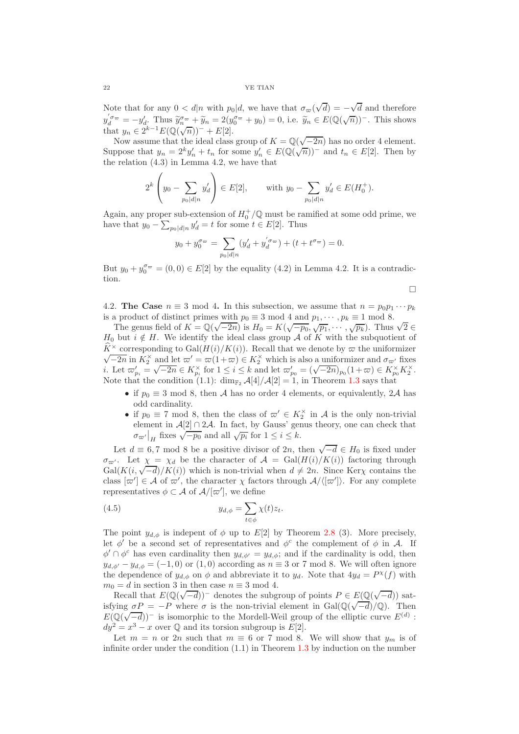Note that for any $0 < d | n$ with $p_0 | d$, we have that $\sigma_\varpi(\sqrt{d}) = -\sqrt{d}$ and therefore $y_d^{'\sigma_\varpi} = -y_d'$. Thus $\widetilde{y}_n^{\sigma_\varpi} + \widetilde{y}_n = 2(y_0^{\sigma_\varpi} + y_0) = 0$, i.e. $\widetilde{y}_n \in E(\mathbb{Q}(\sqrt{n}))^-$. This shows that $y_n \in 2^{k-1} E(\mathbb{Q}(\sqrt{n}))^- + E[2]$.

Now assume that the ideal class group of $K = \mathbb{Q}(\sqrt{-2n})$ has no order 4 element. Suppose that $y_n = 2^k y_n' + t_n$ for some $y_n' \in E(\mathbb{Q}(\sqrt{n}))^-$ and $t_n \in E[2]$. Then by the relation (4.3) in Lemma 4.2, we have that

$$2^k \left( y_0 - \sum_{p_0 | d | n} y_d' \right) \in E[2], \qquad \text{with } y_0 - \sum_{p_0 | d | n} y_d' \in E(H_0^+).$$

Again, any proper sub-extension of $H_0^+/\mathbb{Q}$ must be ramified at some odd prime, we have that $y_0 - \sum_{p_0|d|n} y_d' = t$ for some $t \in E[2]$. Thus

$$y_0 + y_0^{\sigma_\varpi} = \sum_{p_0 | d | n} (y_d' + y_d^{'\sigma_\varpi}) + (t + t^{\sigma_\varpi}) = 0.$$

But $y_0 + y_0^{\sigma_\varpi} = (0,0) \in E[2]$ by the equality (4.2) in Lemma 4.2. It is a contradiction.

□

**4.2. The Case $n \equiv 3 \bmod 4$.** In this subsection, we assume that $n = p_0 p_1 \cdots p_k$ is a product of distinct primes with $p_0 \equiv 3 \bmod 4$ and $p_1, \cdots, p_k \equiv 1 \bmod 8$.

The genus field of $K = \mathbb{Q}(\sqrt{-2n})$ is $H_0 = K(\sqrt{-p_0}, \sqrt{p_1}, \cdots, \sqrt{p_k})$. Thus $\sqrt{2} \in H_0$ but $i \notin H$. We identify the ideal class group $\mathcal{A}$ of $K$ with the subquotient of $\widehat{K}^\times$ corresponding to $\mathrm{Gal}(H(i)/K(i))$. Recall that we denote by $\varpi$ the uniformizer $\sqrt{-2n}$ in $K_2^\times$ and let $\varpi' = \varpi(1+\varpi) \in K_2^\times$ which is also a uniformizer and $\sigma_{\varpi'}$ fixes $i$. Let $\varpi_{p_i}' = \sqrt{-2n} \in K_{p_i}^\times$ for $1 \le i \le k$ and let $\varpi_{p_0}' = (\sqrt{-2n})_{p_0}(1+\varpi) \in K_{p_0}^\times K_2^\times$. Note that the condition (1.1): $\dim_{\mathbb{F}_2} \mathcal{A}[4]/\mathcal{A}[2] = 1$, in Theorem 1.3 says that

- if $p_0 \equiv 3 \bmod 8$, then $\mathcal{A}$ has no order 4 elements, or equivalently, $2\mathcal{A}$ has odd cardinality.
- if $p_0 \equiv 7 \bmod 8$, then the class of $\varpi' \in K_2^\times$ in $\mathcal{A}$ is the only non-trivial element in $\mathcal{A}[2] \cap 2\mathcal{A}$. In fact, by Gauss' genus theory, one can check that $\sigma_{\varpi'}\big|_H$ fixes $\sqrt{-p_0}$ and all $\sqrt{p_i}$ for $1 \le i \le k$.

Let $d \equiv 6, 7 \bmod 8$ be a positive divisor of $2n$, then $\sqrt{-d} \in H_0$ is fixed under $\sigma_{\varpi'}$. Let $\chi = \chi_d$ be the character of $\mathcal{A} = \mathrm{Gal}(H(i)/K(i))$ factoring through $\mathrm{Gal}(K(i, \sqrt{-d})/K(i))$ which is non-trivial when $d \neq 2n$. Since $\mathrm{Ker}\chi$ contains the class $[\varpi'] \in \mathcal{A}$ of $\varpi'$, the character $\chi$ factors through $\mathcal{A}/\langle[\varpi']\rangle$. For any complete representatives $\phi \subset \mathcal{A}$ of $\mathcal{A}/[\varpi']$, we define

$$y_{d,\phi} = \sum_{t \in \phi} \chi(t) z_t. \tag{4.5}$$

The point $y_{d,\phi}$ is indepent of $\phi$ up to $E[2]$ by Theorem 2.8 (3). More precisely, let $\phi'$ be a second set of representatives and $\phi^c$ the complement of $\phi$ in $\mathcal{A}$. If $\phi' \cap \phi^c$ has even cardinality then $y_{d,\phi'} = y_{d,\phi}$; and if the cardinality is odd, then $y_{d,\phi'} - y_{d,\phi} = (-1, 0)$ or $(1, 0)$ according as $n \equiv 3$ or $7 \bmod 8$. We will often ignore the dependence of $y_{d,\phi}$ on $\phi$ and abbreviate it to $y_d$. Note that $4y_d = P^\chi(f)$ with $m_0 = d$ in section 3 in then case $n \equiv 3 \bmod 4$.

Recall that $E(\mathbb{Q}(\sqrt{-d}))^-$ denotes the subgroup of points $P \in E(\mathbb{Q}(\sqrt{-d}))$ satisfying $\sigma P = -P$ where $\sigma$ is the non-trivial element in $\mathrm{Gal}(\mathbb{Q}(\sqrt{-d})/\mathbb{Q})$. Then $E(\mathbb{Q}(\sqrt{-d}))^-$ is isomorphic to the Mordell-Weil group of the elliptic curve $E^{(d)}$ : $dy^2 = x^3 - x$ over $\mathbb{Q}$ and its torsion subgroup is $E[2]$.

Let $m = n$ or $2n$ such that $m \equiv 6$ or $7 \bmod 8$. We will show that $y_m$ is of infinite order under the condition (1.1) in Theorem 1.3 by induction on the number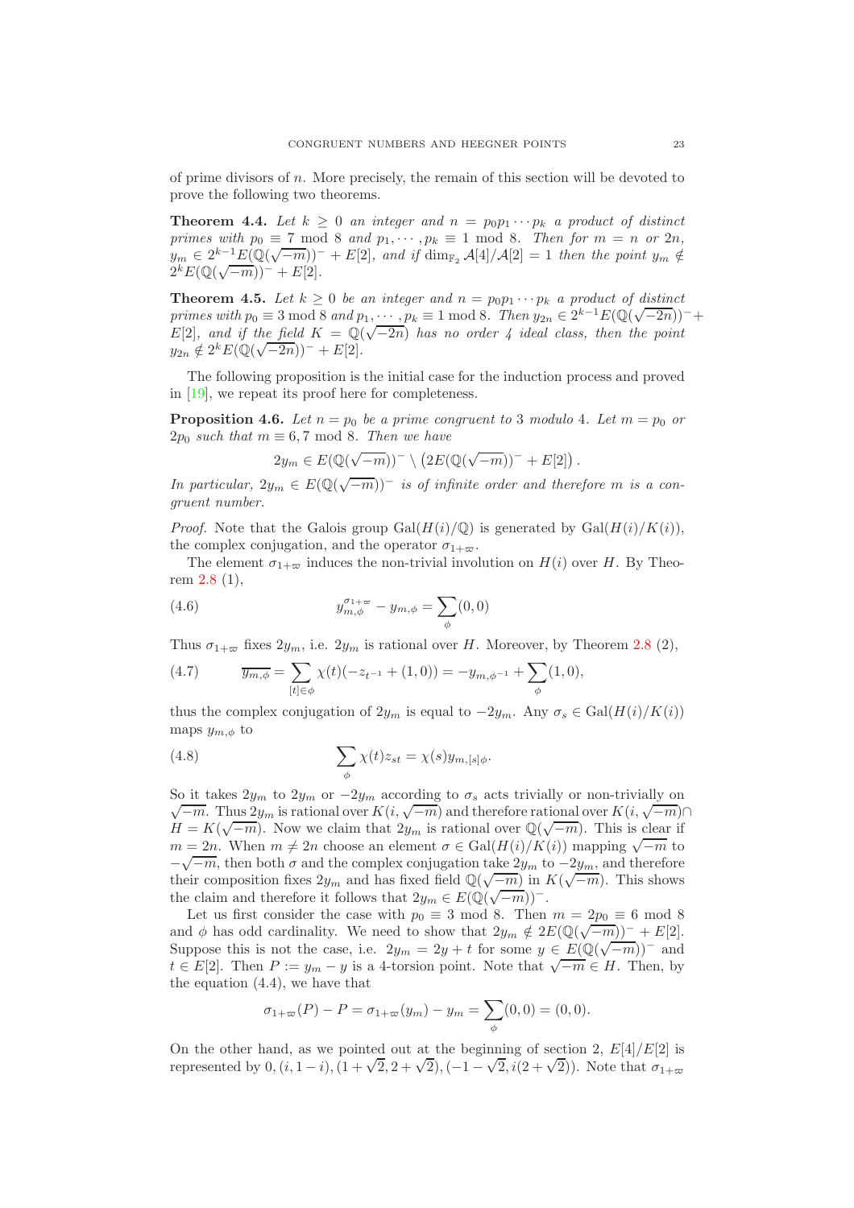of prime divisors of $n$. More precisely, the remain of this section will be devoted to prove the following two theorems.

**Theorem 4.4.** *Let $k \geq 0$ an integer and $n = p_0 p_1 \cdots p_k$ a product of distinct primes with $p_0 \equiv 7 \bmod 8$ and $p_1, \cdots, p_k \equiv 1 \bmod 8$. Then for $m = n$ or $2n$, $y_m \in 2^{k-1} E(\mathbb{Q}(\sqrt{-m}))^- + E[2]$, and if $\dim_{\mathbb{F}_2} \mathcal{A}[4]/\mathcal{A}[2] = 1$ then the point $y_m \notin 2^k E(\mathbb{Q}(\sqrt{-m}))^- + E[2]$.*

**Theorem 4.5.** *Let $k \geq 0$ be an integer and $n = p_0 p_1 \cdots p_k$ a product of distinct primes with $p_0 \equiv 3 \bmod 8$ and $p_1, \cdots, p_k \equiv 1 \bmod 8$. Then $y_{2n} \in 2^{k-1} E(\mathbb{Q}(\sqrt{-2n}))^- + E[2]$, and if the field $K = \mathbb{Q}(\sqrt{-2n})$ has no order 4 ideal class, then the point $y_{2n} \notin 2^k E(\mathbb{Q}(\sqrt{-2n}))^- + E[2]$.*

The following proposition is the initial case for the induction process and proved in [19], we repeat its proof here for completeness.

**Proposition 4.6.** *Let $n = p_0$ be a prime congruent to 3 modulo 4. Let $m = p_0$ or $2p_0$ such that $m \equiv 6, 7 \bmod 8$. Then we have*

$$2y_m \in E(\mathbb{Q}(\sqrt{-m}))^- \setminus \left(2E(\mathbb{Q}(\sqrt{-m}))^- + E[2]\right).$$

*In particular, $2y_m \in E(\mathbb{Q}(\sqrt{-m}))^-$ is of infinite order and therefore $m$ is a congruent number.*

*Proof.* Note that the Galois group $\mathrm{Gal}(H(i)/\mathbb{Q})$ is generated by $\mathrm{Gal}(H(i)/K(i))$, the complex conjugation, and the operator $\sigma_{1+\varpi}$.

The element $\sigma_{1+\varpi}$ induces the non-trivial involution on $H(i)$ over $H$. By Theorem 2.8 (1),

$$y_{m,\phi}^{\sigma_{1+\varpi}} - y_{m,\phi} = \sum_{\phi} (0,0) \tag{4.6}$$

Thus $\sigma_{1+\varpi}$ fixes $2y_m$, i.e. $2y_m$ is rational over $H$. Moreover, by Theorem 2.8 (2),

$$\overline{y_{m,\phi}} = \sum_{[t] \in \phi} \chi(t)(-z_{t^{-1}} + (1,0)) = -y_{m,\phi^{-1}} + \sum_{\phi} (1,0), \tag{4.7}$$

thus the complex conjugation of $2y_m$ is equal to $-2y_m$. Any $\sigma_s \in \mathrm{Gal}(H(i)/K(i))$ maps $y_{m,\phi}$ to

$$\sum_{\phi} \chi(t) z_{st} = \chi(s) y_{m,[s]\phi}. \tag{4.8}$$

So it takes $2y_m$ to $2y_m$ or $-2y_m$ according to $\sigma_s$ acts trivially or non-trivially on $\sqrt{-m}$. Thus $2y_m$ is rational over $K(i, \sqrt{-m})$ and therefore rational over $K(i, \sqrt{-m}) \cap H = K(\sqrt{-m})$. Now we claim that $2y_m$ is rational over $\mathbb{Q}(\sqrt{-m})$. This is clear if $m = 2n$. When $m \neq 2n$ choose an element $\sigma \in \mathrm{Gal}(H(i)/K(i))$ mapping $\sqrt{-m}$ to $-\sqrt{-m}$, then both $\sigma$ and the complex conjugation take $2y_m$ to $-2y_m$, and therefore their composition fixes $2y_m$ and has fixed field $\mathbb{Q}(\sqrt{-m})$ in $K(\sqrt{-m})$. This shows the claim and therefore it follows that $2y_m \in E(\mathbb{Q}(\sqrt{-m}))^-$.

Let us first consider the case with $p_0 \equiv 3 \bmod 8$. Then $m = 2p_0 \equiv 6 \bmod 8$ and $\phi$ has odd cardinality. We need to show that $2y_m \notin 2E(\mathbb{Q}(\sqrt{-m}))^- + E[2]$. Suppose this is not the case, i.e. $2y_m = 2y + t$ for some $y \in E(\mathbb{Q}(\sqrt{-m}))^-$ and $t \in E[2]$. Then $P := y_m - y$ is a 4-torsion point. Note that $\sqrt{-m} \in H$. Then, by the equation (4.4), we have that

$$\sigma_{1+\varpi}(P) - P = \sigma_{1+\varpi}(y_m) - y_m = \sum_{\phi} (0,0) = (0,0).$$

On the other hand, as we pointed out at the beginning of section 2, $E[4]/E[2]$ is represented by $0, (i, 1-i), (1+\sqrt{2}, 2+\sqrt{2}), (-1-\sqrt{2}, i(2+\sqrt{2}))$. Note that $\sigma_{1+\varpi}$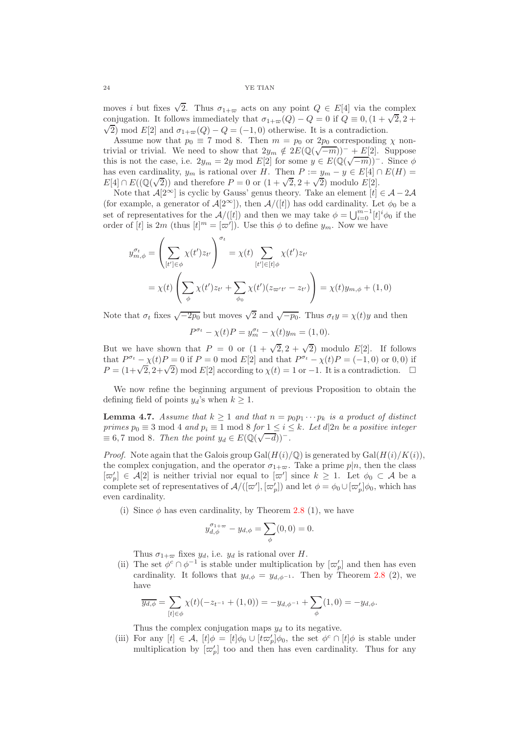moves $i$ but fixes $\sqrt{2}$. Thus $\sigma_{1+\varpi}$ acts on any point $Q \in E[4]$ via the complex conjugation. It follows immediately that $\sigma_{1+\varpi}(Q) - Q = 0$ if $Q \equiv 0, (1+\sqrt{2}, 2+\sqrt{2}) \mod E[2]$ and $\sigma_{1+\varpi}(Q) - Q = (-1, 0)$ otherwise. It is a contradiction.

Assume now that $p_0 \equiv 7 \mod 8$. Then $m = p_0$ or $2p_0$ corresponding $\chi$ non-trivial or trivial. We need to show that $2y_m \notin 2E(\mathbb{Q}(\sqrt{-m}))^- + E[2]$. Suppose this is not the case, i.e. $2y_m = 2y \mod E[2]$ for some $y \in E(\mathbb{Q}(\sqrt{-m}))^-$. Since $\phi$ has even cardinality, $y_m$ is rational over $H$. Then $P := y_m - y \in E[4] \cap E(H) = E[4] \cap E((\mathbb{Q}(\sqrt{2}))$ and therefore $P = 0$ or $(1+\sqrt{2}, 2+\sqrt{2})$ modulo $E[2]$.

Note that $\mathcal{A}[2^\infty]$ is cyclic by Gauss' genus theory. Take an element $[t] \in \mathcal{A} - 2\mathcal{A}$ (for example, a generator of $\mathcal{A}[2^\infty]$), then $\mathcal{A}/([t])$ has odd cardinality. Let $\phi_0$ be a set of representatives for the $\mathcal{A}/([t])$ and then we may take $\phi = \bigcup_{i=0}^{m-1} [t]^i \phi_0$ if the order of $[t]$ is $2m$ (thus $[t]^m = [\varpi']$). Use this $\phi$ to define $y_m$. Now we have

$$y_{m,\phi}^{\sigma_t} = \left( \sum_{[t'] \in \phi} \chi(t') z_{t'} \right)^{\sigma_t} = \chi(t) \sum_{[t'] \in [t]\phi} \chi(t') z_{t'}$$

$$= \chi(t) \left( \sum_{\phi} \chi(t') z_{t'} + \sum_{\phi_0} \chi(t')(z_{\varpi' t'} - z_{t'}) \right) = \chi(t) y_{m,\phi} + (1, 0)$$

Note that $\sigma_t$ fixes $\sqrt{-2p_0}$ but moves $\sqrt{2}$ and $\sqrt{-p_0}$. Thus $\sigma_t y = \chi(t) y$ and then

$$P^{\sigma_t} - \chi(t) P = y_m^{\sigma_t} - \chi(t) y_m = (1, 0).$$

But we have shown that $P = 0$ or $(1+\sqrt{2}, 2+\sqrt{2})$ modulo $E[2]$. If follows that $P^{\sigma_t} - \chi(t)P = 0$ if $P = 0 \mod E[2]$ and that $P^{\sigma_t} - \chi(t)P = (-1, 0)$ or $0, 0)$ if $P = (1+\sqrt{2}, 2+\sqrt{2}) \mod E[2]$ according to $\chi(t) = 1$ or $-1$. It is a contradiction. $\square$

We now refine the beginning argument of previous Proposition to obtain the defining field of points $y_d$'s when $k \geq 1$.

**Lemma 4.7.** *Assume that $k \geq 1$ and that $n = p_0 p_1 \cdots p_k$ is a product of distinct primes $p_0 \equiv 3 \mod 4$ and $p_i \equiv 1 \mod 8$ for $1 \leq i \leq k$. Let $d | 2n$ be a positive integer $\equiv 6, 7 \mod 8$. Then the point $y_d \in E(\mathbb{Q}(\sqrt{-d}))^-$.*

*Proof.* Note again that the Galois group $\mathrm{Gal}(H(i)/\mathbb{Q})$ is generated by $\mathrm{Gal}(H(i)/K(i))$, the complex conjugation, and the operator $\sigma_{1+\varpi}$. Take a prime $p | n$, then the class $[\varpi_p'] \in \mathcal{A}[2]$ is neither trivial nor equal to $[\varpi']$ since $k \geq 1$. Let $\phi_0 \subset \mathcal{A}$ be a complete set of representatives of $\mathcal{A}/([\varpi'], [\varpi_p'])$ and let $\phi = \phi_0 \cup [\varpi_p'] \phi_0$, which has even cardinality.

(i) Since $\phi$ has even cardinality, by Theorem 2.8 (1), we have

$$y_{d,\phi}^{\sigma_{1+\varpi}} - y_{d,\phi} = \sum_{\phi} (0, 0) = 0.$$

Thus $\sigma_{1+\varpi}$ fixes $y_d$, i.e. $y_d$ is rational over $H$.

(ii) The set $\phi^c \cap \phi^{-1}$ is stable under multiplication by $[\varpi_p']$ and then has even cardinality. It follows that $y_{d,\phi} = y_{d,\phi^{-1}}$. Then by Theorem 2.8 (2), we have

$$\overline{y_{d,\phi}} = \sum_{[t] \in \phi} \chi(t)(-z_{t^{-1}} + (1, 0)) = -y_{d,\phi^{-1}} + \sum_{\phi} (1, 0) = -y_{d,\phi}.$$

Thus the complex conjugation maps $y_d$ to its negative.

(iii) For any $[t] \in \mathcal{A}$, $[t]\phi = [t]\phi_0 \cup [t\varpi_p']\phi_0$, the set $\phi^c \cap [t]\phi$ is stable under multiplication by $[\varpi_p']$ too and then has even cardinality. Thus for any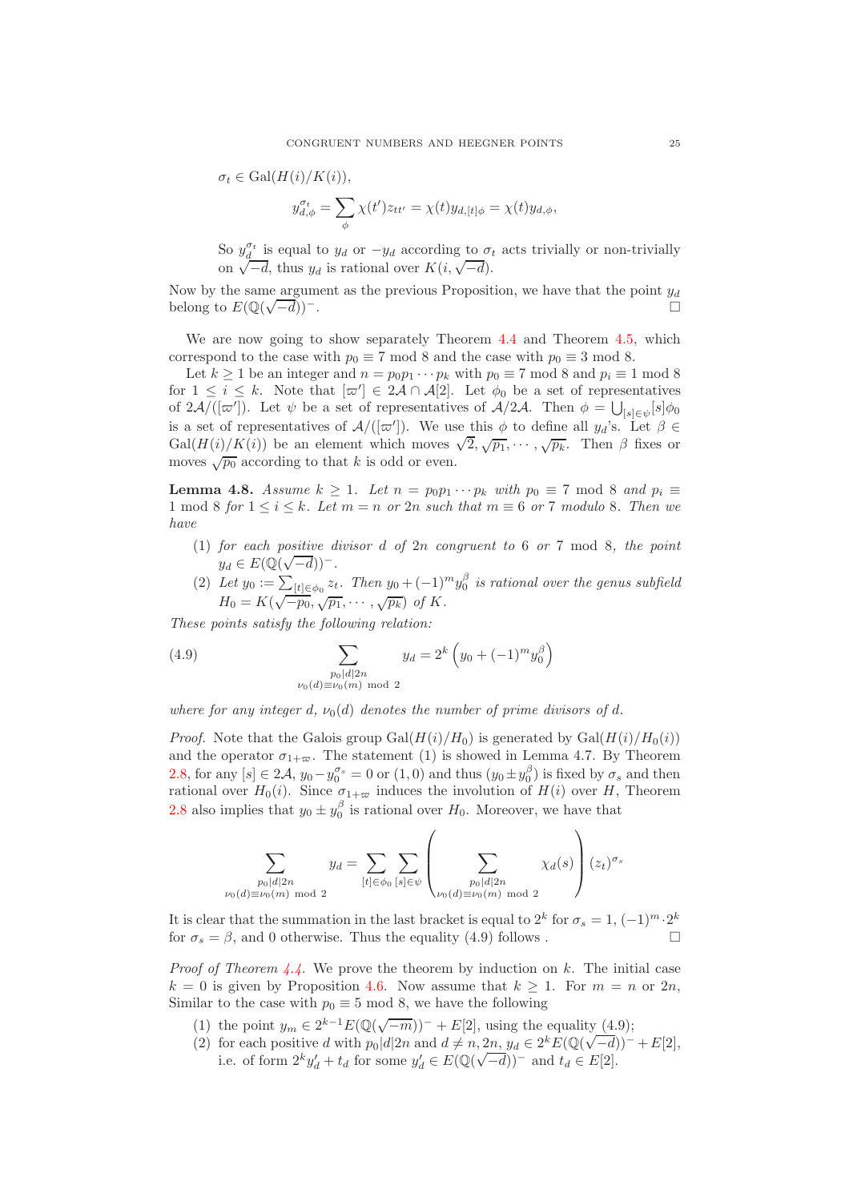$\sigma_t \in \mathrm{Gal}(H(i)/K(i))$,

$$y_{d,\phi}^{\sigma_t} = \sum_{\phi} \chi(t') z_{tt'} = \chi(t) y_{d,[t]\phi} = \chi(t) y_{d,\phi},$$

So $y_d^{\sigma_t}$ is equal to $y_d$ or $-y_d$ according to $\sigma_t$ acts trivially or non-trivially on $\sqrt{-d}$, thus $y_d$ is rational over $K(i, \sqrt{-d})$.

Now by the same argument as the previous Proposition, we have that the point $y_d$ belong to $E(\mathbb{Q}(\sqrt{-d}))^-$. □

We are now going to show separately Theorem 4.4 and Theorem 4.5, which correspond to the case with $p_0 \equiv 7 \bmod 8$ and the case with $p_0 \equiv 3 \bmod 8$.

Let $k \geq 1$ be an integer and $n = p_0 p_1 \cdots p_k$ with $p_0 \equiv 7 \bmod 8$ and $p_i \equiv 1 \bmod 8$ for $1 \leq i \leq k$. Note that $[\varpi'] \in 2\mathcal{A} \cap \mathcal{A}[2]$. Let $\phi_0$ be a set of representatives of $2\mathcal{A}/([\varpi'])$. Let $\psi$ be a set of representatives of $\mathcal{A}/2\mathcal{A}$. Then $\phi = \bigcup_{[s]\in\psi}[s]\phi_0$ is a set of representatives of $\mathcal{A}/([\varpi'])$. We use this $\phi$ to define all $y_d$'s. Let $\beta \in \mathrm{Gal}(H(i)/K(i))$ be an element which moves $\sqrt{2}, \sqrt{p_1}, \cdots, \sqrt{p_k}$. Then $\beta$ fixes or moves $\sqrt{p_0}$ according to that $k$ is odd or even.

**Lemma 4.8.** *Assume $k \geq 1$. Let $n = p_0 p_1 \cdots p_k$ with $p_0 \equiv 7 \bmod 8$ and $p_i \equiv 1 \bmod 8$ for $1 \leq i \leq k$. Let $m = n$ or $2n$ such that $m \equiv 6$ or $7$ modulo 8. Then we have*

1. *for each positive divisor $d$ of $2n$ congruent to 6 or 7 mod 8, the point $y_d \in E(\mathbb{Q}(\sqrt{-d}))^-$.*
2. *Let $y_0 := \sum_{[t]\in\phi_0} z_t$. Then $y_0 + (-1)^m y_0^\beta$ is rational over the genus subfield $H_0 = K(\sqrt{-p_0}, \sqrt{p_1}, \cdots, \sqrt{p_k})$ of $K$.*

*These points satisfy the following relation:*

$$\sum_{\substack{p_0 | d | 2n \\ \nu_0(d) \equiv \nu_0(m) \bmod 2}} y_d = 2^k \left( y_0 + (-1)^m y_0^\beta \right) \tag{4.9}$$

*where for any integer $d$, $\nu_0(d)$ denotes the number of prime divisors of $d$.*

*Proof.* Note that the Galois group $\mathrm{Gal}(H(i)/H_0)$ is generated by $\mathrm{Gal}(H(i)/H_0(i))$ and the operator $\sigma_{1+\varpi}$. The statement (1) is showed in Lemma 4.7. By Theorem 2.8, for any $[s] \in 2\mathcal{A}$, $y_0 - y_0^{\sigma_s} = 0$ or $(1, 0)$ and thus $(y_0 \pm y_0^\beta)$ is fixed by $\sigma_s$ and then rational over $H_0(i)$. Since $\sigma_{1+\varpi}$ induces the involution of $H(i)$ over $H$, Theorem 2.8 also implies that $y_0 \pm y_0^\beta$ is rational over $H_0$. Moreover, we have that

$$\sum_{\substack{p_0 | d | 2n \\ \nu_0(d) \equiv \nu_0(m) \bmod 2}} y_d = \sum_{[t]\in\phi_0} \sum_{[s]\in\psi} \left( \sum_{\substack{p_0 | d | 2n \\ \nu_0(d) \equiv \nu_0(m) \bmod 2}} \chi_d(s) \right) (z_t)^{\sigma_s}$$

It is clear that the summation in the last bracket is equal to $2^k$ for $\sigma_s = 1$, $(-1)^m \cdot 2^k$ for $\sigma_s = \beta$, and 0 otherwise. Thus the equality (4.9) follows . □

*Proof of Theorem 4.4.* We prove the theorem by induction on $k$. The initial case $k = 0$ is given by Proposition 4.6. Now assume that $k \geq 1$. For $m = n$ or $2n$, Similar to the case with $p_0 \equiv 5 \bmod 8$, we have the following

1. the point $y_m \in 2^{k-1} E(\mathbb{Q}(\sqrt{-m}))^- + E[2]$, using the equality (4.9);
2. for each positive $d$ with $p_0 | d | 2n$ and $d \neq n, 2n$, $y_d \in 2^k E(\mathbb{Q}(\sqrt{-d}))^- + E[2]$, i.e. of form $2^k y_d' + t_d$ for some $y_d' \in E(\mathbb{Q}(\sqrt{-d}))^-$ and $t_d \in E[2]$.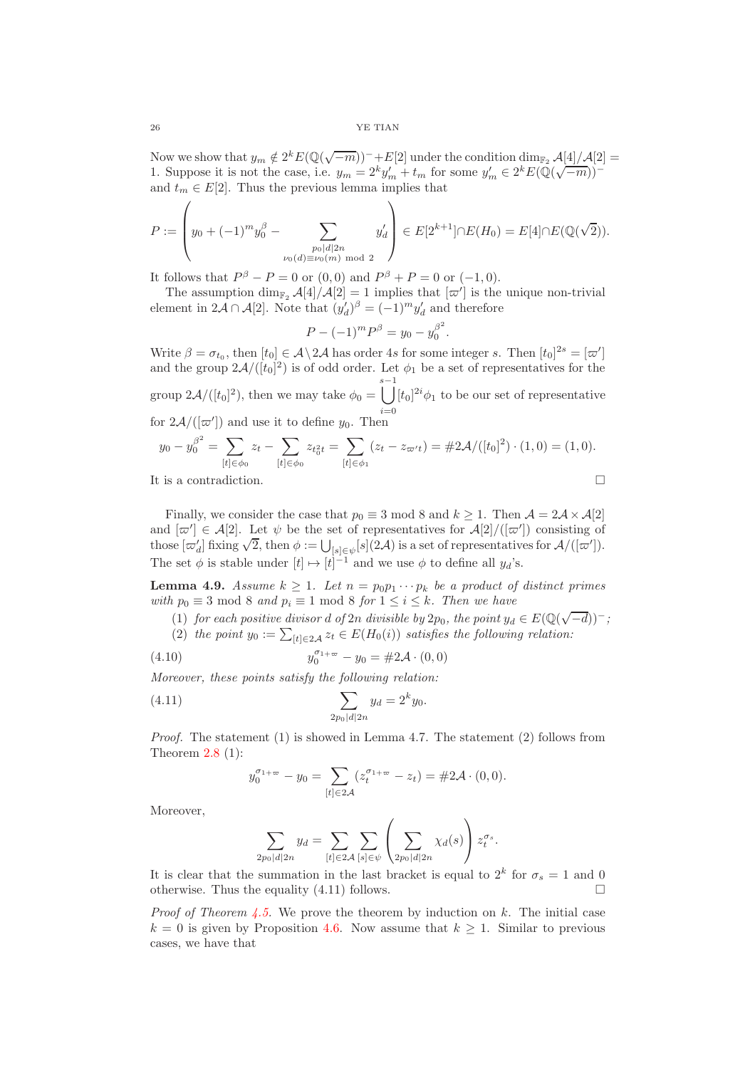Now we show that $y_m \notin 2^k E(\mathbb{Q}(\sqrt{-m}))^- + E[2]$ under the condition $\dim_{\mathbb{F}_2} \mathcal{A}[4]/\mathcal{A}[2] = 1$. Suppose it is not the case, i.e. $y_m = 2^k y_m' + t_m$ for some $y_m' \in 2^k E(\mathbb{Q}(\sqrt{-m}))^-$ and $t_m \in E[2]$. Thus the previous lemma implies that

$$P := \left( y_0 + (-1)^m y_0^\beta - \sum_{\substack{p_0 | d | 2n \\ \nu_0(d) \equiv \nu_0(m) \bmod 2}} y_d' \right) \in E[2^{k+1}] \cap E(H_0) = E[4] \cap E(\mathbb{Q}(\sqrt{2})).$$

It follows that $P^\beta - P = 0$ or $(0,0)$ and $P^\beta + P = 0$ or $(-1,0)$.

The assumption $\dim_{\mathbb{F}_2} \mathcal{A}[4]/\mathcal{A}[2] = 1$ implies that $[\varpi']$ is the unique non-trivial element in $2\mathcal{A} \cap \mathcal{A}[2]$. Note that $(y_d')^\beta = (-1)^m y_d'$ and therefore

$$P - (-1)^m P^\beta = y_0 - y_0^{\beta^2}.$$

Write $\beta = \sigma_{t_0}$, then $[t_0] \in \mathcal{A} \setminus 2\mathcal{A}$ has order $4s$ for some integer $s$. Then $[t_0]^{2s} = [\varpi']$ and the group $2\mathcal{A}/([t_0]^2)$ is of odd order. Let $\phi_1$ be a set of representatives for the group $2\mathcal{A}/([t_0]^2)$, then we may take $\phi_0 = \bigcup_{i=0}^{s-1} [t_0]^{2i} \phi_1$ to be our set of representative for $2\mathcal{A}/([\varpi'])$ and use it to define $y_0$. Then

$$y_0 - y_0^{\beta^2} = \sum_{[t] \in \phi_0} z_t - \sum_{[t] \in \phi_0} z_{t_0^2 t} = \sum_{[t] \in \phi_1} (z_t - z_{\varpi' t}) = \#2\mathcal{A}/([t_0]^2) \cdot (1,0) = (1,0).$$

It is a contradiction. $\square$

Finally, we consider the case that $p_0 \equiv 3 \bmod 8$ and $k \geq 1$. Then $\mathcal{A} = 2\mathcal{A} \times \mathcal{A}[2]$ and $[\varpi'] \in \mathcal{A}[2]$. Let $\psi$ be the set of representatives for $\mathcal{A}[2]/([\varpi'])$ consisting of those $[\varpi_d']$ fixing $\sqrt{2}$, then $\phi := \bigcup_{[s] \in \psi} [s](2\mathcal{A})$ is a set of representatives for $\mathcal{A}/([\varpi'])$. The set $\phi$ is stable under $[t] \mapsto [t]^{-1}$ and we use $\phi$ to define all $y_d$'s.

**Lemma 4.9.** *Assume $k \geq 1$. Let $n = p_0 p_1 \cdots p_k$ be a product of distinct primes with $p_0 \equiv 3 \bmod 8$ and $p_i \equiv 1 \bmod 8$ for $1 \leq i \leq k$. Then we have*

(1) *for each positive divisor $d$ of $2n$ divisible by $2p_0$, the point $y_d \in E(\mathbb{Q}(\sqrt{-d}))^-$;*
(2) *the point $y_0 := \sum_{[t] \in 2\mathcal{A}} z_t \in E(H_0(i))$ satisfies the following relation:*

$$y_0^{\sigma_{1+\varpi}} - y_0 = \#2\mathcal{A} \cdot (0,0) \tag{4.10}$$

*Moreover, these points satisfy the following relation:*

$$\sum_{2p_0 | d | 2n} y_d = 2^k y_0. \tag{4.11}$$

*Proof.* The statement (1) is showed in Lemma 4.7. The statement (2) follows from Theorem 2.8 (1):

$$y_0^{\sigma_{1+\varpi}} - y_0 = \sum_{[t] \in 2\mathcal{A}} (z_t^{\sigma_{1+\varpi}} - z_t) = \#2\mathcal{A} \cdot (0,0).$$

Moreover,

$$\sum_{2p_0 | d | 2n} y_d = \sum_{[t] \in 2\mathcal{A}} \sum_{[s] \in \psi} \left( \sum_{2p_0 | d | 2n} \chi_d(s) \right) z_t^{\sigma_s}.$$

It is clear that the summation in the last bracket is equal to $2^k$ for $\sigma_s = 1$ and 0 otherwise. Thus the equality (4.11) follows. $\square$

*Proof of Theorem 4.5.* We prove the theorem by induction on $k$. The initial case $k = 0$ is given by Proposition 4.6. Now assume that $k \geq 1$. Similar to previous cases, we have that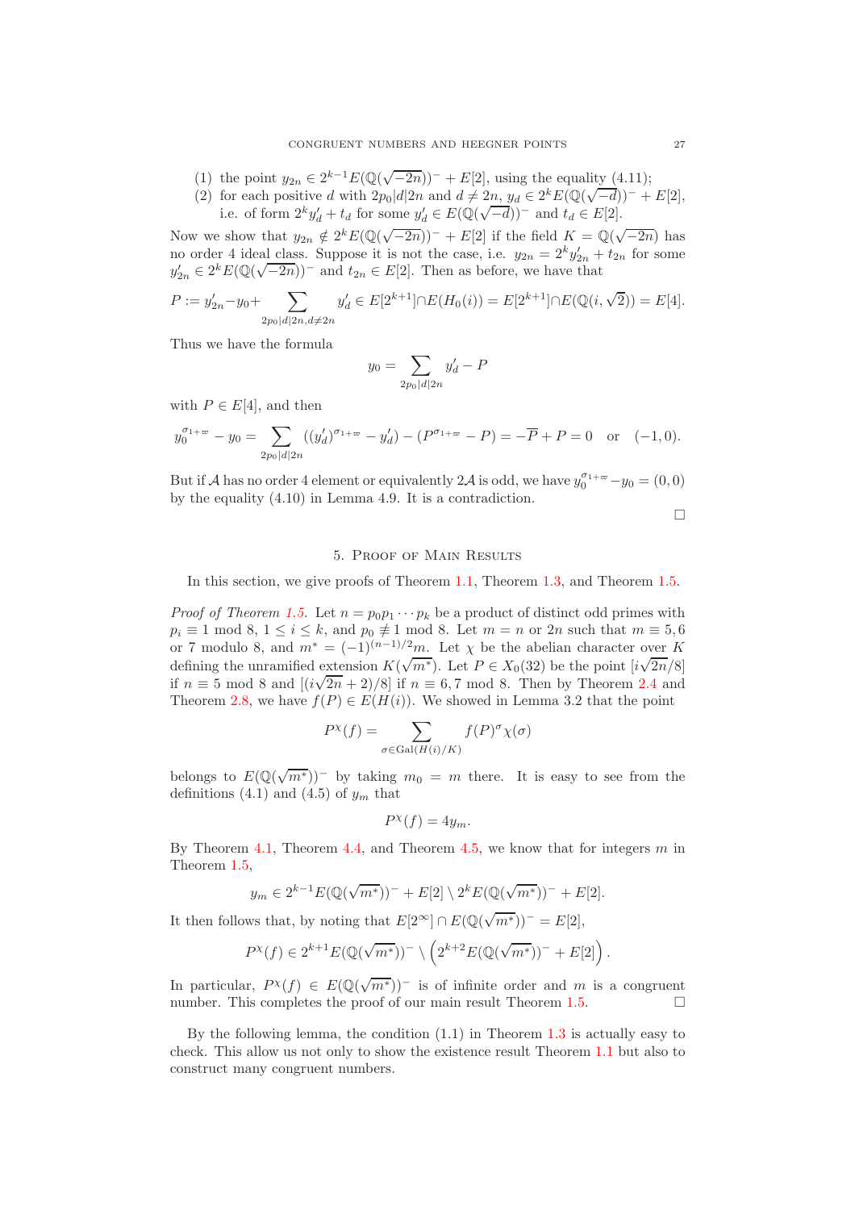(1) the point $y_{2n} \in 2^{k-1}E(\mathbb{Q}(\sqrt{-2n}))^- + E[2]$, using the equality (4.11);
(2) for each positive $d$ with $2p_0|d|2n$ and $d \neq 2n$, $y_d \in 2^kE(\mathbb{Q}(\sqrt{-d}))^- + E[2]$, i.e. of form $2^ky'_d + t_d$ for some $y'_d \in E(\mathbb{Q}(\sqrt{-d}))^-$ and $t_d \in E[2]$.

Now we show that $y_{2n} \notin 2^kE(\mathbb{Q}(\sqrt{-2n}))^- + E[2]$ if the field $K = \mathbb{Q}(\sqrt{-2n})$ has no order 4 ideal class. Suppose it is not the case, i.e. $y_{2n} = 2^ky'_{2n} + t_{2n}$ for some $y'_{2n} \in 2^kE(\mathbb{Q}(\sqrt{-2n}))^-$ and $t_{2n} \in E[2]$. Then as before, we have that

$$P := y'_{2n} - y_0 + \sum_{2p_0|d|2n, d\neq 2n} y'_d \in E[2^{k+1}] \cap E(H_0(i)) = E[2^{k+1}] \cap E(\mathbb{Q}(i, \sqrt{2})) = E[4].$$

Thus we have the formula

$$y_0 = \sum_{2p_0|d|2n} y'_d - P$$

with $P \in E[4]$, and then

$$y_0^{\sigma_{1+\varpi}} - y_0 = \sum_{2p_0|d|2n} ((y'_d)^{\sigma_{1+\varpi}} - y'_d) - (P^{\sigma_{1+\varpi}} - P) = -\overline{P} + P = 0 \quad \text{or} \quad (-1, 0).$$

But if $\mathcal{A}$ has no order 4 element or equivalently $2\mathcal{A}$ is odd, we have $y_0^{\sigma_{1+\varpi}} - y_0 = (0, 0)$ by the equality (4.10) in Lemma 4.9. It is a contradiction.

□

## 5. Proof of Main Results

In this section, we give proofs of Theorem 1.1, Theorem 1.3, and Theorem 1.5.

*Proof of Theorem 1.5.* Let $n = p_0p_1 \cdots p_k$ be a product of distinct odd primes with $p_i \equiv 1 \bmod 8$, $1 \leq i \leq k$, and $p_0 \not\equiv 1 \bmod 8$. Let $m = n$ or $2n$ such that $m \equiv 5, 6$ or 7 modulo 8, and $m^* = (-1)^{(n-1)/2}m$. Let $\chi$ be the abelian character over $K$ defining the unramified extension $K(\sqrt{m^*})$. Let $P \in X_0(32)$ be the point $[i\sqrt{2n}/8]$ if $n \equiv 5 \bmod 8$ and $[(i\sqrt{2n} + 2)/8]$ if $n \equiv 6, 7 \bmod 8$. Then by Theorem 2.4 and Theorem 2.8, we have $f(P) \in E(H(i))$. We showed in Lemma 3.2 that the point

$$P^\chi(f) = \sum_{\sigma \in \mathrm{Gal}(H(i)/K)} f(P)^\sigma \chi(\sigma)$$

belongs to $E(\mathbb{Q}(\sqrt{m^*}))^-$ by taking $m_0 = m$ there. It is easy to see from the definitions (4.1) and (4.5) of $y_m$ that

$$P^\chi(f) = 4y_m.$$

By Theorem 4.1, Theorem 4.4, and Theorem 4.5, we know that for integers $m$ in Theorem 1.5,

$$y_m \in 2^{k-1}E(\mathbb{Q}(\sqrt{m^*}))^- + E[2] \setminus 2^kE(\mathbb{Q}(\sqrt{m^*}))^- + E[2].$$

It then follows that, by noting that $E[2^\infty] \cap E(\mathbb{Q}(\sqrt{m^*}))^- = E[2]$,

$$P^\chi(f) \in 2^{k+1}E(\mathbb{Q}(\sqrt{m^*}))^- \setminus \left(2^{k+2}E(\mathbb{Q}(\sqrt{m^*}))^- + E[2]\right).$$

In particular, $P^\chi(f) \in E(\mathbb{Q}(\sqrt{m^*}))^-$ is of infinite order and $m$ is a congruent number. This completes the proof of our main result Theorem 1.5. □

By the following lemma, the condition (1.1) in Theorem 1.3 is actually easy to check. This allow us not only to show the existence result Theorem 1.1 but also to construct many congruent numbers.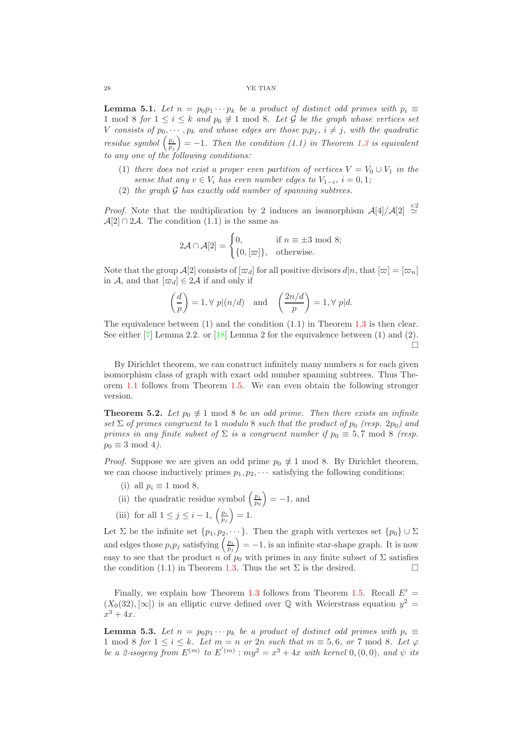**Lemma 5.1.** *Let $n = p_0 p_1 \cdots p_k$ be a product of distinct odd primes with $p_i \equiv 1 \bmod 8$ for $1 \le i \le k$ and $p_0 \not\equiv 1 \bmod 8$. Let $\mathcal{G}$ be the graph whose vertices set $V$ consists of $p_0, \cdots, p_k$ and whose edges are those $p_i p_j$, $i \neq j$, with the quadratic residue symbol $\left(\frac{p_i}{p_j}\right) = -1$. Then the condition (1.1) in Theorem 1.3 is equivalent to any one of the following conditions:*

1. *there does not exist a proper even partition of vertices $V = V_0 \cup V_1$ in the sense that any $v \in V_i$ has even number edges to $V_{1-i}$, $i = 0, 1$;*
2. *the graph $\mathcal{G}$ has exactly odd number of spanning subtrees.*

*Proof.* Note that the multiplication by 2 induces an isomorphism $\mathcal{A}[4]/\mathcal{A}[2] \overset{\times 2}{\simeq} \mathcal{A}[2] \cap 2\mathcal{A}$. The condition (1.1) is the same as

$$2\mathcal{A} \cap \mathcal{A}[2] = \begin{cases} 0, & \text{if } n \equiv \pm 3 \bmod 8; \\ \{0, [\varpi]\}, & \text{otherwise.} \end{cases}$$

Note that the group $\mathcal{A}[2]$ consists of $[\varpi_d]$ for all positive divisors $d | n$, that $[\varpi] = [\varpi_n]$ in $\mathcal{A}$, and that $[\varpi_d] \in 2\mathcal{A}$ if and only if

$$\left(\frac{d}{p}\right) = 1, \forall\ p | (n/d) \quad \text{and} \quad \left(\frac{2n/d}{p}\right) = 1, \forall\ p | d.$$

The equivalence between (1) and the condition (1.1) in Theorem 1.3 is then clear. See either [7] Lemma 2.2. or [18] Lemma 2 for the equivalence between (1) and (2). □

By Dirichlet theorem, we can construct infinitely many numbers $n$ for each given isomorphism class of graph with exact odd number spanning subtrees. Thus Theorem 1.1 follows from Theorem 1.5. We can even obtain the following stronger version.

**Theorem 5.2.** *Let $p_0 \not\equiv 1 \bmod 8$ be an odd prime. Then there exists an infinite set $\Sigma$ of primes congruent to 1 modulo 8 such that the product of $p_0$ (resp. $2p_0$) and primes in any finite subset of $\Sigma$ is a congruent number if $p_0 \equiv 5, 7 \bmod 8$ (resp. $p_0 \equiv 3 \bmod 4$).*

*Proof.* Suppose we are given an odd prime $p_0 \not\equiv 1 \bmod 8$. By Dirichlet theorem, we can choose inductively primes $p_1, p_2, \cdots$ satisfying the following conditions:

- (i) all $p_i \equiv 1 \bmod 8$,
- (ii) the quadratic residue symbol $\left(\frac{p_i}{p_0}\right) = -1$, and
- (iii) for all $1 \le j \le i-1$, $\left(\frac{p_i}{p_j}\right) = 1$.

Let $\Sigma$ be the infinite set $\{p_1, p_2, \cdots\}$. Then the graph with vertexes set $\{p_0\} \cup \Sigma$ and edges those $p_i p_j$ satisfying $\left(\frac{p_i}{p_j}\right) = -1$, is an infinite star-shape graph. It is now easy to see that the product $n$ of $p_0$ with primes in any finite subset of $\Sigma$ satisfies the condition (1.1) in Theorem 1.3. Thus the set $\Sigma$ is the desired. □

Finally, we explain how Theorem 1.3 follows from Theorem 1.5. Recall $E' = (X_0(32), [\infty])$ is an elliptic curve defined over $\mathbb{Q}$ with Weierstrass equation $y^2 = x^3 + 4x$.

**Lemma 5.3.** *Let $n = p_0 p_1 \cdots p_k$ be a product of distinct odd primes with $p_i \equiv 1 \bmod 8$ for $1 \le i \le k$. Let $m = n$ or $2n$ such that $m \equiv 5, 6,$ or $7 \bmod 8$. Let $\varphi$ be a 2-isogeny from $E^{(m)}$ to $E^{'(m)} : my^2 = x^3 + 4x$ with kernel $0, (0, 0)$, and $\psi$ its*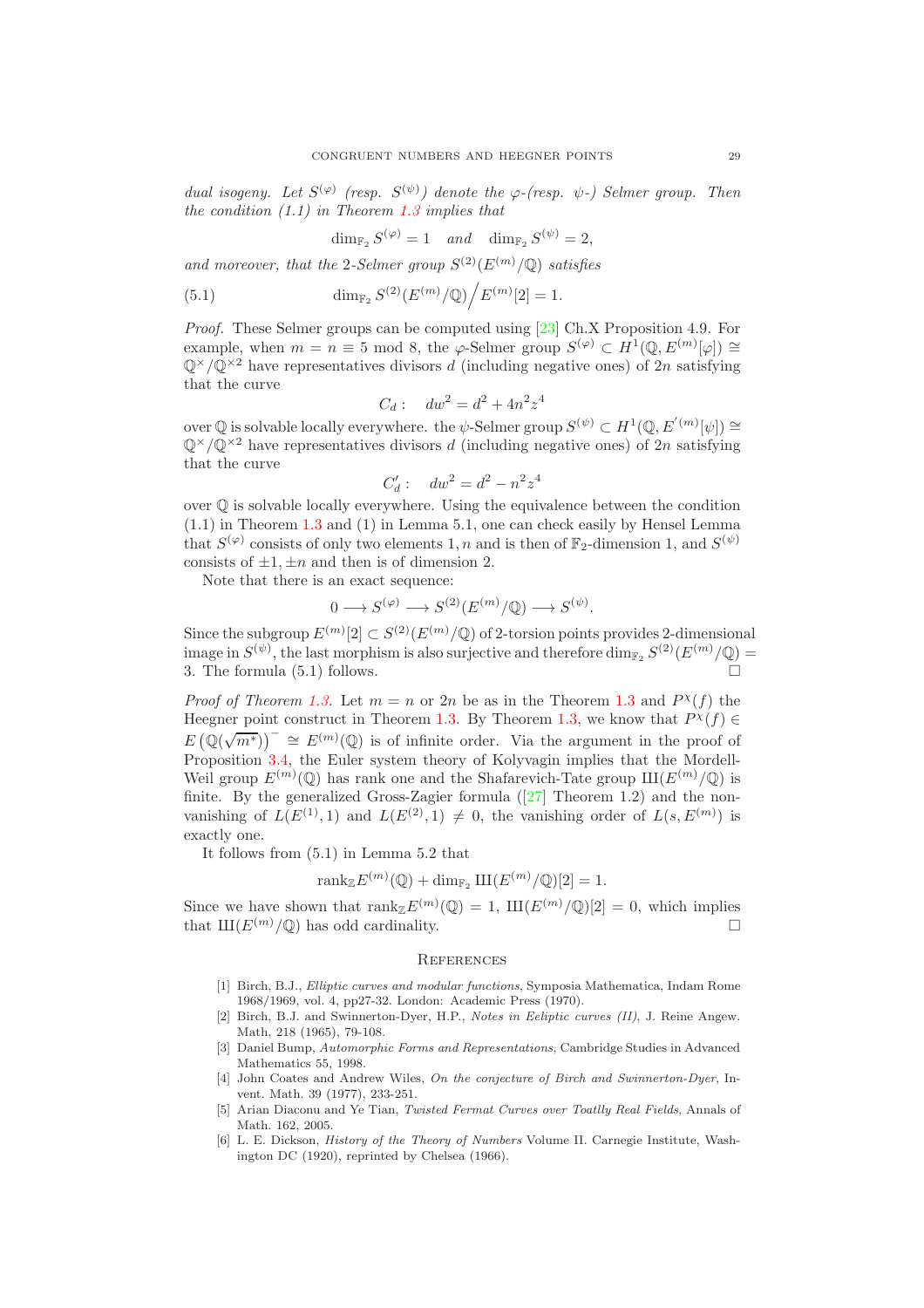*dual isogeny. Let $S^{(\varphi)}$ (resp. $S^{(\psi)}$) denote the $\varphi$-(resp. $\psi$-) Selmer group. Then the condition (1.1) in Theorem 1.3 implies that*

$$\dim_{\mathbb{F}_2} S^{(\varphi)} = 1 \quad \textit{and} \quad \dim_{\mathbb{F}_2} S^{(\psi)} = 2,$$

*and moreover, that the 2-Selmer group $S^{(2)}(E^{(m)}/\mathbb{Q})$ satisfies*

$$\dim_{\mathbb{F}_2} S^{(2)}(E^{(m)}/\mathbb{Q}) \Big/ E^{(m)}[2] = 1. \tag{5.1}$$

*Proof.* These Selmer groups can be computed using [23] Ch.X Proposition 4.9. For example, when $m = n \equiv 5 \bmod 8$, the $\varphi$-Selmer group $S^{(\varphi)} \subset H^1(\mathbb{Q}, E^{(m)}[\varphi]) \cong \mathbb{Q}^\times/\mathbb{Q}^{\times 2}$ have representatives divisors $d$ (including negative ones) of $2n$ satisfying that the curve

$$C_d : \quad dw^2 = d^2 + 4n^2 z^4$$

over $\mathbb{Q}$ is solvable locally everywhere. the $\psi$-Selmer group $S^{(\psi)} \subset H^1(\mathbb{Q}, E^{'(m)}[\psi]) \cong \mathbb{Q}^\times/\mathbb{Q}^{\times 2}$ have representatives divisors $d$ (including negative ones) of $2n$ satisfying that the curve

$$C'_d : \quad dw^2 = d^2 - n^2 z^4$$

over $\mathbb{Q}$ is solvable locally everywhere. Using the equivalence between the condition (1.1) in Theorem 1.3 and (1) in Lemma 5.1, one can check easily by Hensel Lemma that $S^{(\varphi)}$ consists of only two elements $1, n$ and is then of $\mathbb{F}_2$-dimension 1, and $S^{(\psi)}$ consists of $\pm 1, \pm n$ and then is of dimension 2.

Note that there is an exact sequence:

$$0 \longrightarrow S^{(\varphi)} \longrightarrow S^{(2)}(E^{(m)}/\mathbb{Q}) \longrightarrow S^{(\psi)}.$$

Since the subgroup $E^{(m)}[2] \subset S^{(2)}(E^{(m)}/\mathbb{Q})$ of 2-torsion points provides 2-dimensional image in $S^{(\psi)}$, the last morphism is also surjective and therefore $\dim_{\mathbb{F}_2} S^{(2)}(E^{(m)}/\mathbb{Q}) = 3$. The formula (5.1) follows. $\square$

*Proof of Theorem 1.3.* Let $m = n$ or $2n$ be as in the Theorem 1.3 and $P^\chi(f)$ the Heegner point construct in Theorem 1.3. By Theorem 1.3, we know that $P^\chi(f) \in E\left(\mathbb{Q}(\sqrt{m^*})\right)^- \cong E^{(m)}(\mathbb{Q})$ is of infinite order. Via the argument in the proof of Proposition 3.4, the Euler system theory of Kolyvagin implies that the Mordell-Weil group $E^{(m)}(\mathbb{Q})$ has rank one and the Shafarevich-Tate group $\text{Ш}(E^{(m)}/\mathbb{Q})$ is finite. By the generalized Gross-Zagier formula ([27] Theorem 1.2) and the non-vanishing of $L(E^{(1)}, 1)$ and $L(E^{(2)}, 1) \neq 0$, the vanishing order of $L(s, E^{(m)})$ is exactly one.

It follows from (5.1) in Lemma 5.2 that

$$\text{rank}_{\mathbb{Z}} E^{(m)}(\mathbb{Q}) + \dim_{\mathbb{F}_2} \text{Ш}(E^{(m)}/\mathbb{Q})[2] = 1.$$

Since we have shown that $\text{rank}_{\mathbb{Z}} E^{(m)}(\mathbb{Q}) = 1$, $\text{Ш}(E^{(m)}/\mathbb{Q})[2] = 0$, which implies that $\text{Ш}(E^{(m)}/\mathbb{Q})$ has odd cardinality. $\square$

## References

[1] Birch, B.J., *Elliptic curves and modular functions*, Symposia Mathematica, Indam Rome 1968/1969, vol. 4, pp27-32. London: Academic Press (1970).

[2] Birch, B.J. and Swinnerton-Dyer, H.P., *Notes in Eeliptic curves (II)*, J. Reine Angew. Math, 218 (1965), 79-108.

[3] Daniel Bump, *Automorphic Forms and Representations*, Cambridge Studies in Advanced Mathematics 55, 1998.

[4] John Coates and Andrew Wiles, *On the conjecture of Birch and Swinnerton-Dyer*, Invent. Math. 39 (1977), 233-251.

[5] Arian Diaconu and Ye Tian, *Twisted Fermat Curves over Toatlly Real Fields*, Annals of Math. 162, 2005.

[6] L. E. Dickson, *History of the Theory of Numbers* Volume II. Carnegie Institute, Washington DC (1920), reprinted by Chelsea (1966).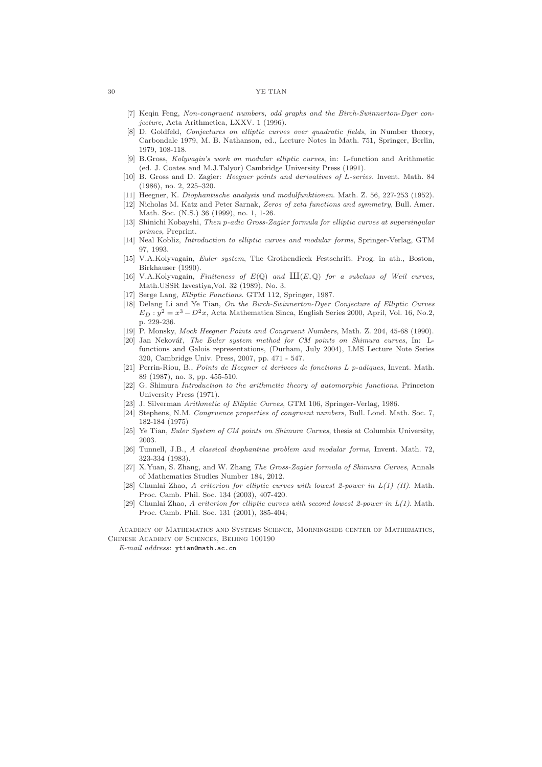[7] Keqin Feng, *Non-congruent numbers, odd graphs and the Birch-Swinnerton-Dyer conjecture*, Acta Arithmetica, LXXV. 1 (1996).

[8] D. Goldfeld, *Conjectures on elliptic curves over quadratic fields*, in Number theory, Carbondale 1979, M. B. Nathanson, ed., Lecture Notes in Math. 751, Springer, Berlin, 1979, 108-118.

[9] B.Gross, *Kolyvagin's work on modular elliptic curves*, in: L-function and Arithmetic (ed. J. Coates and M.J.Talyor) Cambridge University Press (1991).

[10] B. Gross and D. Zagier: *Heegner points and derivatives of L-series*. Invent. Math. 84 (1986), no. 2, 225–320.

[11] Heegner, K. *Diophantische analysis und modulfunktionen*. Math. Z. 56, 227-253 (1952).

[12] Nicholas M. Katz and Peter Sarnak, *Zeros of zeta functions and symmetry*, Bull. Amer. Math. Soc. (N.S.) 36 (1999), no. 1, 1-26.

[13] Shinichi Kobayshi, *Then p-adic Gross-Zagier formula for elliptic curves at supersingular primes*, Preprint.

[14] Neal Kobliz, *Introduction to elliptic curves and modular forms*, Springer-Verlag, GTM 97, 1993.

[15] V.A.Kolyvagain, *Euler system*, The Grothendieck Festschrift. Prog. in ath., Boston, Birkhauser (1990).

[16] V.A.Kolyvagain, *Finiteness of $E(\mathbb{Q})$ and $\text{Ш}(E,\mathbb{Q})$ for a subclass of Weil curves*, Math.USSR Izvestiya,Vol. 32 (1989), No. 3.

[17] Serge Lang, *Elliptic Functions*. GTM 112, Springer, 1987.

[18] Delang Li and Ye Tian, *On the Birch-Swinnerton-Dyer Conjecture of Elliptic Curves $E_D : y^2 = x^3 - D^2x$*, Acta Mathematica Sinca, English Series 2000, April, Vol. 16, No.2, p. 229-236.

[19] P. Monsky, *Mock Heegner Points and Congruent Numbers*, Math. Z. 204, 45-68 (1990).

[20] Jan Nekovář, *The Euler system method for CM points on Shimura curves*, In: L-functions and Galois representations, (Durham, July 2004), LMS Lecture Note Series 320, Cambridge Univ. Press, 2007, pp. 471 - 547.

[21] Perrin-Riou, B., *Points de Heegner et derivees de fonctions L p-adiques*, Invent. Math. 89 (1987), no. 3, pp. 455-510.

[22] G. Shimura *Introduction to the arithmetic theory of automorphic functions*. Princeton University Press (1971).

[23] J. Silverman *Arithmetic of Elliptic Curves*, GTM 106, Springer-Verlag, 1986.

[24] Stephens, N.M. *Congruence properties of congruent numbers*, Bull. Lond. Math. Soc. 7, 182-184 (1975)

[25] Ye Tian, *Euler System of CM points on Shimura Curves*, thesis at Columbia University, 2003.

[26] Tunnell, J.B., *A classical diophantine problem and modular forms*, Invent. Math. 72, 323-334 (1983).

[27] X.Yuan, S. Zhang, and W. Zhang *The Gross-Zagier formula of Shimura Curves*, Annals of Mathematics Studies Number 184, 2012.

[28] Chunlai Zhao, *A criterion for elliptic curves with lowest 2-power in L(1) (II)*. Math. Proc. Camb. Phil. Soc. 134 (2003), 407-420.

[29] Chunlai Zhao, *A criterion for elliptic curves with second lowest 2-power in L(1)*. Math. Proc. Camb. Phil. Soc. 131 (2001), 385-404;

Academy of Mathematics and Systems Science, Morningside center of Mathematics, Chinese Academy of Sciences, Beijing 100190

*E-mail address*: ytian@math.ac.cn